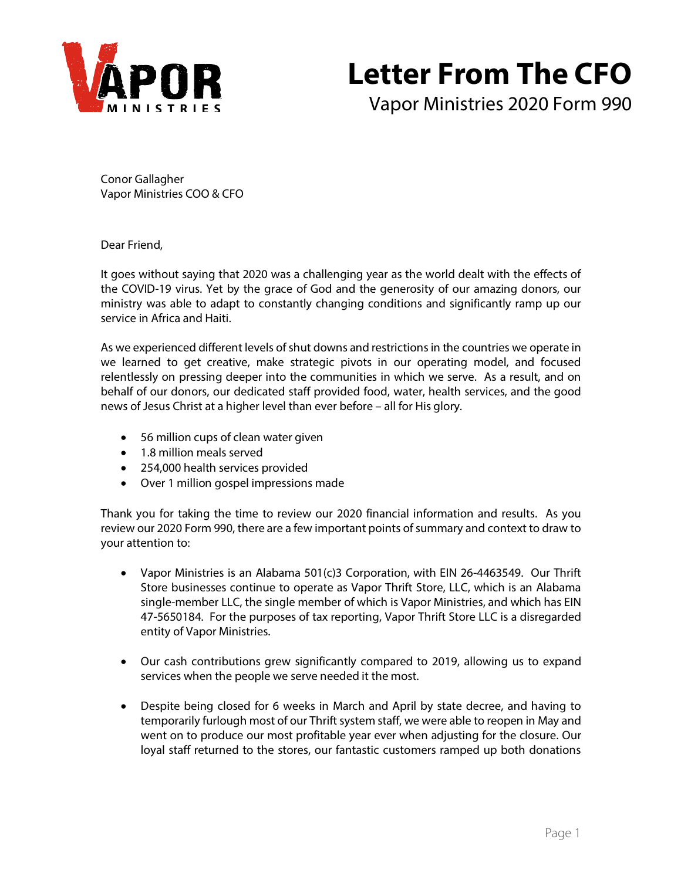# Letter From The CFO

## Vapor Ministries 2020 Form 990

Conor Gallagher
Vapor Ministries COO & CFO

Dear Friend,

It goes without saying that 2020 was a challenging year as the world dealt with the effects of the COVID-19 virus. Yet by the grace of God and the generosity of our amazing donors, our ministry was able to adapt to constantly changing conditions and significantly ramp up our service in Africa and Haiti.

As we experienced different levels of shut downs and restrictions in the countries we operate in we learned to get creative, make strategic pivots in our operating model, and focused relentlessly on pressing deeper into the communities in which we serve. As a result, and on behalf of our donors, our dedicated staff provided food, water, health services, and the good news of Jesus Christ at a higher level than ever before – all for His glory.

- 56 million cups of clean water given
- 1.8 million meals served
- 254,000 health services provided
- Over 1 million gospel impressions made

Thank you for taking the time to review our 2020 financial information and results. As you review our 2020 Form 990, there are a few important points of summary and context to draw to your attention to:

- Vapor Ministries is an Alabama 501(c)3 Corporation, with EIN 26-4463549. Our Thrift Store businesses continue to operate as Vapor Thrift Store, LLC, which is an Alabama single-member LLC, the single member of which is Vapor Ministries, and which has EIN 47-5650184. For the purposes of tax reporting, Vapor Thrift Store LLC is a disregarded entity of Vapor Ministries.

- Our cash contributions grew significantly compared to 2019, allowing us to expand services when the people we serve needed it the most.

- Despite being closed for 6 weeks in March and April by state decree, and having to temporarily furlough most of our Thrift system staff, we were able to reopen in May and went on to produce our most profitable year ever when adjusting for the closure. Our loyal staff returned to the stores, our fantastic customers ramped up both donations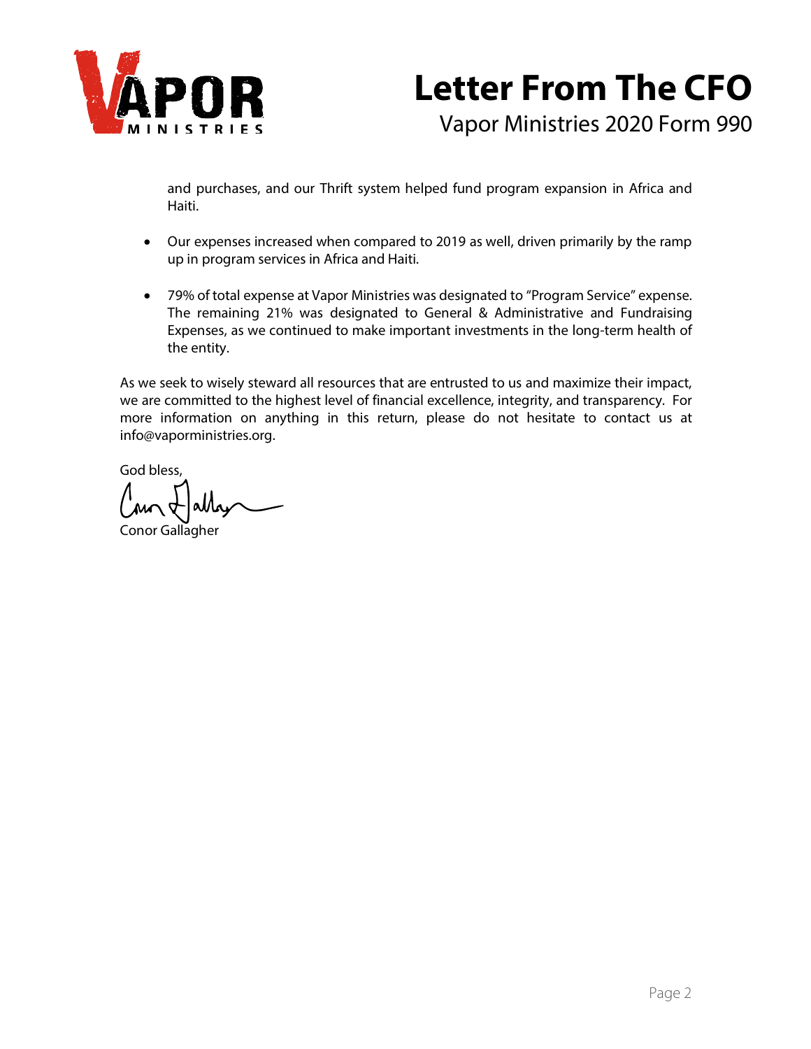and purchases, and our Thrift system helped fund program expansion in Africa and Haiti.

- Our expenses increased when compared to 2019 as well, driven primarily by the ramp up in program services in Africa and Haiti.

- 79% of total expense at Vapor Ministries was designated to "Program Service" expense. The remaining 21% was designated to General & Administrative and Fundraising Expenses, as we continued to make important investments in the long-term health of the entity.

As we seek to wisely steward all resources that are entrusted to us and maximize their impact, we are committed to the highest level of financial excellence, integrity, and transparency. For more information on anything in this return, please do not hesitate to contact us at info@vaporministries.org.

God bless,

Conor Gallagher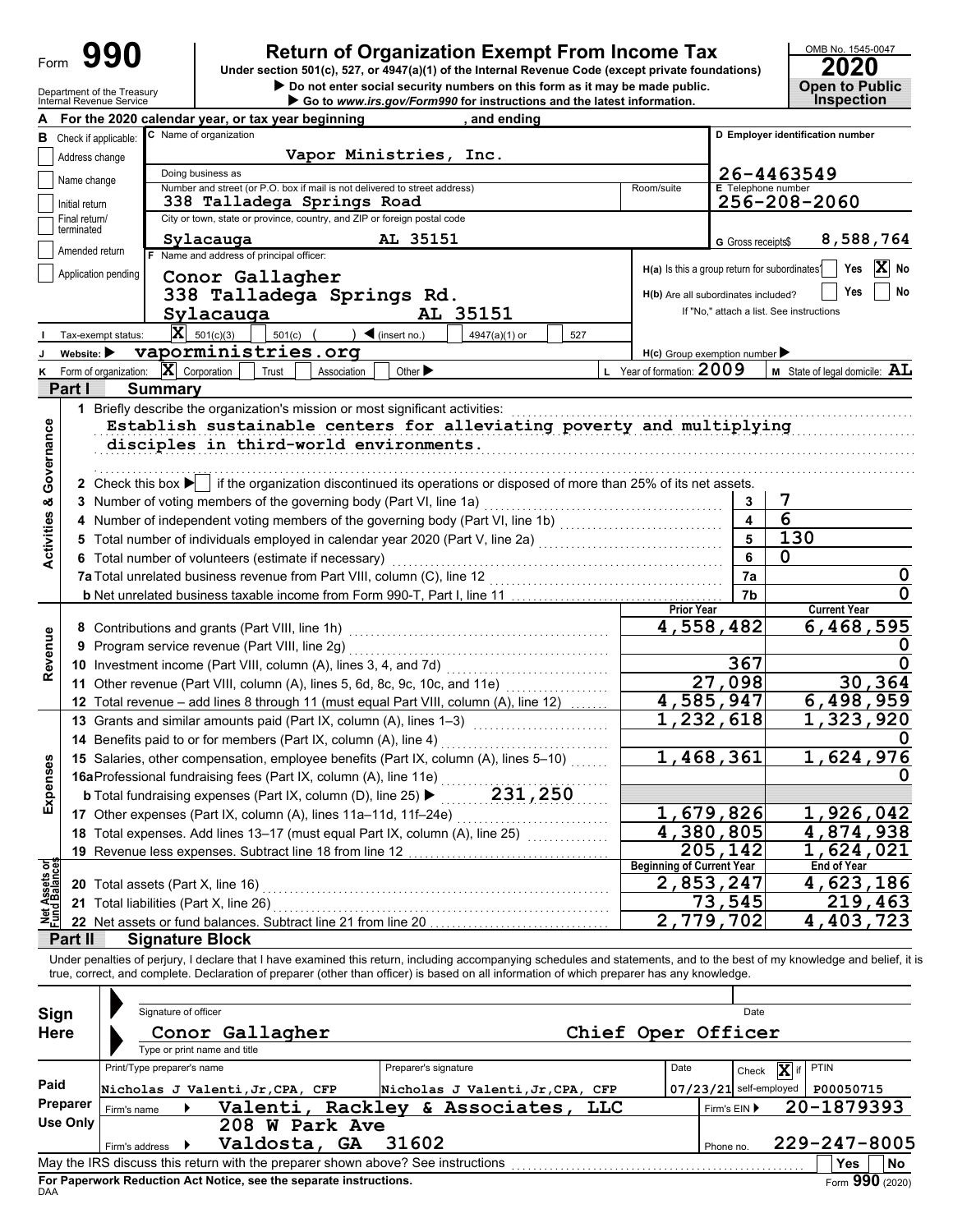Form **990** | **Return of Organization Exempt From Income Tax**

Under section 501(c), 527, or 4947(a)(1) of the Internal Revenue Code (except private foundations)

▶ Do not enter social security numbers on this form as it may be made public.

▶ Go to www.irs.gov/Form990 for instructions and the latest information.

OMB No. 1545-0047 | **2020** | **Open to Public Inspection**

Department of the Treasury
Internal Revenue Service

**A** For the 2020 calendar year, or tax year beginning , and ending

**B** Check if applicable:
- Address change
- Name change
- Initial return
- Final return/terminated
- Amended return
- Application pending

**C** Name of organization: Vapor Ministries, Inc.

Doing business as

Number and street (or P.O. box if mail is not delivered to street address): 338 Talladega Springs Road | Room/suite

City or town, state or province, country, and ZIP or foreign postal code: Sylacauga AL 35151

**D** Employer identification number: 26-4463549

**E** Telephone number: 256-208-2060

**G** Gross receipts $ 8,588,764

**F** Name and address of principal officer:
Conor Gallagher
338 Talladega Springs Rd.
Sylacauga AL 35151

**H(a)** Is this a group return for subordinates? Yes [ ] No [X]

**H(b)** Are all subordinates included? Yes [ ] No [ ]
If "No," attach a list. See instructions

**I** Tax-exempt status: [X] 501(c)(3) [ ] 501(c) ( ) ◀ (insert no.) [ ] 4947(a)(1) or [ ] 527

**J** Website: ▶ vaporministries.org

**H(c)** Group exemption number ▶

**K** Form of organization: [X] Corporation [ ] Trust [ ] Association [ ] Other ▶

**L** Year of formation: 2009

**M** State of legal domicile: AL

## Part I Summary

**Activities & Governance**

1 Briefly describe the organization's mission or most significant activities:
Establish sustainable centers for alleviating poverty and multiplying disciples in third-world environments.

2 Check this box ▶ [ ] if the organization discontinued its operations or disposed of more than 25% of its net assets.

| | | |
|---|---|---|
| 3 Number of voting members of the governing body (Part VI, line 1a) | 3 | 7 |
| 4 Number of independent voting members of the governing body (Part VI, line 1b) | 4 | 6 |
| 5 Total number of individuals employed in calendar year 2020 (Part V, line 2a) | 5 | 130 |
| 6 Total number of volunteers (estimate if necessary) | 6 | 0 |
| 7a Total unrelated business revenue from Part VIII, column (C), line 12 | 7a | 0 |
| b Net unrelated business taxable income from Form 990-T, Part I, line 11 | 7b | 0 |

| | Prior Year | Current Year |
|---|---|---|
| **Revenue** | | |
| 8 Contributions and grants (Part VIII, line 1h) | 4,558,482 | 6,468,595 |
| 9 Program service revenue (Part VIII, line 2g) | | 0 |
| 10 Investment income (Part VIII, column (A), lines 3, 4, and 7d) | 367 | 0 |
| 11 Other revenue (Part VIII, column (A), lines 5, 6d, 8c, 9c, 10c, and 11e) | 27,098 | 30,364 |
| 12 Total revenue – add lines 8 through 11 (must equal Part VIII, column (A), line 12) | 4,585,947 | 6,498,959 |
| **Expenses** | | |
| 13 Grants and similar amounts paid (Part IX, column (A), lines 1–3) | 1,232,618 | 1,323,920 |
| 14 Benefits paid to or for members (Part IX, column (A), line 4) | | 0 |
| 15 Salaries, other compensation, employee benefits (Part IX, column (A), lines 5–10) | 1,468,361 | 1,624,976 |
| 16a Professional fundraising fees (Part IX, column (A), line 11e) | | 0 |
| b Total fundraising expenses (Part IX, column (D), line 25) ▶ 231,250 | | |
| 17 Other expenses (Part IX, column (A), lines 11a–11d, 11f–24e) | 1,679,826 | 1,926,042 |
| 18 Total expenses. Add lines 13–17 (must equal Part IX, column (A), line 25) | 4,380,805 | 4,874,938 |
| 19 Revenue less expenses. Subtract line 18 from line 12 | 205,142 | 1,624,021 |

| **Net Assets or Fund Balances** | Beginning of Current Year | End of Year |
|---|---|---|
| 20 Total assets (Part X, line 16) | 2,853,247 | 4,623,186 |
| 21 Total liabilities (Part X, line 26) | 73,545 | 219,463 |
| 22 Net assets or fund balances. Subtract line 21 from line 20 | 2,779,702 | 4,403,723 |

## Part II Signature Block

Under penalties of perjury, I declare that I have examined this return, including accompanying schedules and statements, and to the best of my knowledge and belief, it is true, correct, and complete. Declaration of preparer (other than officer) is based on all information of which preparer has any knowledge.

**Sign Here**

Signature of officer | Date

Conor Gallagher — Chief Oper Officer
Type or print name and title

**Paid Preparer Use Only**

| Print/Type preparer's name | Preparer's signature | Date | Check [X] if self-employed | PTIN |
|---|---|---|---|---|
| Nicholas J Valenti,Jr,CPA, CFP | Nicholas J Valenti,Jr,CPA, CFP | 07/23/21 | | P00050715 |

Firm's name ▶ Valenti, Rackley & Associates, LLC | Firm's EIN ▶ 20-1879393

Firm's address ▶ 208 W Park Ave, Valdosta, GA 31602 | Phone no. 229-247-8005

May the IRS discuss this return with the preparer shown above? See instructions [ ] Yes [ ] No

**For Paperwork Reduction Act Notice, see the separate instructions.**

DAA | Form **990** (2020)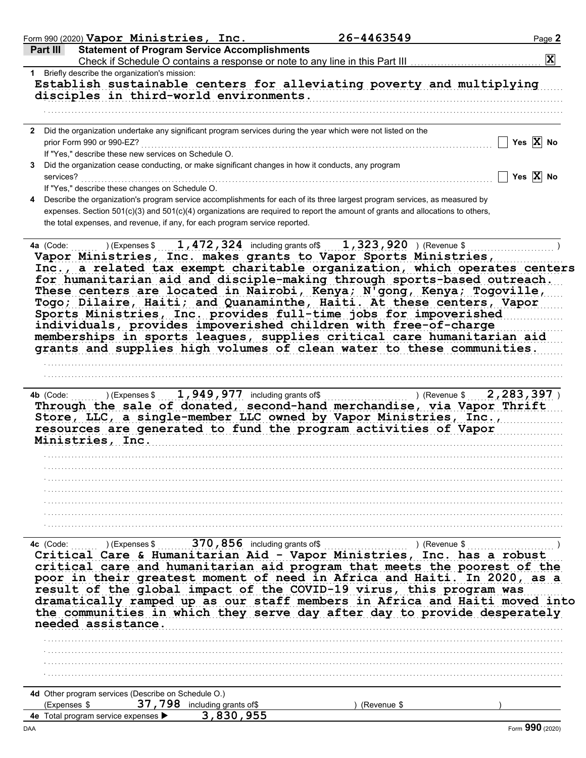Form 990 (2020) **Vapor Ministries, Inc.** **26-4463549** Page **2**

## Part III Statement of Program Service Accomplishments

Check if Schedule O contains a response or note to any line in this Part III .......... **[X]**

**1** Briefly describe the organization's mission:

**Establish sustainable centers for alleviating poverty and multiplying disciples in third-world environments.**

**2** Did the organization undertake any significant program services during the year which were not listed on the prior Form 990 or 990-EZ? .......... [ ] Yes [X] No

If "Yes," describe these new services on Schedule O.

**3** Did the organization cease conducting, or make significant changes in how it conducts, any program services? .......... [ ] Yes [X] No

If "Yes," describe these changes on Schedule O.

**4** Describe the organization's program service accomplishments for each of its three largest program services, as measured by expenses. Section 501(c)(3) and 501(c)(4) organizations are required to report the amount of grants and allocations to others, the total expenses, and revenue, if any, for each program service reported.

**4a** (Code: ) (Expenses $ **1,472,324** including grants of$ **1,323,920** ) (Revenue $ )

**Vapor Ministries, Inc. makes grants to Vapor Sports Ministries, Inc., a related tax exempt charitable organization, which operates centers for humanitarian aid and disciple-making through sports-based outreach. These centers are located in Nairobi, Kenya; N'gong, Kenya; Togoville, Togo; Dilaire, Haiti; and Quanaminthe, Haiti. At these centers, Vapor Sports Ministries, Inc. provides full-time jobs for impoverished individuals, provides impoverished children with free-of-charge memberships in sports leagues, supplies critical care humanitarian aid grants and supplies high volumes of clean water to these communities.**

**4b** (Code: ) (Expenses $ **1,949,977** including grants of$ ) (Revenue $ **2,283,397** )

**Through the sale of donated, second-hand merchandise, via Vapor Thrift Store, LLC, a single-member LLC owned by Vapor Ministries, Inc., resources are generated to fund the program activities of Vapor Ministries, Inc.**

**4c** (Code: ) (Expenses $ **370,856** including grants of$ ) (Revenue $ )

**Critical Care & Humanitarian Aid - Vapor Ministries, Inc. has a robust critical care and humanitarian aid program that meets the poorest of the poor in their greatest moment of need in Africa and Haiti. In 2020, as a result of the global impact of the COVID-19 virus, this program was dramatically ramped up as our staff members in Africa and Haiti moved into the communities in which they serve day after day to provide desperately needed assistance.**

**4d** Other program services (Describe on Schedule O.)

(Expenses $ **37,798** including grants of$ ) (Revenue $ )

**4e** Total program service expenses ▶ **3,830,955**

DAA Form **990** (2020)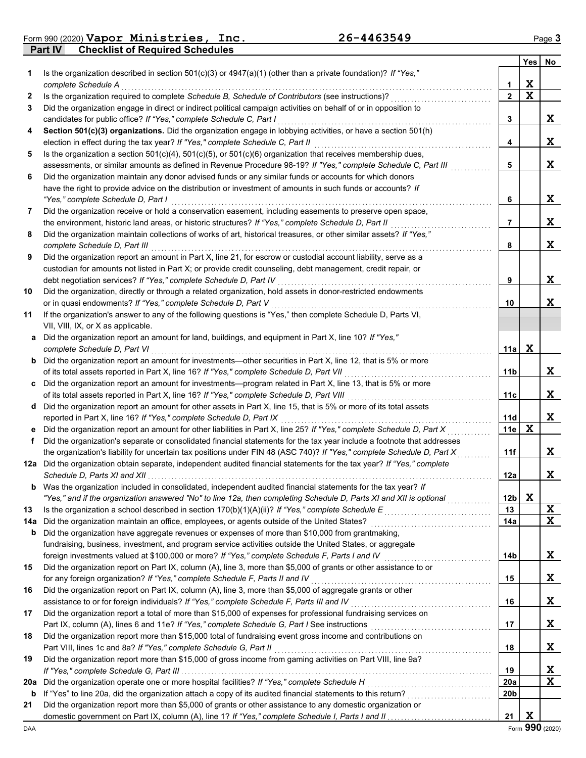Form 990 (2020) **Vapor Ministries, Inc.** **26-4463549** Page **3**

## Part IV Checklist of Required Schedules

| | | | Yes | No |
|---|---|---|---|---|
| **1** | Is the organization described in section 501(c)(3) or 4947(a)(1) (other than a private foundation)? *If "Yes," complete Schedule A* | 1 | X | |
| **2** | Is the organization required to complete *Schedule B, Schedule of Contributors* (see instructions)? | 2 | X | |
| **3** | Did the organization engage in direct or indirect political campaign activities on behalf of or in opposition to candidates for public office? *If "Yes," complete Schedule C, Part I* | 3 | | X |
| **4** | **Section 501(c)(3) organizations.** Did the organization engage in lobbying activities, or have a section 501(h) election in effect during the tax year? *If "Yes," complete Schedule C, Part II* | 4 | | X |
| **5** | Is the organization a section 501(c)(4), 501(c)(5), or 501(c)(6) organization that receives membership dues, assessments, or similar amounts as defined in Revenue Procedure 98-19? *If "Yes," complete Schedule C, Part III* | 5 | | X |
| **6** | Did the organization maintain any donor advised funds or any similar funds or accounts for which donors have the right to provide advice on the distribution or investment of amounts in such funds or accounts? *If "Yes," complete Schedule D, Part I* | 6 | | X |
| **7** | Did the organization receive or hold a conservation easement, including easements to preserve open space, the environment, historic land areas, or historic structures? *If "Yes," complete Schedule D, Part II* | 7 | | X |
| **8** | Did the organization maintain collections of works of art, historical treasures, or other similar assets? *If "Yes," complete Schedule D, Part III* | 8 | | X |
| **9** | Did the organization report an amount in Part X, line 21, for escrow or custodial account liability, serve as a custodian for amounts not listed in Part X; or provide credit counseling, debt management, credit repair, or debt negotiation services? *If "Yes," complete Schedule D, Part IV* | 9 | | X |
| **10** | Did the organization, directly or through a related organization, hold assets in donor-restricted endowments or in quasi endowments? *If "Yes," complete Schedule D, Part V* | 10 | | X |
| **11** | If the organization's answer to any of the following questions is "Yes," then complete Schedule D, Parts VI, VII, VIII, IX, or X as applicable. | | | |
| **a** | Did the organization report an amount for land, buildings, and equipment in Part X, line 10? *If "Yes," complete Schedule D, Part VI* | 11a | X | |
| **b** | Did the organization report an amount for investments—other securities in Part X, line 12, that is 5% or more of its total assets reported in Part X, line 16? *If "Yes," complete Schedule D, Part VII* | 11b | | X |
| **c** | Did the organization report an amount for investments—program related in Part X, line 13, that is 5% or more of its total assets reported in Part X, line 16? *If "Yes," complete Schedule D, Part VIII* | 11c | | X |
| **d** | Did the organization report an amount for other assets in Part X, line 15, that is 5% or more of its total assets reported in Part X, line 16? *If "Yes," complete Schedule D, Part IX* | 11d | | X |
| **e** | Did the organization report an amount for other liabilities in Part X, line 25? *If "Yes," complete Schedule D, Part X* | 11e | X | |
| **f** | Did the organization's separate or consolidated financial statements for the tax year include a footnote that addresses the organization's liability for uncertain tax positions under FIN 48 (ASC 740)? *If "Yes," complete Schedule D, Part X* | 11f | | X |
| **12a** | Did the organization obtain separate, independent audited financial statements for the tax year? *If "Yes," complete Schedule D, Parts XI and XII* | 12a | | X |
| **b** | Was the organization included in consolidated, independent audited financial statements for the tax year? *If "Yes," and if the organization answered "No" to line 12a, then completing Schedule D, Parts XI and XII is optional* | 12b | X | |
| **13** | Is the organization a school described in section 170(b)(1)(A)(ii)? *If "Yes," complete Schedule E* | 13 | | X |
| **14a** | Did the organization maintain an office, employees, or agents outside of the United States? | 14a | | X |
| **b** | Did the organization have aggregate revenues or expenses of more than $10,000 from grantmaking, fundraising, business, investment, and program service activities outside the United States, or aggregate foreign investments valued at $100,000 or more? *If "Yes," complete Schedule F, Parts I and IV* | 14b | | X |
| **15** | Did the organization report on Part IX, column (A), line 3, more than $5,000 of grants or other assistance to or for any foreign organization? *If "Yes," complete Schedule F, Parts II and IV* | 15 | | X |
| **16** | Did the organization report on Part IX, column (A), line 3, more than $5,000 of aggregate grants or other assistance to or for foreign individuals? *If "Yes," complete Schedule F, Parts III and IV* | 16 | | X |
| **17** | Did the organization report a total of more than $15,000 of expenses for professional fundraising services on Part IX, column (A), lines 6 and 11e? *If "Yes," complete Schedule G, Part I* See instructions | 17 | | X |
| **18** | Did the organization report more than $15,000 total of fundraising event gross income and contributions on Part VIII, lines 1c and 8a? *If "Yes," complete Schedule G, Part II* | 18 | | X |
| **19** | Did the organization report more than $15,000 of gross income from gaming activities on Part VIII, line 9a? *If "Yes," complete Schedule G, Part III* | 19 | | X |
| **20a** | Did the organization operate one or more hospital facilities? *If "Yes," complete Schedule H* | 20a | | X |
| **b** | If "Yes" to line 20a, did the organization attach a copy of its audited financial statements to this return? | 20b | | |
| **21** | Did the organization report more than $5,000 of grants or other assistance to any domestic organization or domestic government on Part IX, column (A), line 1? *If "Yes," complete Schedule I, Parts I and II* | 21 | X | |

DAA Form **990** (2020)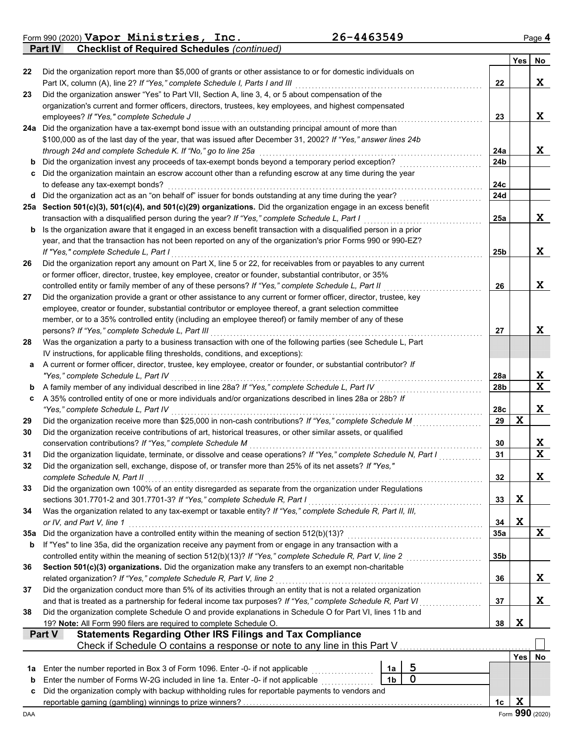Form 990 (2020) **Vapor Ministries, Inc.** **26-4463549** Page 4

## Part IV Checklist of Required Schedules *(continued)*

| | | | Yes | No |
|---|---|---|---|---|
| **22** | Did the organization report more than $5,000 of grants or other assistance to or for domestic individuals on Part IX, column (A), line 2? *If "Yes," complete Schedule I, Parts I and III* | 22 | | X |
| **23** | Did the organization answer "Yes" to Part VII, Section A, line 3, 4, or 5 about compensation of the organization's current and former officers, directors, trustees, key employees, and highest compensated employees? *If "Yes," complete Schedule J* | 23 | | X |
| **24a** | Did the organization have a tax-exempt bond issue with an outstanding principal amount of more than $100,000 as of the last day of the year, that was issued after December 31, 2002? *If "Yes," answer lines 24b through 24d and complete Schedule K. If "No," go to line 25a* | 24a | | X |
| **b** | Did the organization invest any proceeds of tax-exempt bonds beyond a temporary period exception? | 24b | | |
| **c** | Did the organization maintain an escrow account other than a refunding escrow at any time during the year to defease any tax-exempt bonds? | 24c | | |
| **d** | Did the organization act as an "on behalf of" issuer for bonds outstanding at any time during the year? | 24d | | |
| **25a** | **Section 501(c)(3), 501(c)(4), and 501(c)(29) organizations.** Did the organization engage in an excess benefit transaction with a disqualified person during the year? *If "Yes," complete Schedule L, Part I* | 25a | | X |
| **b** | Is the organization aware that it engaged in an excess benefit transaction with a disqualified person in a prior year, and that the transaction has not been reported on any of the organization's prior Forms 990 or 990-EZ? *If "Yes," complete Schedule L, Part I* | 25b | | X |
| **26** | Did the organization report any amount on Part X, line 5 or 22, for receivables from or payables to any current or former officer, director, trustee, key employee, creator or founder, substantial contributor, or 35% controlled entity or family member of any of these persons? *If "Yes," complete Schedule L, Part II* | 26 | | X |
| **27** | Did the organization provide a grant or other assistance to any current or former officer, director, trustee, key employee, creator or founder, substantial contributor or employee thereof, a grant selection committee member, or to a 35% controlled entity (including an employee thereof) or family member of any of these persons? *If "Yes," complete Schedule L, Part III* | 27 | | X |
| **28** | Was the organization a party to a business transaction with one of the following parties (see Schedule L, Part IV instructions, for applicable filing thresholds, conditions, and exceptions): | | | |
| **a** | A current or former officer, director, trustee, key employee, creator or founder, or substantial contributor? *If "Yes," complete Schedule L, Part IV* | 28a | | X |
| **b** | A family member of any individual described in line 28a? *If "Yes," complete Schedule L, Part IV* | 28b | | X |
| **c** | A 35% controlled entity of one or more individuals and/or organizations described in lines 28a or 28b? *If "Yes," complete Schedule L, Part IV* | 28c | | X |
| **29** | Did the organization receive more than $25,000 in non-cash contributions? *If "Yes," complete Schedule M* | 29 | X | |
| **30** | Did the organization receive contributions of art, historical treasures, or other similar assets, or qualified conservation contributions? *If "Yes," complete Schedule M* | 30 | | X |
| **31** | Did the organization liquidate, terminate, or dissolve and cease operations? *If "Yes," complete Schedule N, Part I* | 31 | | X |
| **32** | Did the organization sell, exchange, dispose of, or transfer more than 25% of its net assets? *If "Yes," complete Schedule N, Part II* | 32 | | X |
| **33** | Did the organization own 100% of an entity disregarded as separate from the organization under Regulations sections 301.7701-2 and 301.7701-3? *If "Yes," complete Schedule R, Part I* | 33 | X | |
| **34** | Was the organization related to any tax-exempt or taxable entity? *If "Yes," complete Schedule R, Part II, III, or IV, and Part V, line 1* | 34 | X | |
| **35a** | Did the organization have a controlled entity within the meaning of section 512(b)(13)? | 35a | | X |
| **b** | If "Yes" to line 35a, did the organization receive any payment from or engage in any transaction with a controlled entity within the meaning of section 512(b)(13)? *If "Yes," complete Schedule R, Part V, line 2* | 35b | | |
| **36** | **Section 501(c)(3) organizations.** Did the organization make any transfers to an exempt non-charitable related organization? *If "Yes," complete Schedule R, Part V, line 2* | 36 | | X |
| **37** | Did the organization conduct more than 5% of its activities through an entity that is not a related organization and that is treated as a partnership for federal income tax purposes? *If "Yes," complete Schedule R, Part VI* | 37 | | X |
| **38** | Did the organization complete Schedule O and provide explanations in Schedule O for Part VI, lines 11b and 19? **Note:** All Form 990 filers are required to complete Schedule O. | 38 | X | |

## Part V Statements Regarding Other IRS Filings and Tax Compliance

Check if Schedule O contains a response or note to any line in this Part V ☐

| | | | | Yes | No |
|---|---|---|---|---|---|
| **1a** | Enter the number reported in Box 3 of Form 1096. Enter -0- if not applicable | 1a | 5 | | |
| **b** | Enter the number of Forms W-2G included in line 1a. Enter -0- if not applicable | 1b | 0 | | |
| **c** | Did the organization comply with backup withholding rules for reportable payments to vendors and reportable gaming (gambling) winnings to prize winners? | 1c | | X | |

DAA Form **990** (2020)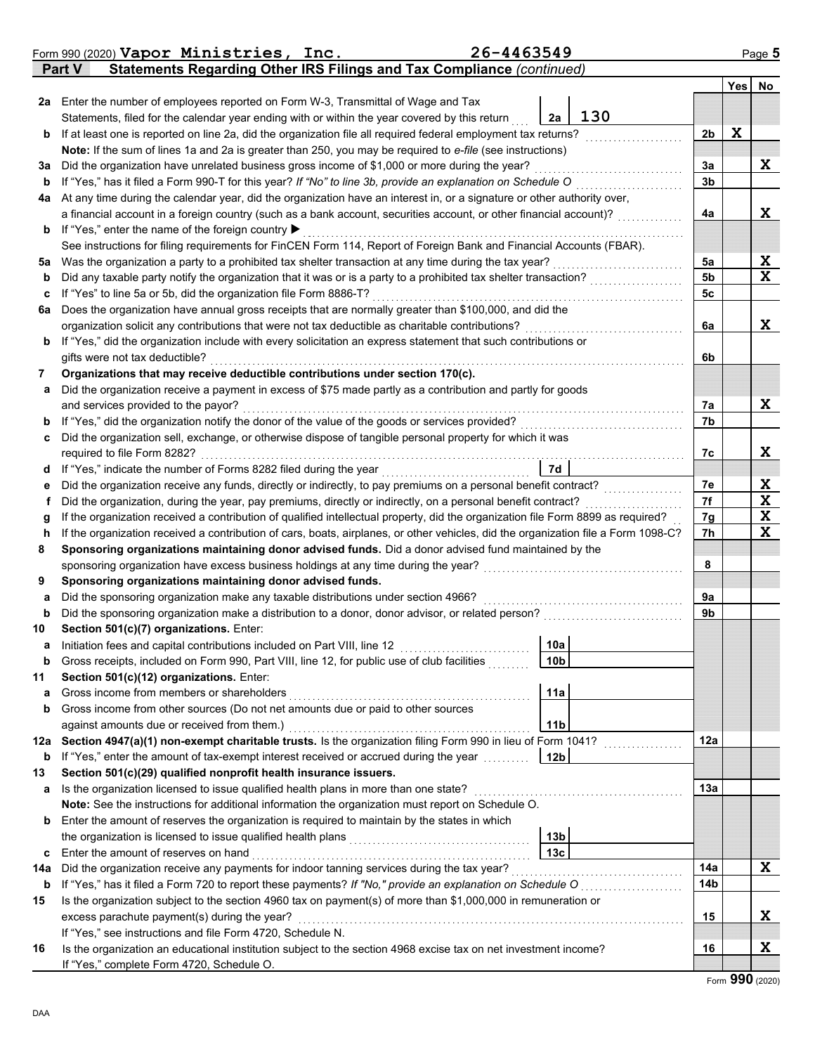Form 990 (2020) **Vapor Ministries, Inc.** **26-4463549** Page 5

## Part V Statements Regarding Other IRS Filings and Tax Compliance *(continued)*

| | | | | Yes | No |
|---|---|---|---|---|---|
| **2a** | Enter the number of employees reported on Form W-3, Transmittal of Wage and Tax Statements, filed for the calendar year ending with or within the year covered by this return | 2a 130 | | | |
| **b** | If at least one is reported on line 2a, did the organization file all required federal employment tax returns? | | 2b | X | |
| | **Note:** If the sum of lines 1a and 2a is greater than 250, you may be required to *e-file* (see instructions) | | | | |
| **3a** | Did the organization have unrelated business gross income of $1,000 or more during the year? | | 3a | | X |
| **b** | If "Yes," has it filed a Form 990-T for this year? *If "No" to line 3b, provide an explanation on Schedule O* | | 3b | | |
| **4a** | At any time during the calendar year, did the organization have an interest in, or a signature or other authority over, a financial account in a foreign country (such as a bank account, securities account, or other financial account)? | | 4a | | X |
| **b** | If "Yes," enter the name of the foreign country ▶ | | | | |
| | See instructions for filing requirements for FinCEN Form 114, Report of Foreign Bank and Financial Accounts (FBAR). | | | | |
| **5a** | Was the organization a party to a prohibited tax shelter transaction at any time during the tax year? | | 5a | | X |
| **b** | Did any taxable party notify the organization that it was or is a party to a prohibited tax shelter transaction? | | 5b | | X |
| **c** | If "Yes" to line 5a or 5b, did the organization file Form 8886-T? | | 5c | | |
| **6a** | Does the organization have annual gross receipts that are normally greater than $100,000, and did the organization solicit any contributions that were not tax deductible as charitable contributions? | | 6a | | X |
| **b** | If "Yes," did the organization include with every solicitation an express statement that such contributions or gifts were not tax deductible? | | 6b | | |
| **7** | **Organizations that may receive deductible contributions under section 170(c).** | | | | |
| **a** | Did the organization receive a payment in excess of $75 made partly as a contribution and partly for goods and services provided to the payor? | | 7a | | X |
| **b** | If "Yes," did the organization notify the donor of the value of the goods or services provided? | | 7b | | |
| **c** | Did the organization sell, exchange, or otherwise dispose of tangible personal property for which it was required to file Form 8282? | | 7c | | X |
| **d** | If "Yes," indicate the number of Forms 8282 filed during the year | 7d | | | |
| **e** | Did the organization receive any funds, directly or indirectly, to pay premiums on a personal benefit contract? | | 7e | | X |
| **f** | Did the organization, during the year, pay premiums, directly or indirectly, on a personal benefit contract? | | 7f | | X |
| **g** | If the organization received a contribution of qualified intellectual property, did the organization file Form 8899 as required? | | 7g | | X |
| **h** | If the organization received a contribution of cars, boats, airplanes, or other vehicles, did the organization file a Form 1098-C? | | 7h | | X |
| **8** | **Sponsoring organizations maintaining donor advised funds.** Did a donor advised fund maintained by the sponsoring organization have excess business holdings at any time during the year? | | 8 | | |
| **9** | **Sponsoring organizations maintaining donor advised funds.** | | | | |
| **a** | Did the sponsoring organization make any taxable distributions under section 4966? | | 9a | | |
| **b** | Did the sponsoring organization make a distribution to a donor, donor advisor, or related person? | | 9b | | |
| **10** | **Section 501(c)(7) organizations.** Enter: | | | | |
| **a** | Initiation fees and capital contributions included on Part VIII, line 12 | 10a | | | |
| **b** | Gross receipts, included on Form 990, Part VIII, line 12, for public use of club facilities | 10b | | | |
| **11** | **Section 501(c)(12) organizations.** Enter: | | | | |
| **a** | Gross income from members or shareholders | 11a | | | |
| **b** | Gross income from other sources (Do not net amounts due or paid to other sources against amounts due or received from them.) | 11b | | | |
| **12a** | **Section 4947(a)(1) non-exempt charitable trusts.** Is the organization filing Form 990 in lieu of Form 1041? | | 12a | | |
| **b** | If "Yes," enter the amount of tax-exempt interest received or accrued during the year | 12b | | | |
| **13** | **Section 501(c)(29) qualified nonprofit health insurance issuers.** | | | | |
| **a** | Is the organization licensed to issue qualified health plans in more than one state? | | 13a | | |
| | **Note:** See the instructions for additional information the organization must report on Schedule O. | | | | |
| **b** | Enter the amount of reserves the organization is required to maintain by the states in which the organization is licensed to issue qualified health plans | 13b | | | |
| **c** | Enter the amount of reserves on hand | 13c | | | |
| **14a** | Did the organization receive any payments for indoor tanning services during the tax year? | | 14a | | X |
| **b** | If "Yes," has it filed a Form 720 to report these payments? *If "No," provide an explanation on Schedule O* | | 14b | | |
| **15** | Is the organization subject to the section 4960 tax on payment(s) of more than $1,000,000 in remuneration or excess parachute payment(s) during the year? | | 15 | | X |
| | If "Yes," see instructions and file Form 4720, Schedule N. | | | | |
| **16** | Is the organization an educational institution subject to the section 4968 excise tax on net investment income? | | 16 | | X |
| | If "Yes," complete Form 4720, Schedule O. | | | | |

Form **990** (2020)

DAA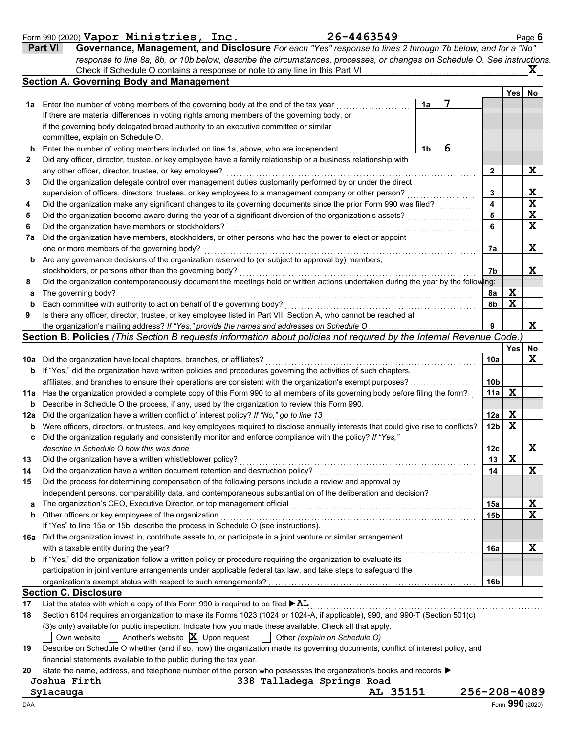Form 990 (2020) **Vapor Ministries, Inc.** **26-4463549** Page **6**

## Part VI Governance, Management, and Disclosure

*For each "Yes" response to lines 2 through 7b below, and for a "No" response to line 8a, 8b, or 10b below, describe the circumstances, processes, or changes on Schedule O. See instructions.*

Check if Schedule O contains a response or note to any line in this Part VI ..... [X]

### Section A. Governing Body and Management

| | | | | | Yes | No |
|---|---|---|---|---|---|---|
| **1a** | Enter the number of voting members of the governing body at the end of the tax year. If there are material differences in voting rights among members of the governing body, or if the governing body delegated broad authority to an executive committee or similar committee, explain on Schedule O. | 1a | 7 | | | |
| **b** | Enter the number of voting members included on line 1a, above, who are independent | 1b | 6 | | | |
| **2** | Did any officer, director, trustee, or key employee have a family relationship or a business relationship with any other officer, director, trustee, or key employee? | | | 2 | | X |
| **3** | Did the organization delegate control over management duties customarily performed by or under the direct supervision of officers, directors, trustees, or key employees to a management company or other person? | | | 3 | | X |
| **4** | Did the organization make any significant changes to its governing documents since the prior Form 990 was filed? | | | 4 | | X |
| **5** | Did the organization become aware during the year of a significant diversion of the organization's assets? | | | 5 | | X |
| **6** | Did the organization have members or stockholders? | | | 6 | | X |
| **7a** | Did the organization have members, stockholders, or other persons who had the power to elect or appoint one or more members of the governing body? | | | 7a | | X |
| **b** | Are any governance decisions of the organization reserved to (or subject to approval by) members, stockholders, or persons other than the governing body? | | | 7b | | X |
| **8** | Did the organization contemporaneously document the meetings held or written actions undertaken during the year by the following: | | | | | |
| **a** | The governing body? | | | 8a | X | |
| **b** | Each committee with authority to act on behalf of the governing body? | | | 8b | X | |
| **9** | Is there any officer, director, trustee, or key employee listed in Part VII, Section A, who cannot be reached at the organization's mailing address? *If "Yes," provide the names and addresses on Schedule O* | | | 9 | | X |

### Section B. Policies *(This Section B requests information about policies not required by the Internal Revenue Code.)*

| | | | Yes | No |
|---|---|---|---|---|
| **10a** | Did the organization have local chapters, branches, or affiliates? | 10a | | X |
| **b** | If "Yes," did the organization have written policies and procedures governing the activities of such chapters, affiliates, and branches to ensure their operations are consistent with the organization's exempt purposes? | 10b | | |
| **11a** | Has the organization provided a complete copy of this Form 990 to all members of its governing body before filing the form? | 11a | X | |
| **b** | Describe in Schedule O the process, if any, used by the organization to review this Form 990. | | | |
| **12a** | Did the organization have a written conflict of interest policy? *If "No," go to line 13* | 12a | X | |
| **b** | Were officers, directors, or trustees, and key employees required to disclose annually interests that could give rise to conflicts? | 12b | X | |
| **c** | Did the organization regularly and consistently monitor and enforce compliance with the policy? *If "Yes," describe in Schedule O how this was done* | 12c | | X |
| **13** | Did the organization have a written whistleblower policy? | 13 | X | |
| **14** | Did the organization have a written document retention and destruction policy? | 14 | | X |
| **15** | Did the process for determining compensation of the following persons include a review and approval by independent persons, comparability data, and contemporaneous substantiation of the deliberation and decision? | | | |
| **a** | The organization's CEO, Executive Director, or top management official | 15a | | X |
| **b** | Other officers or key employees of the organization | 15b | | X |
| | If "Yes" to line 15a or 15b, describe the process in Schedule O (see instructions). | | | |
| **16a** | Did the organization invest in, contribute assets to, or participate in a joint venture or similar arrangement with a taxable entity during the year? | 16a | | X |
| **b** | If "Yes," did the organization follow a written policy or procedure requiring the organization to evaluate its participation in joint venture arrangements under applicable federal tax law, and take steps to safeguard the organization's exempt status with respect to such arrangements? | 16b | | |

### Section C. Disclosure

**17** List the states with which a copy of this Form 990 is required to be filed ▶ **AL**

**18** Section 6104 requires an organization to make its Forms 1023 (1024 or 1024-A, if applicable), 990, and 990-T (Section 501(c)(3)s only) available for public inspection. Indicate how you made these available. Check all that apply.

[ ] Own website [ ] Another's website [X] Upon request [ ] Other *(explain on Schedule O)*

**19** Describe on Schedule O whether (and if so, how) the organization made its governing documents, conflict of interest policy, and financial statements available to the public during the tax year.

**20** State the name, address, and telephone number of the person who possesses the organization's books and records ▶

**Joshua Firth** **338 Talladega Springs Road**
**Sylacauga** **AL 35151** **256-208-4089**

DAA Form **990** (2020)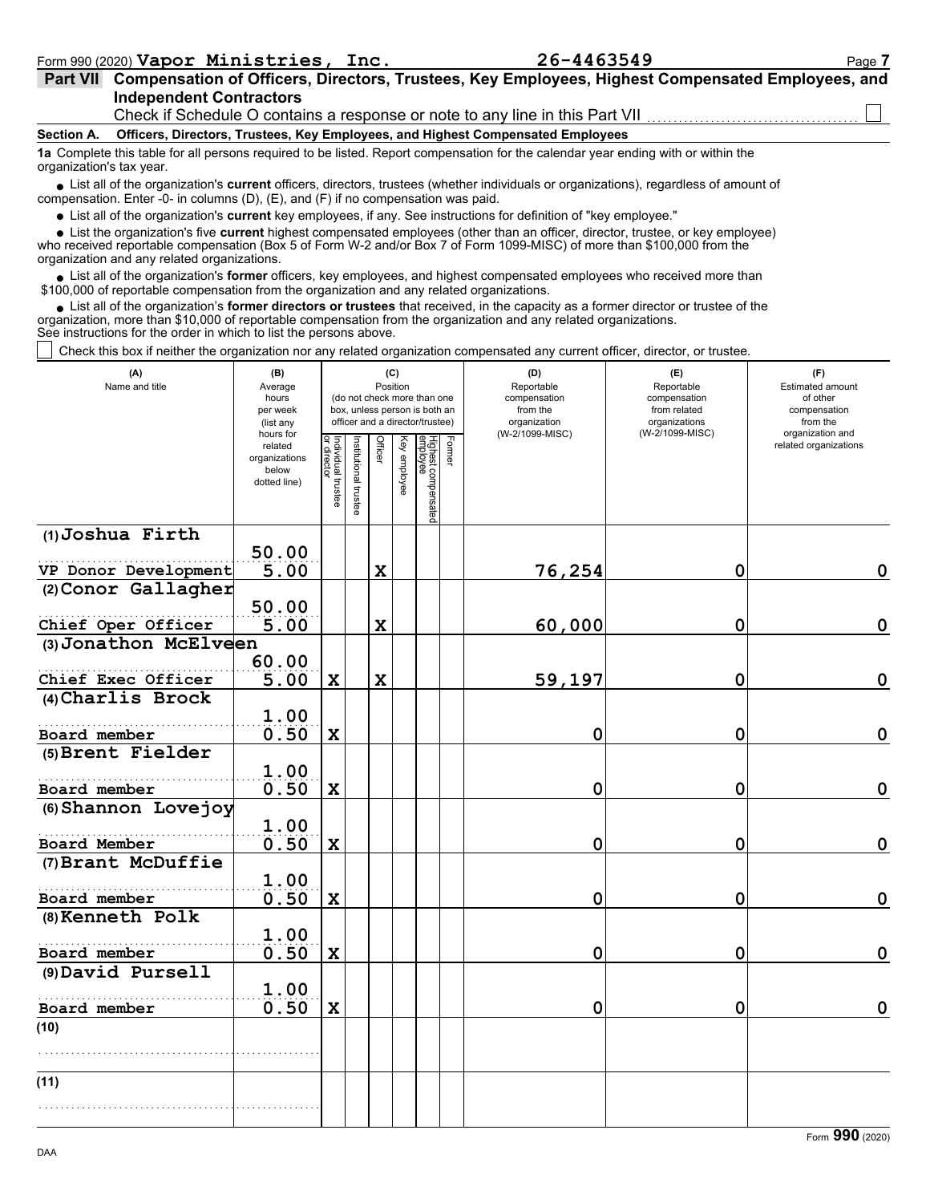Form 990 (2020) **Vapor Ministries, Inc.** **26-4463549**

## Part VII Compensation of Officers, Directors, Trustees, Key Employees, Highest Compensated Employees, and Independent Contractors

Check if Schedule O contains a response or note to any line in this Part VII ☐

### Section A. Officers, Directors, Trustees, Key Employees, and Highest Compensated Employees

**1a** Complete this table for all persons required to be listed. Report compensation for the calendar year ending with or within the organization's tax year.

- List all of the organization's **current** officers, directors, trustees (whether individuals or organizations), regardless of amount of compensation. Enter -0- in columns (D), (E), and (F) if no compensation was paid.
- List all of the organization's **current** key employees, if any. See instructions for definition of "key employee."
- List the organization's five **current** highest compensated employees (other than an officer, director, trustee, or key employee) who received reportable compensation (Box 5 of Form W-2 and/or Box 7 of Form 1099-MISC) of more than $100,000 from the organization and any related organizations.
- List all of the organization's **former** officers, key employees, and highest compensated employees who received more than $100,000 of reportable compensation from the organization and any related organizations.
- List all of the organization's **former directors or trustees** that received, in the capacity as a former director or trustee of the organization, more than $10,000 of reportable compensation from the organization and any related organizations.

See instructions for the order in which to list the persons above.

☐ Check this box if neither the organization nor any related organization compensated any current officer, director, or trustee.

| (A) Name and title | (B) Average hours per week (list any hours for related organizations below dotted line) | (C) Position (do not check more than one box, unless person is both an officer and a director/trustee): Individual trustee or director | Institutional trustee | Officer | Key employee | Highest compensated employee | Former | (D) Reportable compensation from the organization (W-2/1099-MISC) | (E) Reportable compensation from related organizations (W-2/1099-MISC) | (F) Estimated amount of other compensation from the organization and related organizations |
|---|---|---|---|---|---|---|---|---|---|---|
| (1) Joshua Firth<br>VP Donor Development | 50.00<br>5.00 | | | X | | | | 76,254 | 0 | 0 |
| (2) Conor Gallagher<br>Chief Oper Officer | 50.00<br>5.00 | | | X | | | | 60,000 | 0 | 0 |
| (3) Jonathon McElveen<br>Chief Exec Officer | 60.00<br>5.00 | X | | X | | | | 59,197 | 0 | 0 |
| (4) Charlis Brock<br>Board member | 1.00<br>0.50 | X | | | | | | 0 | 0 | 0 |
| (5) Brent Fielder<br>Board member | 1.00<br>0.50 | X | | | | | | 0 | 0 | 0 |
| (6) Shannon Lovejoy<br>Board Member | 1.00<br>0.50 | X | | | | | | 0 | 0 | 0 |
| (7) Brant McDuffie<br>Board member | 1.00<br>0.50 | X | | | | | | 0 | 0 | 0 |
| (8) Kenneth Polk<br>Board member | 1.00<br>0.50 | X | | | | | | 0 | 0 | 0 |
| (9) David Pursell<br>Board member | 1.00<br>0.50 | X | | | | | | 0 | 0 | 0 |
| (10) | | | | | | | | | | |
| (11) | | | | | | | | | | |

DAA

Form **990** (2020)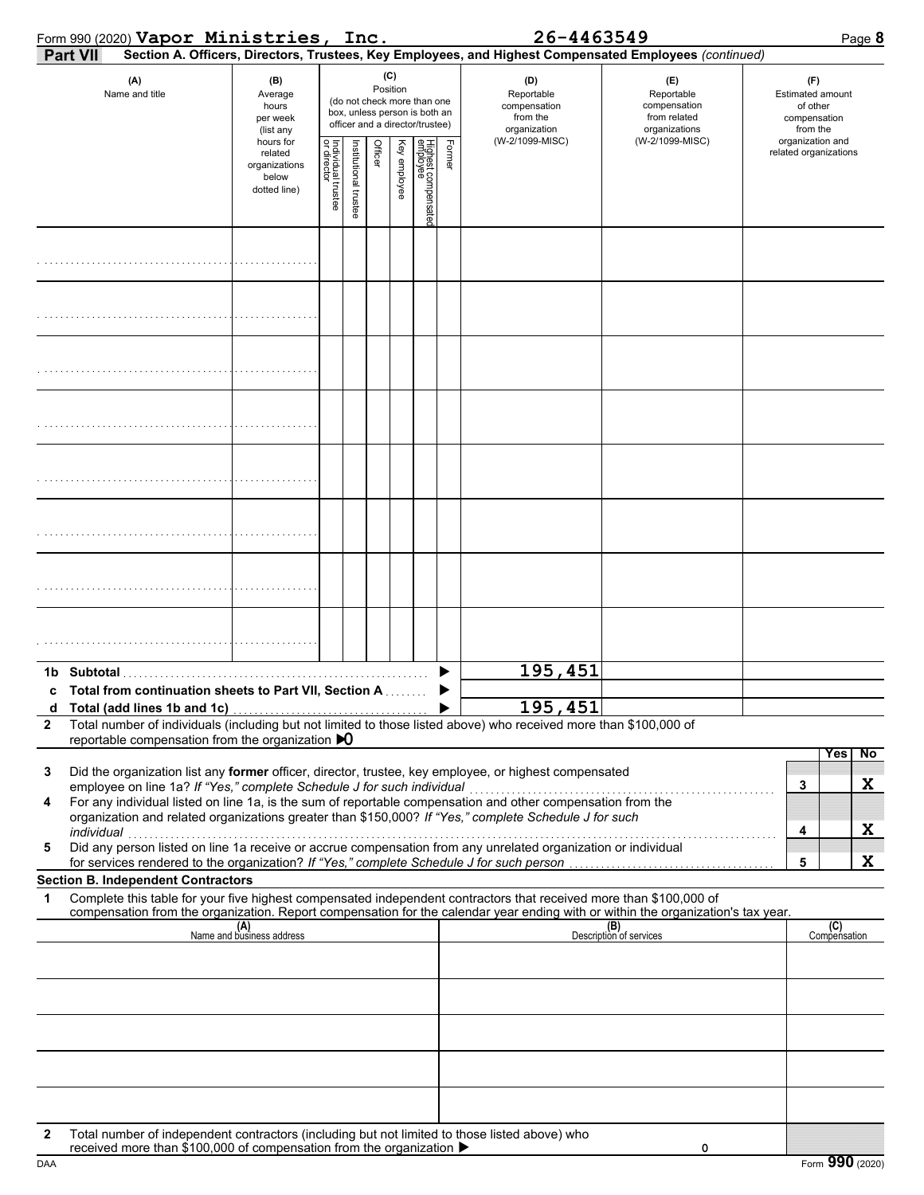Form 990 (2020) **Vapor Ministries, Inc.** **26-4463549**

**Part VII** **Section A. Officers, Directors, Trustees, Key Employees, and Highest Compensated Employees** *(continued)*

| (A) Name and title | (B) Average hours per week (list any hours for related organizations below dotted line) | (C) Position: Individual trustee or director | Institutional trustee | Officer | Key employee | Highest compensated employee | Former | (D) Reportable compensation from the organization (W-2/1099-MISC) | (E) Reportable compensation from related organizations (W-2/1099-MISC) | (F) Estimated amount of other compensation from the organization and related organizations |
|---|---|---|---|---|---|---|---|---|---|---|
| | | | | | | | | | | |
| | | | | | | | | | | |
| | | | | | | | | | | |
| | | | | | | | | | | |
| | | | | | | | | | | |
| | | | | | | | | | | |
| | | | | | | | | | | |
| | | | | | | | | | | |
| **1b Subtotal** | | | | | | | | 195,451 | | |
| **c Total from continuation sheets to Part VII, Section A** | | | | | | | | | | |
| **d Total (add lines 1b and 1c)** | | | | | | | | 195,451 | | |

**2** Total number of individuals (including but not limited to those listed above) who received more than $100,000 of reportable compensation from the organization ▶ 0

| | | | Yes | No |
|---|---|---|---|---|
| **3** | Did the organization list any **former** officer, director, trustee, key employee, or highest compensated employee on line 1a? *If "Yes," complete Schedule J for such individual* | 3 | | X |
| **4** | For any individual listed on line 1a, is the sum of reportable compensation and other compensation from the organization and related organizations greater than $150,000? *If "Yes," complete Schedule J for such individual* | 4 | | X |
| **5** | Did any person listed on line 1a receive or accrue compensation from any unrelated organization or individual for services rendered to the organization? *If "Yes," complete Schedule J for such person* | 5 | | X |

**Section B. Independent Contractors**

**1** Complete this table for your five highest compensated independent contractors that received more than $100,000 of compensation from the organization. Report compensation for the calendar year ending with or within the organization's tax year.

| (A) Name and business address | (B) Description of services | (C) Compensation |
|---|---|---|
| | | |
| | | |
| | | |
| | | |
| | | |

**2** Total number of independent contractors (including but not limited to those listed above) who received more than $100,000 of compensation from the organization ▶ 0

DAA Form **990** (2020)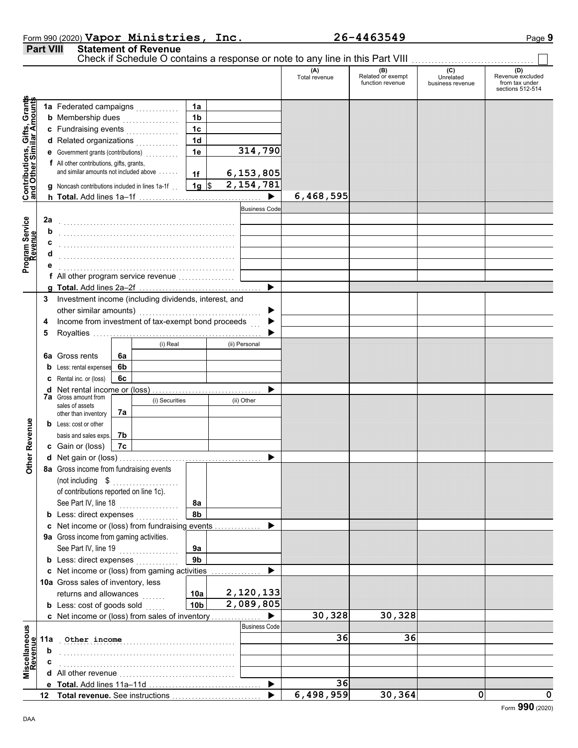Form 990 (2020) **Vapor Ministries, Inc.** **26-4463549** Page **9**

## Part VIII Statement of Revenue

Check if Schedule O contains a response or note to any line in this Part VIII ☐

| | | | | (A) Total revenue | (B) Related or exempt function revenue | (C) Unrelated business revenue | (D) Revenue excluded from tax under sections 512-514 |
|---|---|---|---|---|---|---|---|
| **Contributions, Gifts, Grants and Other Similar Amounts** | 1a Federated campaigns | 1a | | | | | |
| | b Membership dues | 1b | | | | | |
| | c Fundraising events | 1c | | | | | |
| | d Related organizations | 1d | | | | | |
| | e Government grants (contributions) | 1e | 314,790 | | | | |
| | f All other contributions, gifts, grants, and similar amounts not included above | 1f | 6,153,805 | | | | |
| | g Noncash contributions included in lines 1a-1f | 1g | $ 2,154,781 | | | | |
| | h **Total.** Add lines 1a–1f | | ▶ | 6,468,595 | | | |
| **Program Service Revenue** | | | Business Code | | | | |
| | 2a | | | | | | |
| | b | | | | | | |
| | c | | | | | | |
| | d | | | | | | |
| | e | | | | | | |
| | f All other program service revenue | | | | | | |
| | g **Total.** Add lines 2a–2f | | ▶ | | | | |
| **Other Revenue** | 3 Investment income (including dividends, interest, and other similar amounts) | | ▶ | | | | |
| | 4 Income from investment of tax-exempt bond proceeds | | ▶ | | | | |
| | 5 Royalties | | ▶ | | | | |
| | | (i) Real | (ii) Personal | | | | |
| | 6a Gross rents (6a) | | | | | | |
| | b Less: rental expenses (6b) | | | | | | |
| | c Rental inc. or (loss) (6c) | | | | | | |
| | d Net rental income or (loss) | | ▶ | | | | |
| | | (i) Securities | (ii) Other | | | | |
| | 7a Gross amount from sales of assets other than inventory (7a) | | | | | | |
| | b Less: cost or other basis and sales exps. (7b) | | | | | | |
| | c Gain or (loss) (7c) | | | | | | |
| | d Net gain or (loss) | | ▶ | | | | |
| | 8a Gross income from fundraising events (not including $ of contributions reported on line 1c). See Part IV, line 18 | 8a | | | | | |
| | b Less: direct expenses | 8b | | | | | |
| | c Net income or (loss) from fundraising events | | ▶ | | | | |
| | 9a Gross income from gaming activities. See Part IV, line 19 | 9a | | | | | |
| | b Less: direct expenses | 9b | | | | | |
| | c Net income or (loss) from gaming activities | | ▶ | | | | |
| | 10a Gross sales of inventory, less returns and allowances | 10a | 2,120,133 | | | | |
| | b Less: cost of goods sold | 10b | 2,089,805 | | | | |
| | c Net income or (loss) from sales of inventory | | ▶ | 30,328 | 30,328 | | |
| **Miscellaneous Revenue** | | | Business Code | | | | |
| | 11a Other income | | | 36 | 36 | | |
| | b | | | | | | |
| | c | | | | | | |
| | d All other revenue | | | | | | |
| | e **Total.** Add lines 11a–11d | | ▶ | 36 | | | |
| | 12 **Total revenue.** See instructions | | ▶ | 6,498,959 | 30,364 | 0 | 0 |

DAA

Form **990** (2020)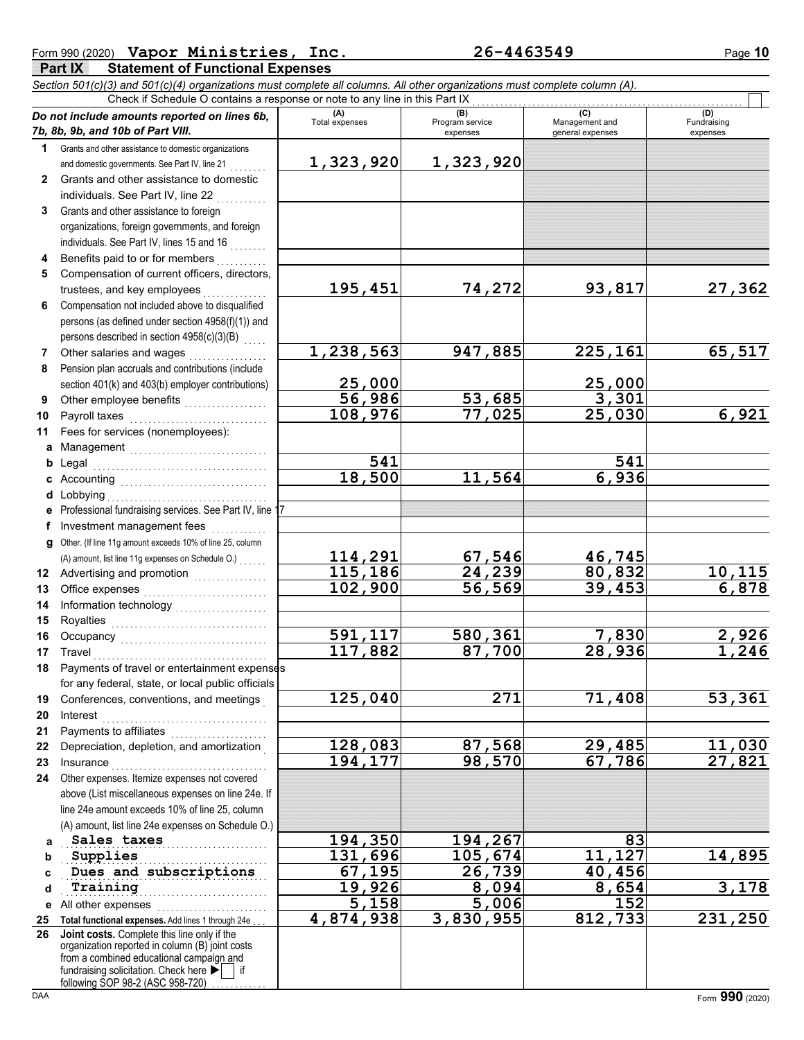Form 990 (2020) **Vapor Ministries, Inc.** **26-4463549** Page **10**

## Part IX Statement of Functional Expenses

*Section 501(c)(3) and 501(c)(4) organizations must complete all columns. All other organizations must complete column (A).*

Check if Schedule O contains a response or note to any line in this Part IX ☐

| *Do not include amounts reported on lines 6b, 7b, 8b, 9b, and 10b of Part VIII.* | (A) Total expenses | (B) Program service expenses | (C) Management and general expenses | (D) Fundraising expenses |
|---|---|---|---|---|
| **1** Grants and other assistance to domestic organizations and domestic governments. See Part IV, line 21 | 1,323,920 | 1,323,920 | | |
| **2** Grants and other assistance to domestic individuals. See Part IV, line 22 | | | | |
| **3** Grants and other assistance to foreign organizations, foreign governments, and foreign individuals. See Part IV, lines 15 and 16 | | | | |
| **4** Benefits paid to or for members | | | | |
| **5** Compensation of current officers, directors, trustees, and key employees | 195,451 | 74,272 | 93,817 | 27,362 |
| **6** Compensation not included above to disqualified persons (as defined under section 4958(f)(1)) and persons described in section 4958(c)(3)(B) | | | | |
| **7** Other salaries and wages | 1,238,563 | 947,885 | 225,161 | 65,517 |
| **8** Pension plan accruals and contributions (include section 401(k) and 403(b) employer contributions) | 25,000 | | 25,000 | |
| **9** Other employee benefits | 56,986 | 53,685 | 3,301 | |
| **10** Payroll taxes | 108,976 | 77,025 | 25,030 | 6,921 |
| **11** Fees for services (nonemployees): | | | | |
| **a** Management | | | | |
| **b** Legal | 541 | | 541 | |
| **c** Accounting | 18,500 | 11,564 | 6,936 | |
| **d** Lobbying | | | | |
| **e** Professional fundraising services. See Part IV, line 17 | | | | |
| **f** Investment management fees | | | | |
| **g** Other. (If line 11g amount exceeds 10% of line 25, column (A) amount, list line 11g expenses on Schedule O.) | 114,291 | 67,546 | 46,745 | |
| **12** Advertising and promotion | 115,186 | 24,239 | 80,832 | 10,115 |
| **13** Office expenses | 102,900 | 56,569 | 39,453 | 6,878 |
| **14** Information technology | | | | |
| **15** Royalties | | | | |
| **16** Occupancy | 591,117 | 580,361 | 7,830 | 2,926 |
| **17** Travel | 117,882 | 87,700 | 28,936 | 1,246 |
| **18** Payments of travel or entertainment expenses for any federal, state, or local public officials | | | | |
| **19** Conferences, conventions, and meetings | 125,040 | 271 | 71,408 | 53,361 |
| **20** Interest | | | | |
| **21** Payments to affiliates | | | | |
| **22** Depreciation, depletion, and amortization | 128,083 | 87,568 | 29,485 | 11,030 |
| **23** Insurance | 194,177 | 98,570 | 67,786 | 27,821 |
| **24** Other expenses. Itemize expenses not covered above (List miscellaneous expenses on line 24e. If line 24e amount exceeds 10% of line 25, column (A) amount, list line 24e expenses on Schedule O.) | | | | |
| **a** Sales taxes | 194,350 | 194,267 | 83 | |
| **b** Supplies | 131,696 | 105,674 | 11,127 | 14,895 |
| **c** Dues and subscriptions | 67,195 | 26,739 | 40,456 | |
| **d** Training | 19,926 | 8,094 | 8,654 | 3,178 |
| **e** All other expenses | 5,158 | 5,006 | 152 | |
| **25** **Total functional expenses.** Add lines 1 through 24e | 4,874,938 | 3,830,955 | 812,733 | 231,250 |
| **26** **Joint costs.** Complete this line only if the organization reported in column (B) joint costs from a combined educational campaign and fundraising solicitation. Check here ▶ ☐ if following SOP 98-2 (ASC 958-720) | | | | |

DAA Form **990** (2020)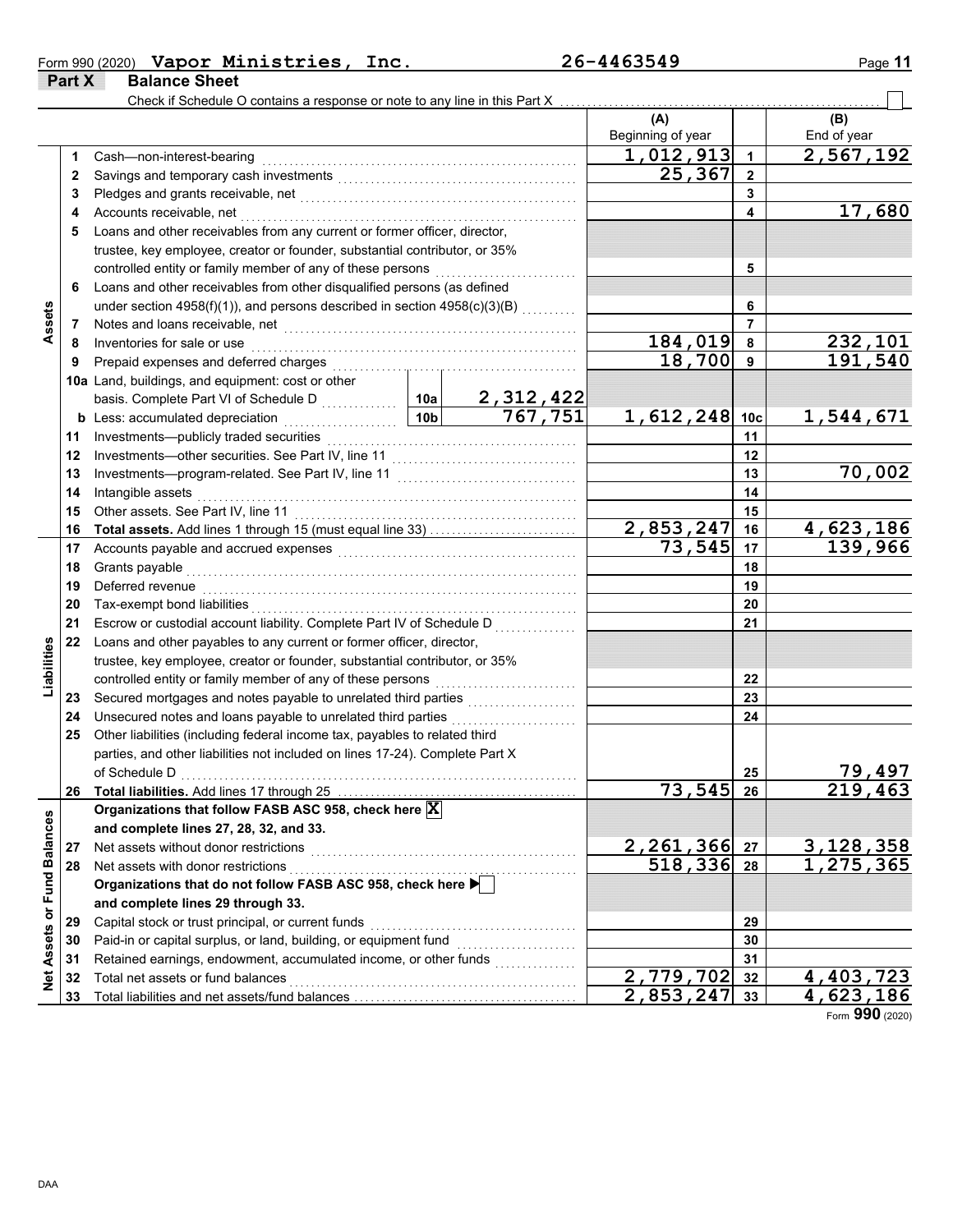Form 990 (2020) **Vapor Ministries, Inc.** **26-4463549** Page 11

## Part X Balance Sheet

Check if Schedule O contains a response or note to any line in this Part X . . . . . ☐

| | | | | | (A) Beginning of year | | (B) End of year |
|---|---|---|---|---|---|---|---|
| **Assets** | 1 | Cash—non-interest-bearing | | | 1,012,913 | 1 | 2,567,192 |
| | 2 | Savings and temporary cash investments | | | 25,367 | 2 | |
| | 3 | Pledges and grants receivable, net | | | | 3 | |
| | 4 | Accounts receivable, net | | | | 4 | 17,680 |
| | 5 | Loans and other receivables from any current or former officer, director, trustee, key employee, creator or founder, substantial contributor, or 35% controlled entity or family member of any of these persons | | | | 5 | |
| | 6 | Loans and other receivables from other disqualified persons (as defined under section 4958(f)(1)), and persons described in section 4958(c)(3)(B) | | | | 6 | |
| | 7 | Notes and loans receivable, net | | | | 7 | |
| | 8 | Inventories for sale or use | | | 184,019 | 8 | 232,101 |
| | 9 | Prepaid expenses and deferred charges | | | 18,700 | 9 | 191,540 |
| | 10a | Land, buildings, and equipment: cost or other basis. Complete Part VI of Schedule D | 10a | 2,312,422 | | | |
| | b | Less: accumulated depreciation | 10b | 767,751 | 1,612,248 | 10c | 1,544,671 |
| | 11 | Investments—publicly traded securities | | | | 11 | |
| | 12 | Investments—other securities. See Part IV, line 11 | | | | 12 | |
| | 13 | Investments—program-related. See Part IV, line 11 | | | | 13 | 70,002 |
| | 14 | Intangible assets | | | | 14 | |
| | 15 | Other assets. See Part IV, line 11 | | | | 15 | |
| | 16 | **Total assets.** Add lines 1 through 15 (must equal line 33) | | | 2,853,247 | 16 | 4,623,186 |
| **Liabilities** | 17 | Accounts payable and accrued expenses | | | 73,545 | 17 | 139,966 |
| | 18 | Grants payable | | | | 18 | |
| | 19 | Deferred revenue | | | | 19 | |
| | 20 | Tax-exempt bond liabilities | | | | 20 | |
| | 21 | Escrow or custodial account liability. Complete Part IV of Schedule D | | | | 21 | |
| | 22 | Loans and other payables to any current or former officer, director, trustee, key employee, creator or founder, substantial contributor, or 35% controlled entity or family member of any of these persons | | | | 22 | |
| | 23 | Secured mortgages and notes payable to unrelated third parties | | | | 23 | |
| | 24 | Unsecured notes and loans payable to unrelated third parties | | | | 24 | |
| | 25 | Other liabilities (including federal income tax, payables to related third parties, and other liabilities not included on lines 17-24). Complete Part X of Schedule D | | | | 25 | 79,497 |
| | 26 | **Total liabilities.** Add lines 17 through 25 | | | 73,545 | 26 | 219,463 |
| **Net Assets or Fund Balances** | | **Organizations that follow FASB ASC 958, check here** ☒ **and complete lines 27, 28, 32, and 33.** | | | | | |
| | 27 | Net assets without donor restrictions | | | 2,261,366 | 27 | 3,128,358 |
| | 28 | Net assets with donor restrictions | | | 518,336 | 28 | 1,275,365 |
| | | **Organizations that do not follow FASB ASC 958, check here** ☐ **and complete lines 29 through 33.** | | | | | |
| | 29 | Capital stock or trust principal, or current funds | | | | 29 | |
| | 30 | Paid-in or capital surplus, or land, building, or equipment fund | | | | 30 | |
| | 31 | Retained earnings, endowment, accumulated income, or other funds | | | | 31 | |
| | 32 | Total net assets or fund balances | | | 2,779,702 | 32 | 4,403,723 |
| | 33 | Total liabilities and net assets/fund balances | | | 2,853,247 | 33 | 4,623,186 |

Form **990** (2020)

DAA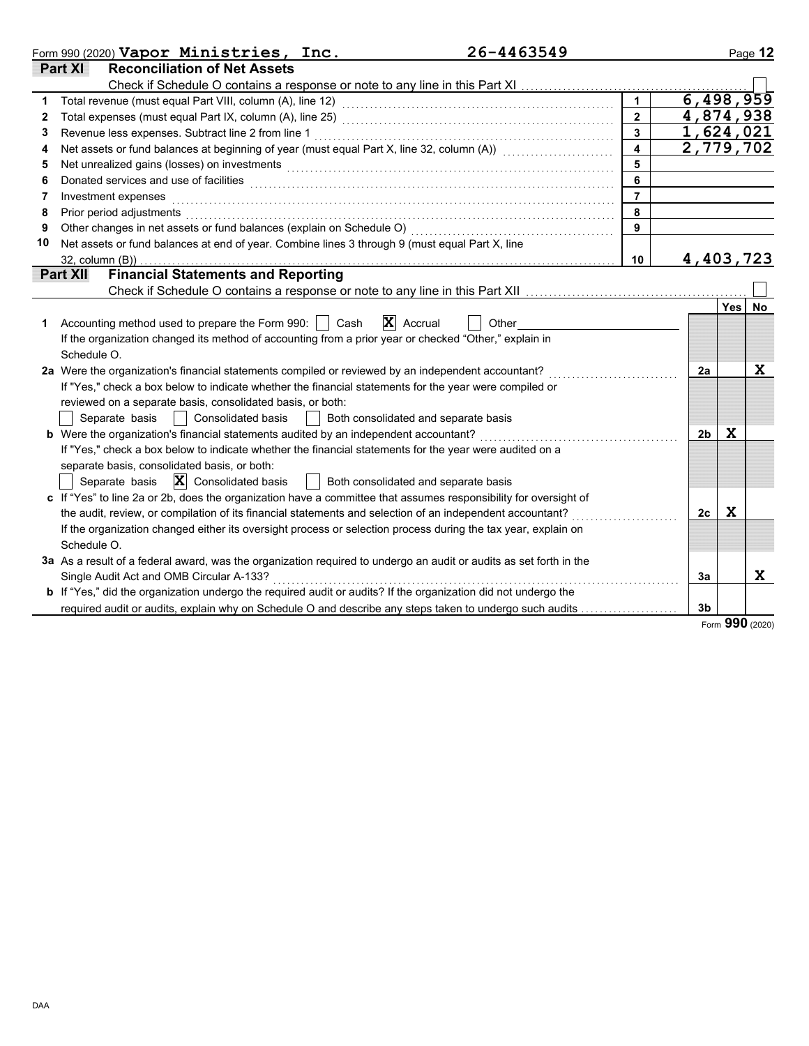Form 990 (2020) **Vapor Ministries, Inc.** **26-4463549**

## Part XI Reconciliation of Net Assets

Check if Schedule O contains a response or note to any line in this Part XI ☐

| | | | |
|---|---|---|---|
| 1 | Total revenue (must equal Part VIII, column (A), line 12) | 1 | 6,498,959 |
| 2 | Total expenses (must equal Part IX, column (A), line 25) | 2 | 4,874,938 |
| 3 | Revenue less expenses. Subtract line 2 from line 1 | 3 | 1,624,021 |
| 4 | Net assets or fund balances at beginning of year (must equal Part X, line 32, column (A)) | 4 | 2,779,702 |
| 5 | Net unrealized gains (losses) on investments | 5 | |
| 6 | Donated services and use of facilities | 6 | |
| 7 | Investment expenses | 7 | |
| 8 | Prior period adjustments | 8 | |
| 9 | Other changes in net assets or fund balances (explain on Schedule O) | 9 | |
| 10 | Net assets or fund balances at end of year. Combine lines 3 through 9 (must equal Part X, line 32, column (B)) | 10 | 4,403,723 |

## Part XII Financial Statements and Reporting

Check if Schedule O contains a response or note to any line in this Part XII ☐

| | | | Yes | No |
|---|---|---|---|---|
| 1 | Accounting method used to prepare the Form 990: ☐ Cash ☒ Accrual ☐ Other<br>If the organization changed its method of accounting from a prior year or checked "Other," explain in Schedule O. | | | |
| 2a | Were the organization's financial statements compiled or reviewed by an independent accountant?<br>If "Yes," check a box below to indicate whether the financial statements for the year were compiled or reviewed on a separate basis, consolidated basis, or both:<br>☐ Separate basis ☐ Consolidated basis ☐ Both consolidated and separate basis | 2a | | X |
| b | Were the organization's financial statements audited by an independent accountant?<br>If "Yes," check a box below to indicate whether the financial statements for the year were audited on a separate basis, consolidated basis, or both:<br>☐ Separate basis ☒ Consolidated basis ☐ Both consolidated and separate basis | 2b | X | |
| c | If "Yes" to line 2a or 2b, does the organization have a committee that assumes responsibility for oversight of the audit, review, or compilation of its financial statements and selection of an independent accountant?<br>If the organization changed either its oversight process or selection process during the tax year, explain on Schedule O. | 2c | X | |
| 3a | As a result of a federal award, was the organization required to undergo an audit or audits as set forth in the Single Audit Act and OMB Circular A-133? | 3a | | X |
| b | If "Yes," did the organization undergo the required audit or audits? If the organization did not undergo the required audit or audits, explain why on Schedule O and describe any steps taken to undergo such audits | 3b | | |

Form **990** (2020)

DAA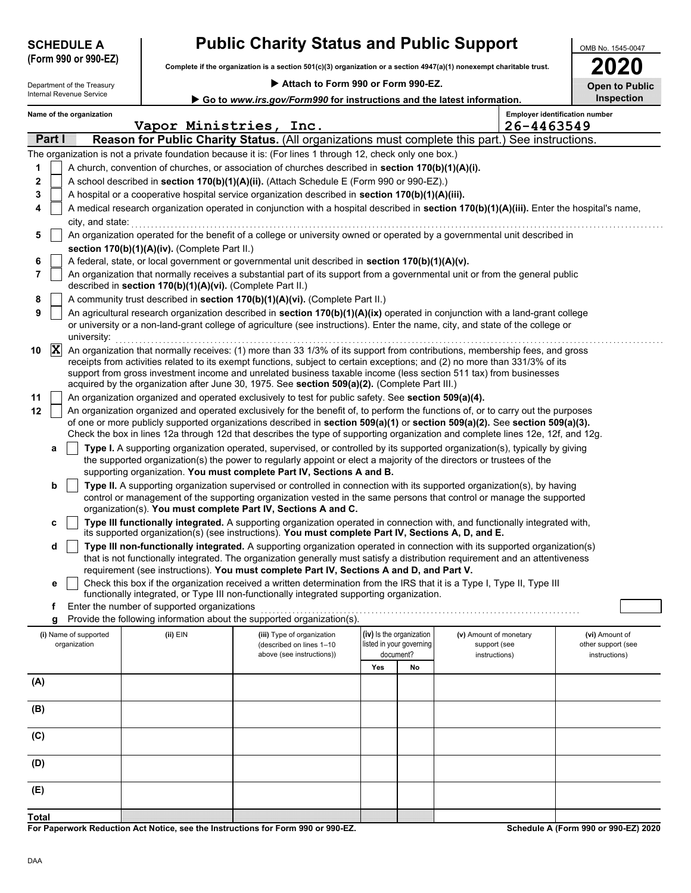**SCHEDULE A (Form 990 or 990-EZ)**

Department of the Treasury
Internal Revenue Service

# Public Charity Status and Public Support

**Complete if the organization is a section 501(c)(3) organization or a section 4947(a)(1) nonexempt charitable trust.**

▶ **Attach to Form 990 or Form 990-EZ.**

▶ **Go to *www.irs.gov/Form990* for instructions and the latest information.**

OMB No. 1545-0047

**2020**

**Open to Public Inspection**

Name of the organization: Vapor Ministries, Inc.

Employer identification number: 26-4463549

## Part I — Reason for Public Charity Status. (All organizations must complete this part.) See instructions.

The organization is not a private foundation because it is: (For lines 1 through 12, check only one box.)

1. [ ] A church, convention of churches, or association of churches described in **section 170(b)(1)(A)(i).**
2. [ ] A school described in **section 170(b)(1)(A)(ii).** (Attach Schedule E (Form 990 or 990-EZ).)
3. [ ] A hospital or a cooperative hospital service organization described in **section 170(b)(1)(A)(iii).**
4. [ ] A medical research organization operated in conjunction with a hospital described in **section 170(b)(1)(A)(iii).** Enter the hospital's name, city, and state:
5. [ ] An organization operated for the benefit of a college or university owned or operated by a governmental unit described in **section 170(b)(1)(A)(iv).** (Complete Part II.)
6. [ ] A federal, state, or local government or governmental unit described in **section 170(b)(1)(A)(v).**
7. [ ] An organization that normally receives a substantial part of its support from a governmental unit or from the general public described in **section 170(b)(1)(A)(vi).** (Complete Part II.)
8. [ ] A community trust described in **section 170(b)(1)(A)(vi).** (Complete Part II.)
9. [ ] An agricultural research organization described in **section 170(b)(1)(A)(ix)** operated in conjunction with a land-grant college or university or a non-land-grant college of agriculture (see instructions). Enter the name, city, and state of the college or university:
10. [X] An organization that normally receives: (1) more than 33 1/3% of its support from contributions, membership fees, and gross receipts from activities related to its exempt functions, subject to certain exceptions; and (2) no more than 331/3% of its support from gross investment income and unrelated business taxable income (less section 511 tax) from businesses acquired by the organization after June 30, 1975. See **section 509(a)(2).** (Complete Part III.)
11. [ ] An organization organized and operated exclusively to test for public safety. See **section 509(a)(4).**
12. [ ] An organization organized and operated exclusively for the benefit of, to perform the functions of, or to carry out the purposes of one or more publicly supported organizations described in **section 509(a)(1)** or **section 509(a)(2).** See **section 509(a)(3).** Check the box in lines 12a through 12d that describes the type of supporting organization and complete lines 12e, 12f, and 12g.
   - **a** [ ] **Type I.** A supporting organization operated, supervised, or controlled by its supported organization(s), typically by giving the supported organization(s) the power to regularly appoint or elect a majority of the directors or trustees of the supporting organization. **You must complete Part IV, Sections A and B.**
   - **b** [ ] **Type II.** A supporting organization supervised or controlled in connection with its supported organization(s), by having control or management of the supporting organization vested in the same persons that control or manage the supported organization(s). **You must complete Part IV, Sections A and C.**
   - **c** [ ] **Type III functionally integrated.** A supporting organization operated in connection with, and functionally integrated with, its supported organization(s) (see instructions). **You must complete Part IV, Sections A, D, and E.**
   - **d** [ ] **Type III non-functionally integrated.** A supporting organization operated in connection with its supported organization(s) that is not functionally integrated. The organization generally must satisfy a distribution requirement and an attentiveness requirement (see instructions). **You must complete Part IV, Sections A and D, and Part V.**
   - **e** [ ] Check this box if the organization received a written determination from the IRS that it is a Type I, Type II, Type III functionally integrated, or Type III non-functionally integrated supporting organization.
   - **f** Enter the number of supported organizations
   - **g** Provide the following information about the supported organization(s).

| (i) Name of supported organization | (ii) EIN | (iii) Type of organization (described on lines 1–10 above (see instructions)) | (iv) Is the organization listed in your governing document? Yes | No | (v) Amount of monetary support (see instructions) | (vi) Amount of other support (see instructions) |
|---|---|---|---|---|---|---|
| (A) | | | | | | |
| (B) | | | | | | |
| (C) | | | | | | |
| (D) | | | | | | |
| (E) | | | | | | |
| **Total** | | | | | | |

**For Paperwork Reduction Act Notice, see the Instructions for Form 990 or 990-EZ.**

**Schedule A (Form 990 or 990-EZ) 2020**

DAA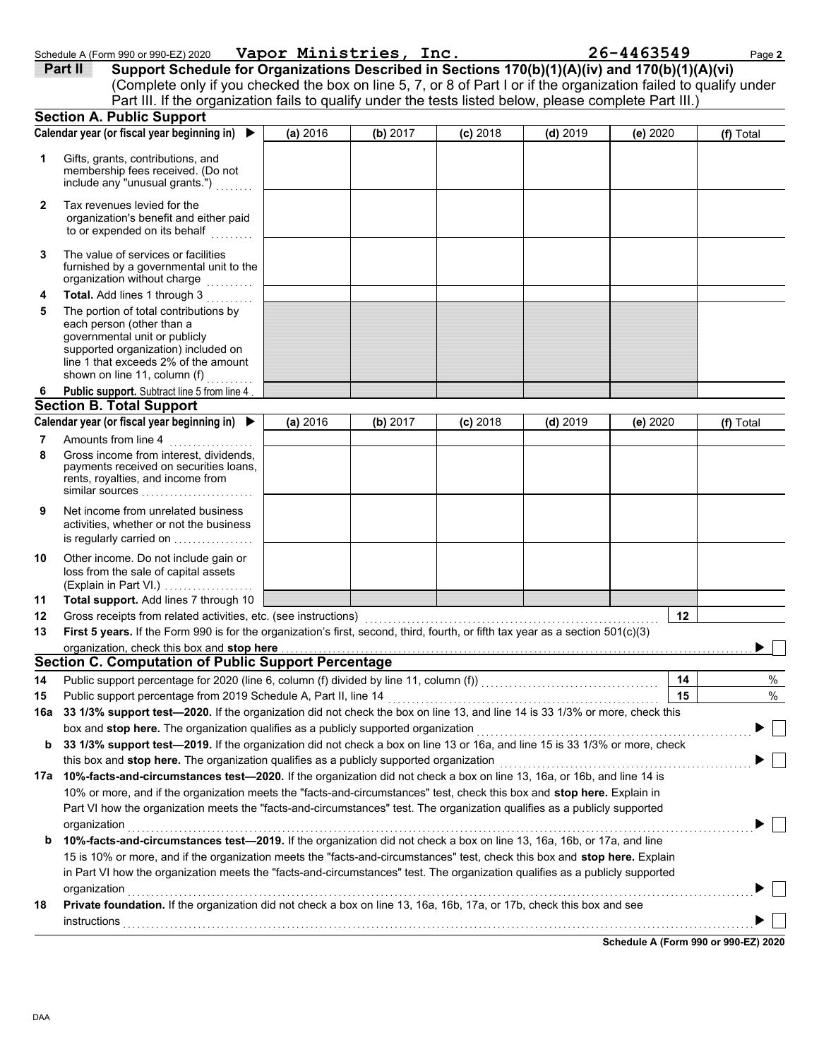Schedule A (Form 990 or 990-EZ) 2020 **Vapor Ministries, Inc.** **26-4463549** Page **2**

## Part II Support Schedule for Organizations Described in Sections 170(b)(1)(A)(iv) and 170(b)(1)(A)(vi)

(Complete only if you checked the box on line 5, 7, or 8 of Part I or if the organization failed to qualify under Part III. If the organization fails to qualify under the tests listed below, please complete Part III.)

### Section A. Public Support

| Calendar year (or fiscal year beginning in) ▶ | (a) 2016 | (b) 2017 | (c) 2018 | (d) 2019 | (e) 2020 | (f) Total |
|---|---|---|---|---|---|---|
| **1** Gifts, grants, contributions, and membership fees received. (Do not include any "unusual grants.") | | | | | | |
| **2** Tax revenues levied for the organization's benefit and either paid to or expended on its behalf | | | | | | |
| **3** The value of services or facilities furnished by a governmental unit to the organization without charge | | | | | | |
| **4** **Total.** Add lines 1 through 3 | | | | | | |
| **5** The portion of total contributions by each person (other than a governmental unit or publicly supported organization) included on line 1 that exceeds 2% of the amount shown on line 11, column (f) | | | | | | |
| **6** **Public support.** Subtract line 5 from line 4 | | | | | | |

### Section B. Total Support

| Calendar year (or fiscal year beginning in) ▶ | (a) 2016 | (b) 2017 | (c) 2018 | (d) 2019 | (e) 2020 | (f) Total |
|---|---|---|---|---|---|---|
| **7** Amounts from line 4 | | | | | | |
| **8** Gross income from interest, dividends, payments received on securities loans, rents, royalties, and income from similar sources | | | | | | |
| **9** Net income from unrelated business activities, whether or not the business is regularly carried on | | | | | | |
| **10** Other income. Do not include gain or loss from the sale of capital assets (Explain in Part VI.) | | | | | | |
| **11** **Total support.** Add lines 7 through 10 | | | | | | |

**12** Gross receipts from related activities, etc. (see instructions) **12**

**13** **First 5 years.** If the Form 990 is for the organization's first, second, third, fourth, or fifth tax year as a section 501(c)(3) organization, check this box and **stop here** ▶ ☐

### Section C. Computation of Public Support Percentage

**14** Public support percentage for 2020 (line 6, column (f) divided by line 11, column (f)) **14** %

**15** Public support percentage from 2019 Schedule A, Part II, line 14 **15** %

**16a** **33 1/3% support test—2020.** If the organization did not check the box on line 13, and line 14 is 33 1/3% or more, check this box and **stop here.** The organization qualifies as a publicly supported organization ▶ ☐

**b** **33 1/3% support test—2019.** If the organization did not check a box on line 13 or 16a, and line 15 is 33 1/3% or more, check this box and **stop here.** The organization qualifies as a publicly supported organization ▶ ☐

**17a** **10%-facts-and-circumstances test—2020.** If the organization did not check a box on line 13, 16a, or 16b, and line 14 is 10% or more, and if the organization meets the "facts-and-circumstances" test, check this box and **stop here.** Explain in Part VI how the organization meets the "facts-and-circumstances" test. The organization qualifies as a publicly supported organization ▶ ☐

**b** **10%-facts-and-circumstances test—2019.** If the organization did not check a box on line 13, 16a, 16b, or 17a, and line 15 is 10% or more, and if the organization meets the "facts-and-circumstances" test, check this box and **stop here.** Explain in Part VI how the organization meets the "facts-and-circumstances" test. The organization qualifies as a publicly supported organization ▶ ☐

**18** **Private foundation.** If the organization did not check a box on line 13, 16a, 16b, 17a, or 17b, check this box and see instructions ▶ ☐

**Schedule A (Form 990 or 990-EZ) 2020**

DAA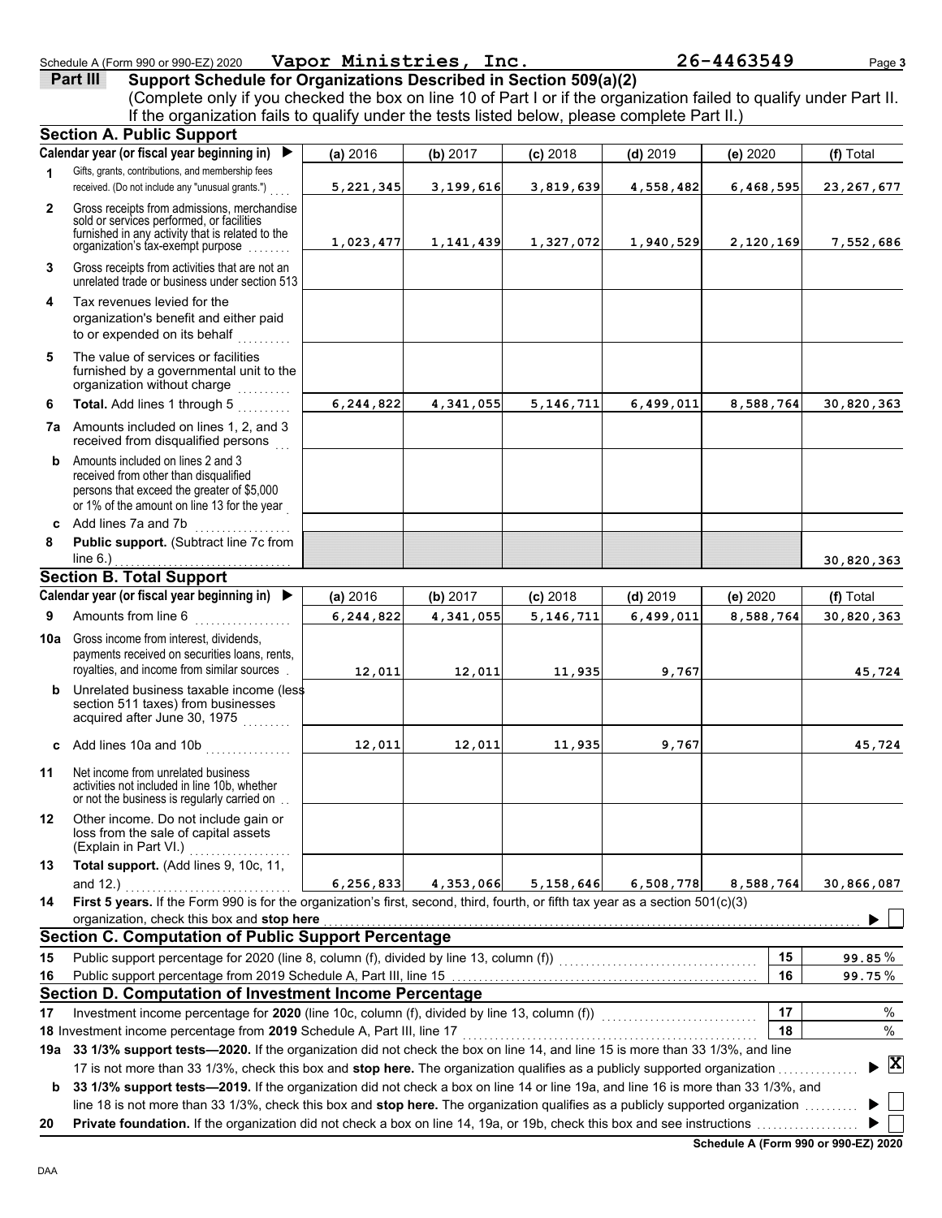Schedule A (Form 990 or 990-EZ) 2020 **Vapor Ministries, Inc.** **26-4463549**

## Part III Support Schedule for Organizations Described in Section 509(a)(2)

(Complete only if you checked the box on line 10 of Part I or if the organization failed to qualify under Part II. If the organization fails to qualify under the tests listed below, please complete Part II.)

### Section A. Public Support

| | Calendar year (or fiscal year beginning in) ▶ | (a) 2016 | (b) 2017 | (c) 2018 | (d) 2019 | (e) 2020 | (f) Total |
|---|---|---|---|---|---|---|---|
| 1 | Gifts, grants, contributions, and membership fees received. (Do not include any "unusual grants.") | 5,221,345 | 3,199,616 | 3,819,639 | 4,558,482 | 6,468,595 | 23,267,677 |
| 2 | Gross receipts from admissions, merchandise sold or services performed, or facilities furnished in any activity that is related to the organization's tax-exempt purpose | 1,023,477 | 1,141,439 | 1,327,072 | 1,940,529 | 2,120,169 | 7,552,686 |
| 3 | Gross receipts from activities that are not an unrelated trade or business under section 513 | | | | | | |
| 4 | Tax revenues levied for the organization's benefit and either paid to or expended on its behalf | | | | | | |
| 5 | The value of services or facilities furnished by a governmental unit to the organization without charge | | | | | | |
| 6 | **Total.** Add lines 1 through 5 | 6,244,822 | 4,341,055 | 5,146,711 | 6,499,011 | 8,588,764 | 30,820,363 |
| 7a | Amounts included on lines 1, 2, and 3 received from disqualified persons | | | | | | |
| b | Amounts included on lines 2 and 3 received from other than disqualified persons that exceed the greater of $5,000 or 1% of the amount on line 13 for the year | | | | | | |
| c | Add lines 7a and 7b | | | | | | |
| 8 | **Public support.** (Subtract line 7c from line 6.) | | | | | | 30,820,363 |

### Section B. Total Support

| | Calendar year (or fiscal year beginning in) ▶ | (a) 2016 | (b) 2017 | (c) 2018 | (d) 2019 | (e) 2020 | (f) Total |
|---|---|---|---|---|---|---|---|
| 9 | Amounts from line 6 | 6,244,822 | 4,341,055 | 5,146,711 | 6,499,011 | 8,588,764 | 30,820,363 |
| 10a | Gross income from interest, dividends, payments received on securities loans, rents, royalties, and income from similar sources | 12,011 | 12,011 | 11,935 | 9,767 | | 45,724 |
| b | Unrelated business taxable income (less section 511 taxes) from businesses acquired after June 30, 1975 | | | | | | |
| c | Add lines 10a and 10b | 12,011 | 12,011 | 11,935 | 9,767 | | 45,724 |
| 11 | Net income from unrelated business activities not included in line 10b, whether or not the business is regularly carried on | | | | | | |
| 12 | Other income. Do not include gain or loss from the sale of capital assets (Explain in Part VI.) | | | | | | |
| 13 | **Total support.** (Add lines 9, 10c, 11, and 12.) | 6,256,833 | 4,353,066 | 5,158,646 | 6,508,778 | 8,588,764 | 30,866,087 |

**14** **First 5 years.** If the Form 990 is for the organization's first, second, third, fourth, or fifth tax year as a section 501(c)(3) organization, check this box and **stop here** ▶ ☐

### Section C. Computation of Public Support Percentage

| | | | |
|---|---|---|---|
| 15 | Public support percentage for 2020 (line 8, column (f), divided by line 13, column (f)) | 15 | 99.85 % |
| 16 | Public support percentage from 2019 Schedule A, Part III, line 15 | 16 | 99.75 % |

### Section D. Computation of Investment Income Percentage

| | | | |
|---|---|---|---|
| 17 | Investment income percentage for **2020** (line 10c, column (f), divided by line 13, column (f)) | 17 | % |
| 18 | Investment income percentage from **2019** Schedule A, Part III, line 17 | 18 | % |

**19a** **33 1/3% support tests—2020.** If the organization did not check the box on line 14, and line 15 is more than 33 1/3%, and line 17 is not more than 33 1/3%, check this box and **stop here.** The organization qualifies as a publicly supported organization ▶ ☒

**b** **33 1/3% support tests—2019.** If the organization did not check a box on line 14 or line 19a, and line 16 is more than 33 1/3%, and line 18 is not more than 33 1/3%, check this box and **stop here.** The organization qualifies as a publicly supported organization ▶ ☐

**20** **Private foundation.** If the organization did not check a box on line 14, 19a, or 19b, check this box and see instructions ▶ ☐

**Schedule A (Form 990 or 990-EZ) 2020**

DAA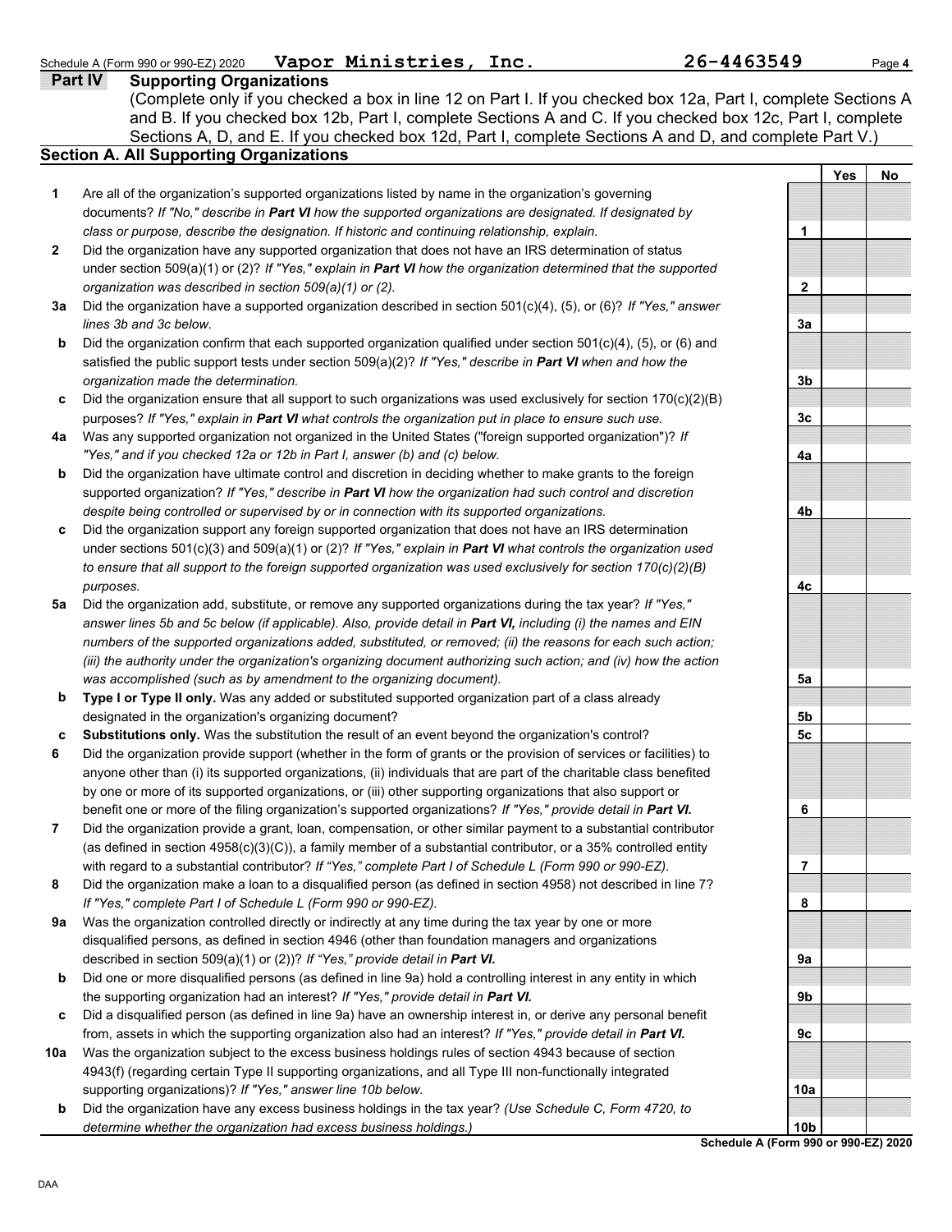Schedule A (Form 990 or 990-EZ) 2020 **Vapor Ministries, Inc.** **26-4463549** Page **4**

**Part IV** **Supporting Organizations**

(Complete only if you checked a box in line 12 on Part I. If you checked box 12a, Part I, complete Sections A and B. If you checked box 12b, Part I, complete Sections A and C. If you checked box 12c, Part I, complete Sections A, D, and E. If you checked box 12d, Part I, complete Sections A and D, and complete Part V.)

**Section A. All Supporting Organizations**

| | | | Yes | No |
|---|---|---|---|---|
| **1** | Are all of the organization's supported organizations listed by name in the organization's governing documents? *If "No," describe in **Part VI** how the supported organizations are designated. If designated by class or purpose, describe the designation. If historic and continuing relationship, explain.* | **1** | | |
| **2** | Did the organization have any supported organization that does not have an IRS determination of status under section 509(a)(1) or (2)? *If "Yes," explain in **Part VI** how the organization determined that the supported organization was described in section 509(a)(1) or (2).* | **2** | | |
| **3a** | Did the organization have a supported organization described in section 501(c)(4), (5), or (6)? *If "Yes," answer lines 3b and 3c below.* | **3a** | | |
| **b** | Did the organization confirm that each supported organization qualified under section 501(c)(4), (5), or (6) and satisfied the public support tests under section 509(a)(2)? *If "Yes," describe in **Part VI** when and how the organization made the determination.* | **3b** | | |
| **c** | Did the organization ensure that all support to such organizations was used exclusively for section 170(c)(2)(B) purposes? *If "Yes," explain in **Part VI** what controls the organization put in place to ensure such use.* | **3c** | | |
| **4a** | Was any supported organization not organized in the United States ("foreign supported organization")? *If "Yes," and if you checked 12a or 12b in Part I, answer (b) and (c) below.* | **4a** | | |
| **b** | Did the organization have ultimate control and discretion in deciding whether to make grants to the foreign supported organization? *If "Yes," describe in **Part VI** how the organization had such control and discretion despite being controlled or supervised by or in connection with its supported organizations.* | **4b** | | |
| **c** | Did the organization support any foreign supported organization that does not have an IRS determination under sections 501(c)(3) and 509(a)(1) or (2)? *If "Yes," explain in **Part VI** what controls the organization used to ensure that all support to the foreign supported organization was used exclusively for section 170(c)(2)(B) purposes.* | **4c** | | |
| **5a** | Did the organization add, substitute, or remove any supported organizations during the tax year? *If "Yes," answer lines 5b and 5c below (if applicable). Also, provide detail in **Part VI,** including (i) the names and EIN numbers of the supported organizations added, substituted, or removed; (ii) the reasons for each such action; (iii) the authority under the organization's organizing document authorizing such action; and (iv) how the action was accomplished (such as by amendment to the organizing document).* | **5a** | | |
| **b** | **Type I or Type II only.** Was any added or substituted supported organization part of a class already designated in the organization's organizing document? | **5b** | | |
| **c** | **Substitutions only.** Was the substitution the result of an event beyond the organization's control? | **5c** | | |
| **6** | Did the organization provide support (whether in the form of grants or the provision of services or facilities) to anyone other than (i) its supported organizations, (ii) individuals that are part of the charitable class benefited by one or more of its supported organizations, or (iii) other supporting organizations that also support or benefit one or more of the filing organization's supported organizations? *If "Yes," provide detail in **Part VI.*** | **6** | | |
| **7** | Did the organization provide a grant, loan, compensation, or other similar payment to a substantial contributor (as defined in section 4958(c)(3)(C)), a family member of a substantial contributor, or a 35% controlled entity with regard to a substantial contributor? *If "Yes," complete Part I of Schedule L (Form 990 or 990-EZ).* | **7** | | |
| **8** | Did the organization make a loan to a disqualified person (as defined in section 4958) not described in line 7? *If "Yes," complete Part I of Schedule L (Form 990 or 990-EZ).* | **8** | | |
| **9a** | Was the organization controlled directly or indirectly at any time during the tax year by one or more disqualified persons, as defined in section 4946 (other than foundation managers and organizations described in section 509(a)(1) or (2))? *If "Yes," provide detail in **Part VI.*** | **9a** | | |
| **b** | Did one or more disqualified persons (as defined in line 9a) hold a controlling interest in any entity in which the supporting organization had an interest? *If "Yes," provide detail in **Part VI.*** | **9b** | | |
| **c** | Did a disqualified person (as defined in line 9a) have an ownership interest in, or derive any personal benefit from, assets in which the supporting organization also had an interest? *If "Yes," provide detail in **Part VI.*** | **9c** | | |
| **10a** | Was the organization subject to the excess business holdings rules of section 4943 because of section 4943(f) (regarding certain Type II supporting organizations, and all Type III non-functionally integrated supporting organizations)? *If "Yes," answer line 10b below.* | **10a** | | |
| **b** | Did the organization have any excess business holdings in the tax year? *(Use Schedule C, Form 4720, to determine whether the organization had excess business holdings.)* | **10b** | | |

**Schedule A (Form 990 or 990-EZ) 2020**

DAA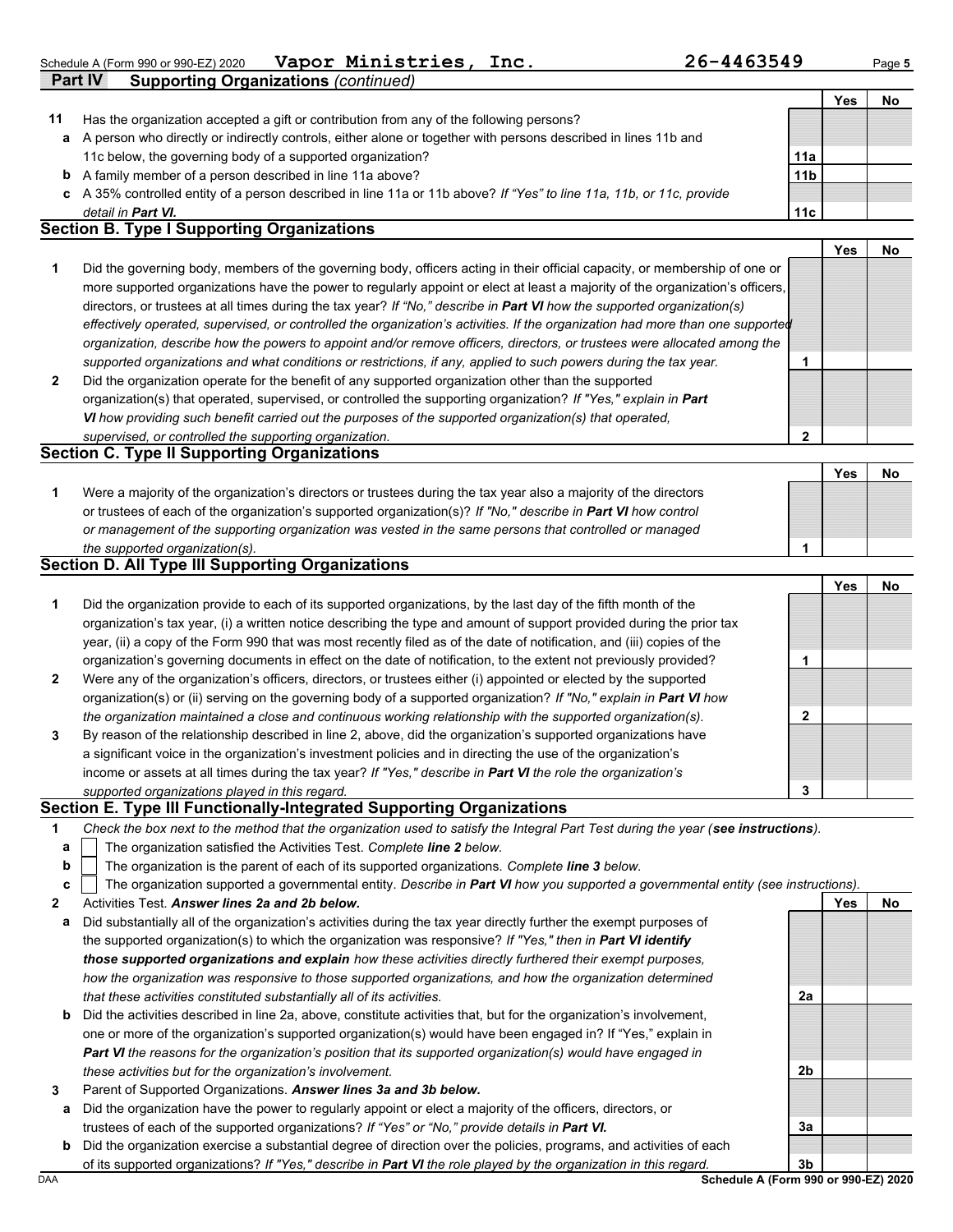Schedule A (Form 990 or 990-EZ) 2020 **Vapor Ministries, Inc.** **26-4463549**

## Part IV Supporting Organizations *(continued)*

| | | | Yes | No |
|---|---|---|---|---|
| **11** | Has the organization accepted a gift or contribution from any of the following persons? | | | |
| **a** | A person who directly or indirectly controls, either alone or together with persons described in lines 11b and 11c below, the governing body of a supported organization? | **11a** | | |
| **b** | A family member of a person described in line 11a above? | **11b** | | |
| **c** | A 35% controlled entity of a person described in line 11a or 11b above? *If "Yes" to line 11a, 11b, or 11c, provide detail in* ***Part VI.*** | **11c** | | |

### Section B. Type I Supporting Organizations

| | | | Yes | No |
|---|---|---|---|---|
| **1** | Did the governing body, members of the governing body, officers acting in their official capacity, or membership of one or more supported organizations have the power to regularly appoint or elect at least a majority of the organization's officers, directors, or trustees at all times during the tax year? *If "No," describe in* ***Part VI*** *how the supported organization(s) effectively operated, supervised, or controlled the organization's activities. If the organization had more than one supported organization, describe how the powers to appoint and/or remove officers, directors, or trustees were allocated among the supported organizations and what conditions or restrictions, if any, applied to such powers during the tax year.* | **1** | | |
| **2** | Did the organization operate for the benefit of any supported organization other than the supported organization(s) that operated, supervised, or controlled the supporting organization? *If "Yes," explain in* ***Part VI*** *how providing such benefit carried out the purposes of the supported organization(s) that operated, supervised, or controlled the supporting organization.* | **2** | | |

### Section C. Type II Supporting Organizations

| | | | Yes | No |
|---|---|---|---|---|
| **1** | Were a majority of the organization's directors or trustees during the tax year also a majority of the directors or trustees of each of the organization's supported organization(s)? *If "No," describe in* ***Part VI*** *how control or management of the supporting organization was vested in the same persons that controlled or managed the supported organization(s).* | **1** | | |

### Section D. All Type III Supporting Organizations

| | | | Yes | No |
|---|---|---|---|---|
| **1** | Did the organization provide to each of its supported organizations, by the last day of the fifth month of the organization's tax year, (i) a written notice describing the type and amount of support provided during the prior tax year, (ii) a copy of the Form 990 that was most recently filed as of the date of notification, and (iii) copies of the organization's governing documents in effect on the date of notification, to the extent not previously provided? | **1** | | |
| **2** | Were any of the organization's officers, directors, or trustees either (i) appointed or elected by the supported organization(s) or (ii) serving on the governing body of a supported organization? *If "No," explain in* ***Part VI*** *how the organization maintained a close and continuous working relationship with the supported organization(s).* | **2** | | |
| **3** | By reason of the relationship described in line 2, above, did the organization's supported organizations have a significant voice in the organization's investment policies and in directing the use of the organization's income or assets at all times during the tax year? *If "Yes," describe in* ***Part VI*** *the role the organization's supported organizations played in this regard.* | **3** | | |

### Section E. Type III Functionally-Integrated Supporting Organizations

**1** *Check the box next to the method that the organization used to satisfy the Integral Part Test during the year (**see instructions**).*

- **a** ☐ The organization satisfied the Activities Test. *Complete **line 2** below.*
- **b** ☐ The organization is the parent of each of its supported organizations. *Complete **line 3** below.*
- **c** ☐ The organization supported a governmental entity. *Describe in **Part VI** how you supported a governmental entity (see instructions).*

| | | | Yes | No |
|---|---|---|---|---|
| **2** | Activities Test. ***Answer lines 2a and 2b below.*** | | | |
| **a** | Did substantially all of the organization's activities during the tax year directly further the exempt purposes of the supported organization(s) to which the organization was responsive? *If "Yes," then in* ***Part VI identify those supported organizations and explain*** *how these activities directly furthered their exempt purposes, how the organization was responsive to those supported organizations, and how the organization determined that these activities constituted substantially all of its activities.* | **2a** | | |
| **b** | Did the activities described in line 2a, above, constitute activities that, but for the organization's involvement, one or more of the organization's supported organization(s) would have been engaged in? If "Yes," explain in ***Part VI*** *the reasons for the organization's position that its supported organization(s) would have engaged in these activities but for the organization's involvement.* | **2b** | | |
| **3** | Parent of Supported Organizations. ***Answer lines 3a and 3b below.*** | | | |
| **a** | Did the organization have the power to regularly appoint or elect a majority of the officers, directors, or trustees of each of the supported organizations? *If "Yes" or "No," provide details in* ***Part VI.*** | **3a** | | |
| **b** | Did the organization exercise a substantial degree of direction over the policies, programs, and activities of each of its supported organizations? *If "Yes," describe in* ***Part VI*** *the role played by the organization in this regard.* | **3b** | | |

DAA **Schedule A (Form 990 or 990-EZ) 2020**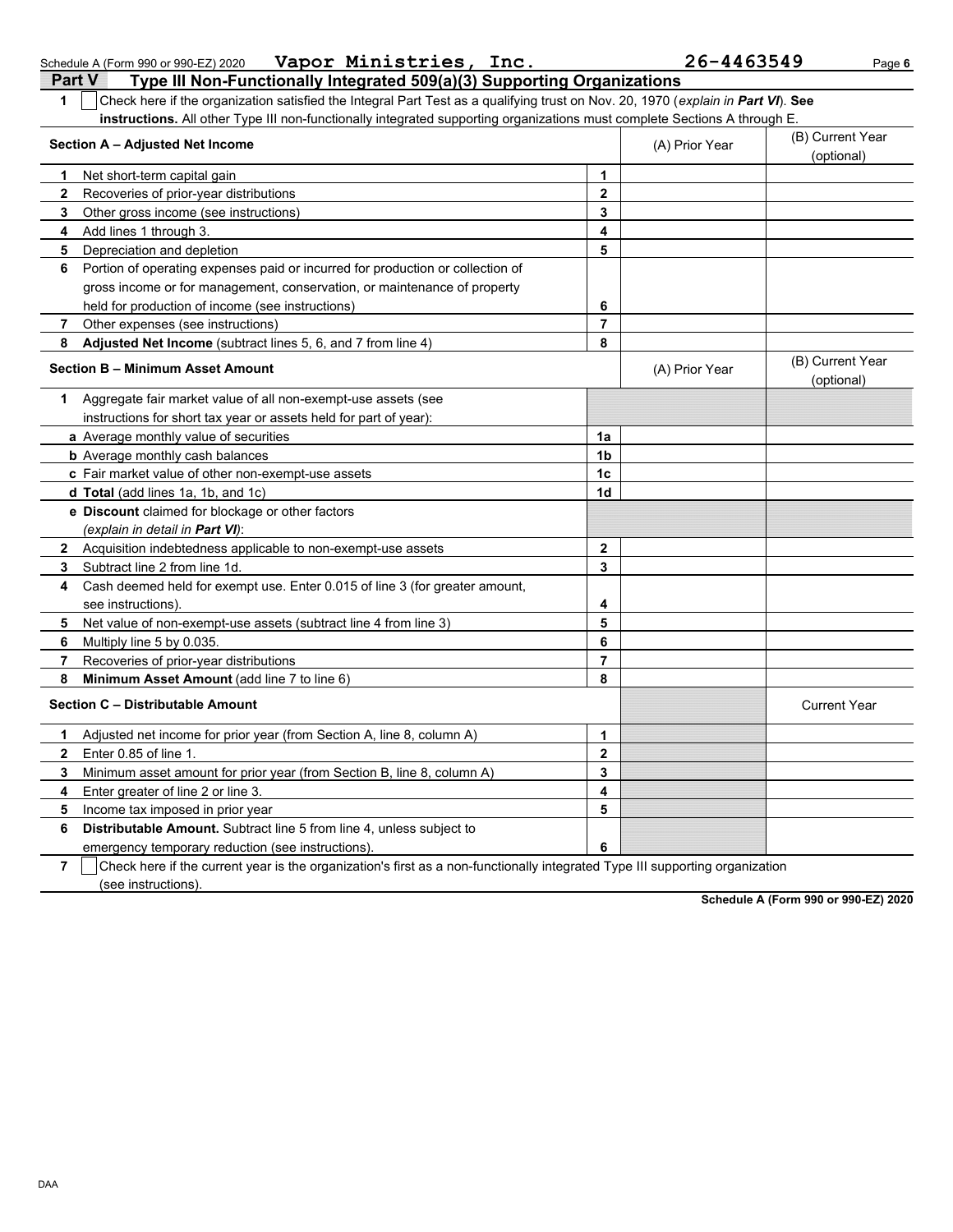Schedule A (Form 990 or 990-EZ) 2020 **Vapor Ministries, Inc.** **26-4463549**

## Part V Type III Non-Functionally Integrated 509(a)(3) Supporting Organizations

**1** ☐ Check here if the organization satisfied the Integral Part Test as a qualifying trust on Nov. 20, 1970 (*explain in* ***Part VI***). **See instructions.** All other Type III non-functionally integrated supporting organizations must complete Sections A through E.

| **Section A – Adjusted Net Income** | | (A) Prior Year | (B) Current Year (optional) |
|---|---|---|---|
| **1** Net short-term capital gain | **1** | | |
| **2** Recoveries of prior-year distributions | **2** | | |
| **3** Other gross income (see instructions) | **3** | | |
| **4** Add lines 1 through 3. | **4** | | |
| **5** Depreciation and depletion | **5** | | |
| **6** Portion of operating expenses paid or incurred for production or collection of gross income or for management, conservation, or maintenance of property held for production of income (see instructions) | **6** | | |
| **7** Other expenses (see instructions) | **7** | | |
| **8** **Adjusted Net Income** (subtract lines 5, 6, and 7 from line 4) | **8** | | |

| **Section B – Minimum Asset Amount** | | (A) Prior Year | (B) Current Year (optional) |
|---|---|---|---|
| **1** Aggregate fair market value of all non-exempt-use assets (see instructions for short tax year or assets held for part of year): | | | |
| **a** Average monthly value of securities | **1a** | | |
| **b** Average monthly cash balances | **1b** | | |
| **c** Fair market value of other non-exempt-use assets | **1c** | | |
| **d** **Total** (add lines 1a, 1b, and 1c) | **1d** | | |
| **e** **Discount** claimed for blockage or other factors (*explain in detail in* ***Part VI***): | | | |
| **2** Acquisition indebtedness applicable to non-exempt-use assets | **2** | | |
| **3** Subtract line 2 from line 1d. | **3** | | |
| **4** Cash deemed held for exempt use. Enter 0.015 of line 3 (for greater amount, see instructions). | **4** | | |
| **5** Net value of non-exempt-use assets (subtract line 4 from line 3) | **5** | | |
| **6** Multiply line 5 by 0.035. | **6** | | |
| **7** Recoveries of prior-year distributions | **7** | | |
| **8** **Minimum Asset Amount** (add line 7 to line 6) | **8** | | |

| **Section C – Distributable Amount** | | | Current Year |
|---|---|---|---|
| **1** Adjusted net income for prior year (from Section A, line 8, column A) | **1** | | |
| **2** Enter 0.85 of line 1. | **2** | | |
| **3** Minimum asset amount for prior year (from Section B, line 8, column A) | **3** | | |
| **4** Enter greater of line 2 or line 3. | **4** | | |
| **5** Income tax imposed in prior year | **5** | | |
| **6** **Distributable Amount.** Subtract line 5 from line 4, unless subject to emergency temporary reduction (see instructions). | **6** | | |

**7** ☐ Check here if the current year is the organization's first as a non-functionally integrated Type III supporting organization (see instructions).

**Schedule A (Form 990 or 990-EZ) 2020**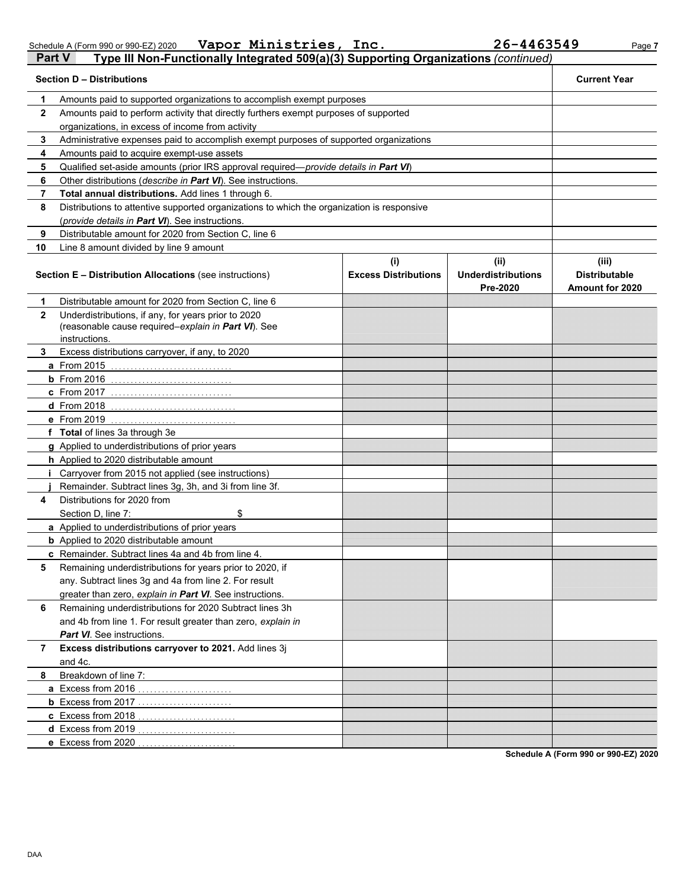Schedule A (Form 990 or 990-EZ) 2020 **Vapor Ministries, Inc.** **26-4463549**

## Part V Type III Non-Functionally Integrated 509(a)(3) Supporting Organizations *(continued)*

| | **Section D – Distributions** | **Current Year** |
|---|---|---|
| **1** | Amounts paid to supported organizations to accomplish exempt purposes | |
| **2** | Amounts paid to perform activity that directly furthers exempt purposes of supported organizations, in excess of income from activity | |
| **3** | Administrative expenses paid to accomplish exempt purposes of supported organizations | |
| **4** | Amounts paid to acquire exempt-use assets | |
| **5** | Qualified set-aside amounts (prior IRS approval required—*provide details in **Part VI***) | |
| **6** | Other distributions (*describe in **Part VI***). See instructions. | |
| **7** | **Total annual distributions.** Add lines 1 through 6. | |
| **8** | Distributions to attentive supported organizations to which the organization is responsive (*provide details in **Part VI***). See instructions. | |
| **9** | Distributable amount for 2020 from Section C, line 6 | |
| **10** | Line 8 amount divided by line 9 amount | |

| | **Section E – Distribution Allocations** (see instructions) | **(i) Excess Distributions** | **(ii) Underdistributions Pre-2020** | **(iii) Distributable Amount for 2020** |
|---|---|---|---|---|
| **1** | Distributable amount for 2020 from Section C, line 6 | | | |
| **2** | Underdistributions, if any, for years prior to 2020 (reasonable cause required–*explain in **Part VI***). See instructions. | | | |
| **3** | Excess distributions carryover, if any, to 2020 | | | |
| **a** | From 2015 | | | |
| **b** | From 2016 | | | |
| **c** | From 2017 | | | |
| **d** | From 2018 | | | |
| **e** | From 2019 | | | |
| **f** | **Total** of lines 3a through 3e | | | |
| **g** | Applied to underdistributions of prior years | | | |
| **h** | Applied to 2020 distributable amount | | | |
| **i** | Carryover from 2015 not applied (see instructions) | | | |
| **j** | Remainder. Subtract lines 3g, 3h, and 3i from line 3f. | | | |
| **4** | Distributions for 2020 from Section D, line 7: $ | | | |
| **a** | Applied to underdistributions of prior years | | | |
| **b** | Applied to 2020 distributable amount | | | |
| **c** | Remainder. Subtract lines 4a and 4b from line 4. | | | |
| **5** | Remaining underdistributions for years prior to 2020, if any. Subtract lines 3g and 4a from line 2. For result greater than zero, *explain in **Part VI***. See instructions. | | | |
| **6** | Remaining underdistributions for 2020 Subtract lines 3h and 4b from line 1. For result greater than zero, *explain in **Part VI***. See instructions. | | | |
| **7** | **Excess distributions carryover to 2021.** Add lines 3j and 4c. | | | |
| **8** | Breakdown of line 7: | | | |
| **a** | Excess from 2016 | | | |
| **b** | Excess from 2017 | | | |
| **c** | Excess from 2018 | | | |
| **d** | Excess from 2019 | | | |
| **e** | Excess from 2020 | | | |

**Schedule A (Form 990 or 990-EZ) 2020**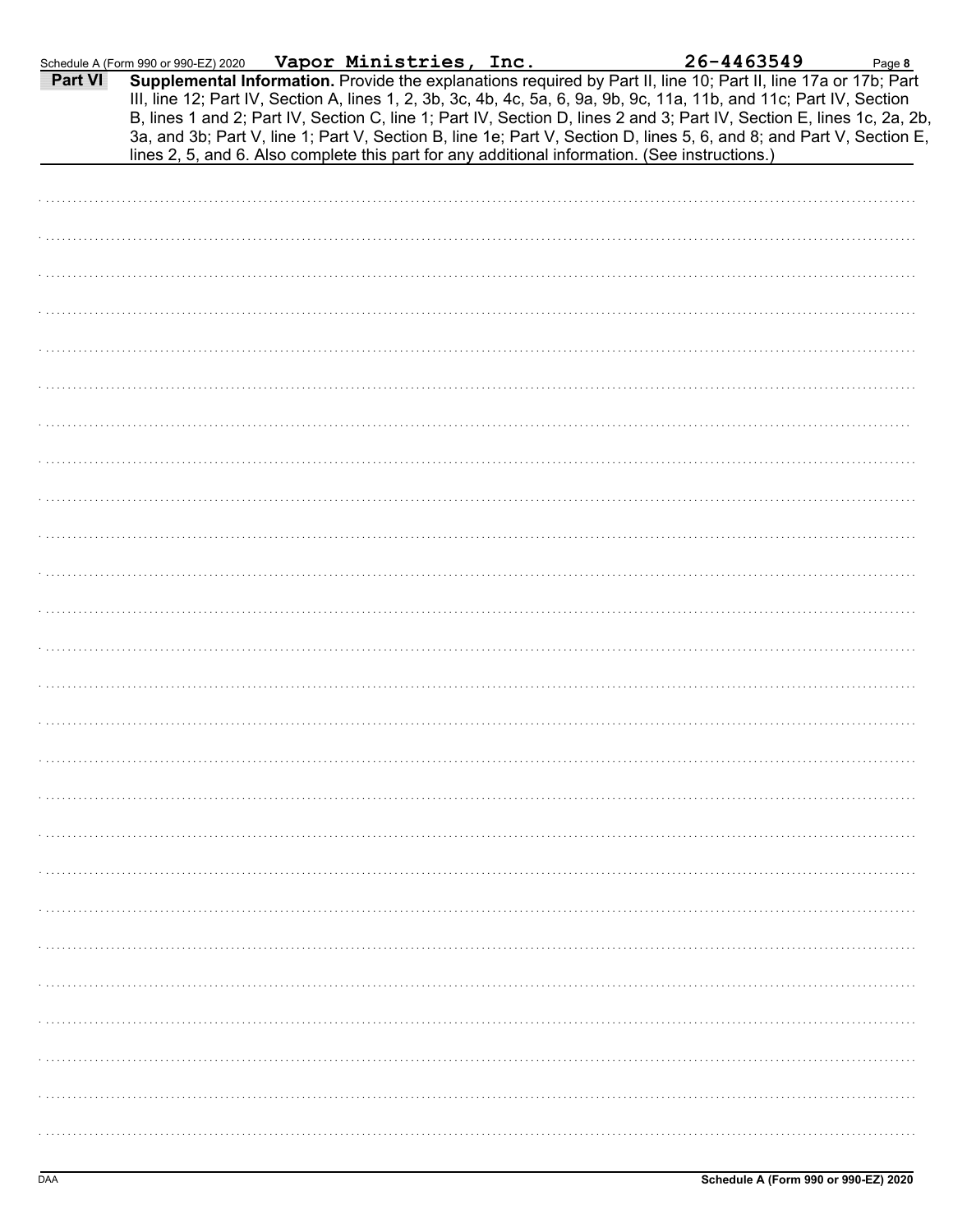Schedule A (Form 990 or 990-EZ) 2020 **Vapor Ministries, Inc.** **26-4463549** Page **8**

## Part VI **Supplemental Information.**

**Supplemental Information.** Provide the explanations required by Part II, line 10; Part II, line 17a or 17b; Part III, line 12; Part IV, Section A, lines 1, 2, 3b, 3c, 4b, 4c, 5a, 6, 9a, 9b, 9c, 11a, 11b, and 11c; Part IV, Section B, lines 1 and 2; Part IV, Section C, line 1; Part IV, Section D, lines 2 and 3; Part IV, Section E, lines 1c, 2a, 2b, 3a, and 3b; Part V, line 1; Part V, Section B, line 1e; Part V, Section D, lines 5, 6, and 8; and Part V, Section E, lines 2, 5, and 6. Also complete this part for any additional information. (See instructions.)

DAA **Schedule A (Form 990 or 990-EZ) 2020**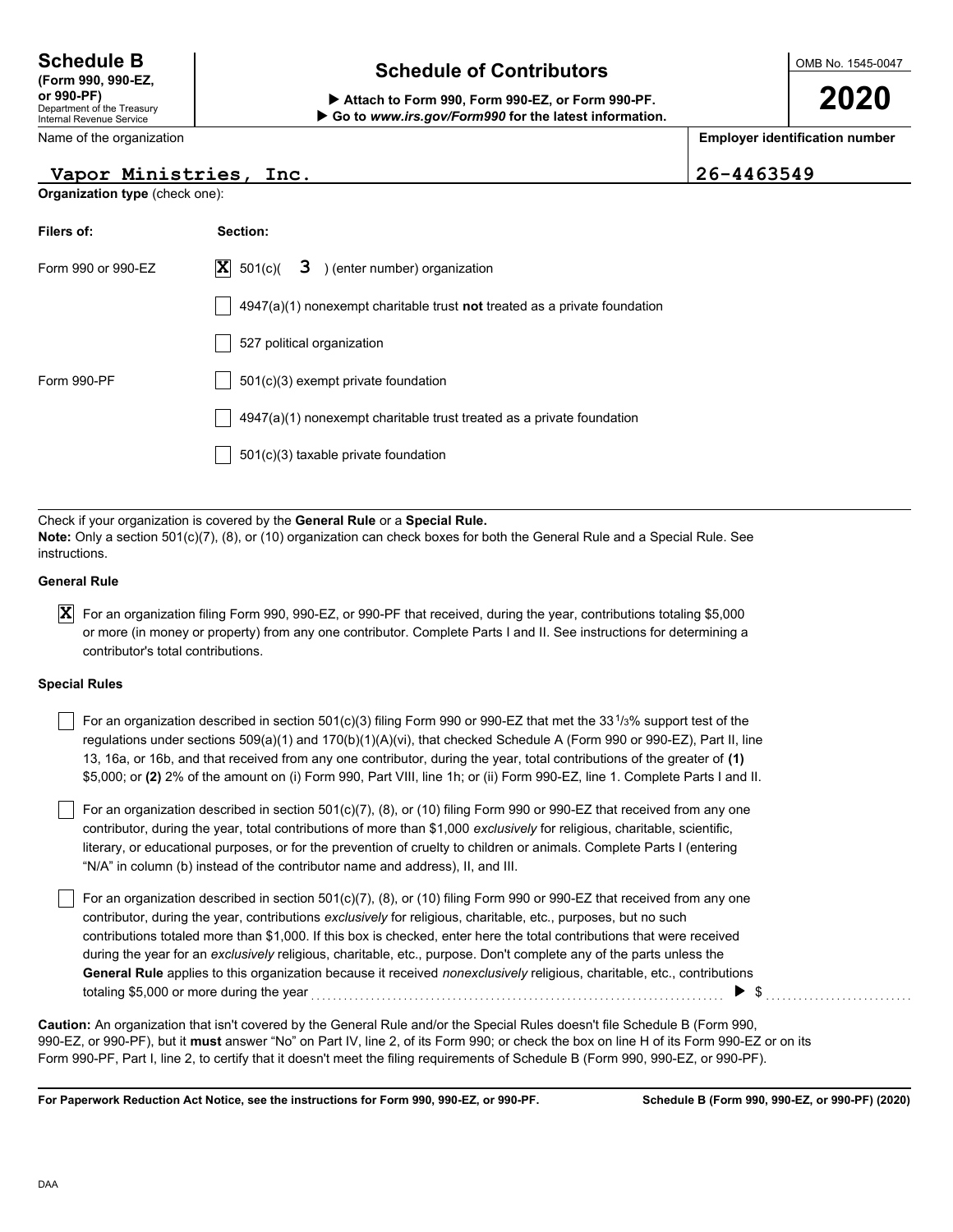**Schedule B**
**(Form 990, 990-EZ, or 990-PF)**
Department of the Treasury
Internal Revenue Service

# Schedule of Contributors

▶ **Attach to Form 990, Form 990-EZ, or Form 990-PF.**
▶ **Go to *www.irs.gov/Form990* for the latest information.**

OMB No. 1545-0047

**2020**

Name of the organization: Vapor Ministries, Inc.

**Employer identification number:** 26-4463549

**Organization type** (check one):

| **Filers of:** | **Section:** |
|---|---|
| Form 990 or 990-EZ | [X] 501(c)( 3 ) (enter number) organization |
| | [ ] 4947(a)(1) nonexempt charitable trust **not** treated as a private foundation |
| | [ ] 527 political organization |
| Form 990-PF | [ ] 501(c)(3) exempt private foundation |
| | [ ] 4947(a)(1) nonexempt charitable trust treated as a private foundation |
| | [ ] 501(c)(3) taxable private foundation |

Check if your organization is covered by the **General Rule** or a **Special Rule.**
**Note:** Only a section 501(c)(7), (8), or (10) organization can check boxes for both the General Rule and a Special Rule. See instructions.

**General Rule**

[X] For an organization filing Form 990, 990-EZ, or 990-PF that received, during the year, contributions totaling $5,000 or more (in money or property) from any one contributor. Complete Parts I and II. See instructions for determining a contributor's total contributions.

**Special Rules**

[ ] For an organization described in section 501(c)(3) filing Form 990 or 990-EZ that met the 33 1/3% support test of the regulations under sections 509(a)(1) and 170(b)(1)(A)(vi), that checked Schedule A (Form 990 or 990-EZ), Part II, line 13, 16a, or 16b, and that received from any one contributor, during the year, total contributions of the greater of **(1)** $5,000; or **(2)** 2% of the amount on (i) Form 990, Part VIII, line 1h; or (ii) Form 990-EZ, line 1. Complete Parts I and II.

[ ] For an organization described in section 501(c)(7), (8), or (10) filing Form 990 or 990-EZ that received from any one contributor, during the year, total contributions of more than $1,000 *exclusively* for religious, charitable, scientific, literary, or educational purposes, or for the prevention of cruelty to children or animals. Complete Parts I (entering "N/A" in column (b) instead of the contributor name and address), II, and III.

[ ] For an organization described in section 501(c)(7), (8), or (10) filing Form 990 or 990-EZ that received from any one contributor, during the year, contributions *exclusively* for religious, charitable, etc., purposes, but no such contributions totaled more than $1,000. If this box is checked, enter here the total contributions that were received during the year for an *exclusively* religious, charitable, etc., purpose. Don't complete any of the parts unless the **General Rule** applies to this organization because it received *nonexclusively* religious, charitable, etc., contributions totaling $5,000 or more during the year ..................... ▶ $ ..................

**Caution:** An organization that isn't covered by the General Rule and/or the Special Rules doesn't file Schedule B (Form 990, 990-EZ, or 990-PF), but it **must** answer "No" on Part IV, line 2, of its Form 990; or check the box on line H of its Form 990-EZ or on its Form 990-PF, Part I, line 2, to certify that it doesn't meet the filing requirements of Schedule B (Form 990, 990-EZ, or 990-PF).

**For Paperwork Reduction Act Notice, see the instructions for Form 990, 990-EZ, or 990-PF.** **Schedule B (Form 990, 990-EZ, or 990-PF) (2020)**

DAA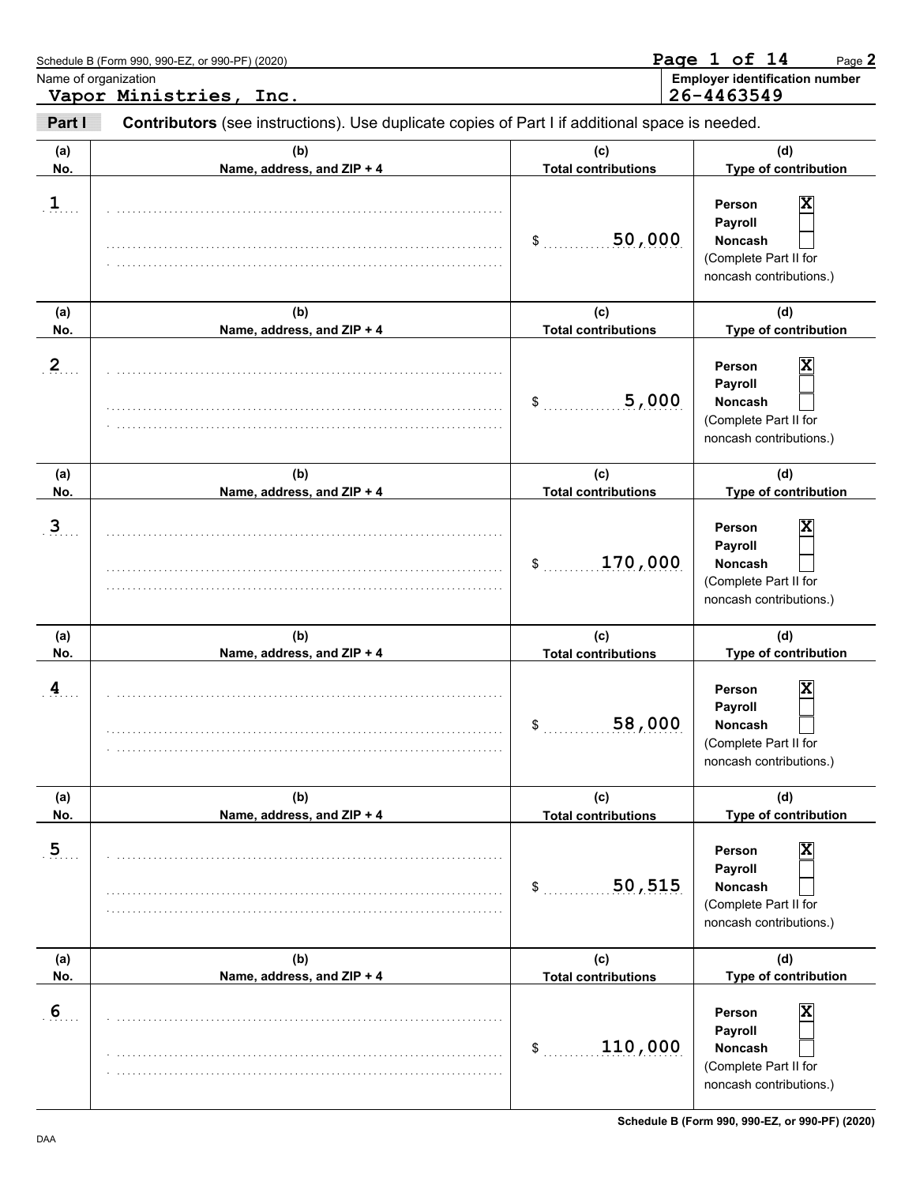Name of organization
**Vapor Ministries, Inc.**

**Employer identification number**
**26-4463549**

**Part I** **Contributors** (see instructions). Use duplicate copies of Part I if additional space is needed.

| (a) No. | (b) Name, address, and ZIP + 4 | (c) Total contributions | (d) Type of contribution |
|---|---|---|---|
| 1 | | $ 50,000 | Person [X] Payroll [ ] Noncash [ ] (Complete Part II for noncash contributions.) |
| 2 | | $ 5,000 | Person [X] Payroll [ ] Noncash [ ] (Complete Part II for noncash contributions.) |
| 3 | | $ 170,000 | Person [X] Payroll [ ] Noncash [ ] (Complete Part II for noncash contributions.) |
| 4 | | $ 58,000 | Person [X] Payroll [ ] Noncash [ ] (Complete Part II for noncash contributions.) |
| 5 | | $ 50,515 | Person [X] Payroll [ ] Noncash [ ] (Complete Part II for noncash contributions.) |
| 6 | | $ 110,000 | Person [X] Payroll [ ] Noncash [ ] (Complete Part II for noncash contributions.) |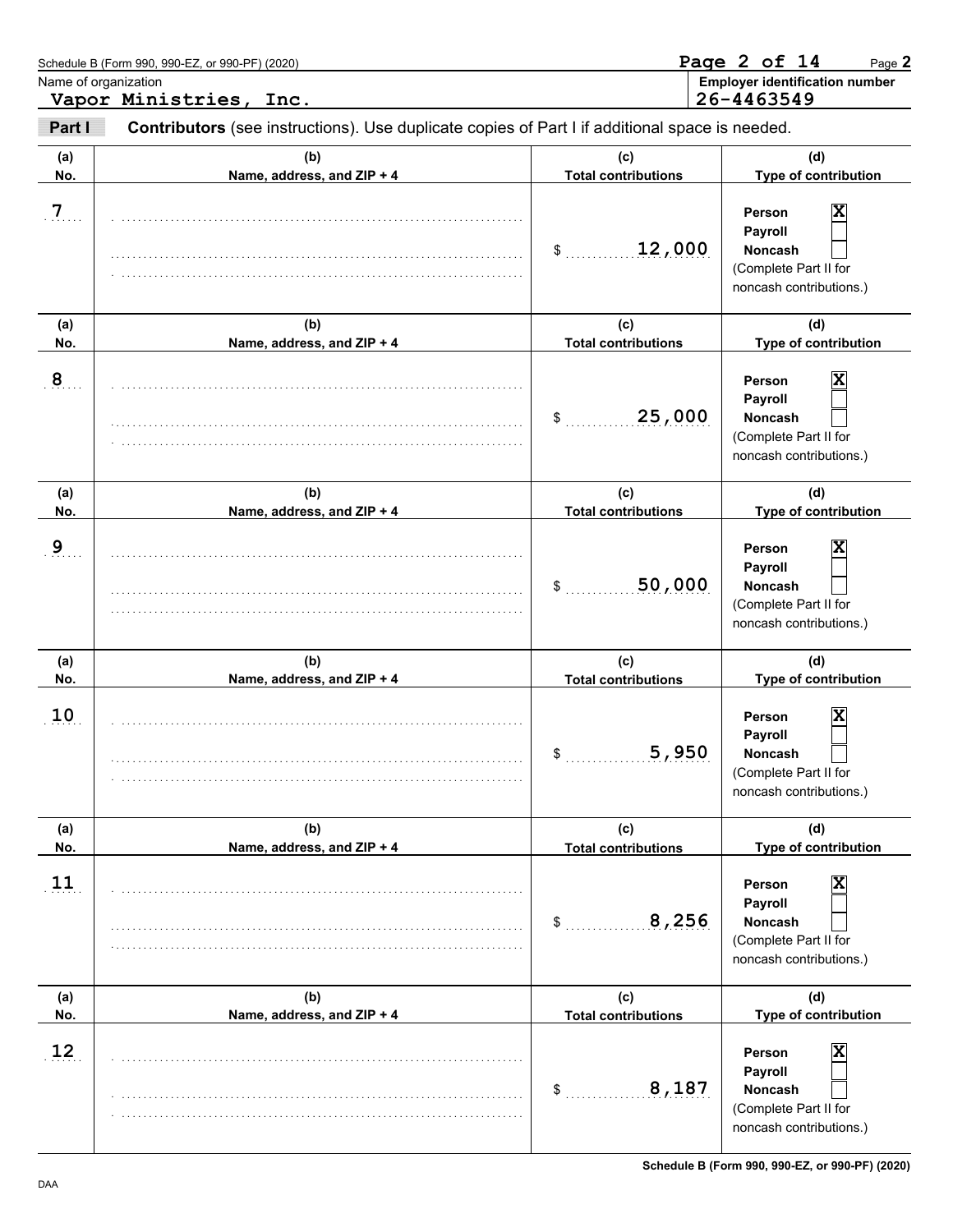Schedule B (Form 990, 990-EZ, or 990-PF) (2020)

Name of organization: **Vapor Ministries, Inc.**

Employer identification number: **26-4463549**

**Part I** **Contributors** (see instructions). Use duplicate copies of Part I if additional space is needed.

| (a) No. | (b) Name, address, and ZIP + 4 | (c) Total contributions | (d) Type of contribution |
|---|---|---|---|
| 7 | | $ 12,000 | Person [X] Payroll [ ] Noncash [ ] (Complete Part II for noncash contributions.) |
| 8 | | $ 25,000 | Person [X] Payroll [ ] Noncash [ ] (Complete Part II for noncash contributions.) |
| 9 | | $ 50,000 | Person [X] Payroll [ ] Noncash [ ] (Complete Part II for noncash contributions.) |
| 10 | | $ 5,950 | Person [X] Payroll [ ] Noncash [ ] (Complete Part II for noncash contributions.) |
| 11 | | $ 8,256 | Person [X] Payroll [ ] Noncash [ ] (Complete Part II for noncash contributions.) |
| 12 | | $ 8,187 | Person [X] Payroll [ ] Noncash [ ] (Complete Part II for noncash contributions.) |

Schedule B (Form 990, 990-EZ, or 990-PF) (2020)

DAA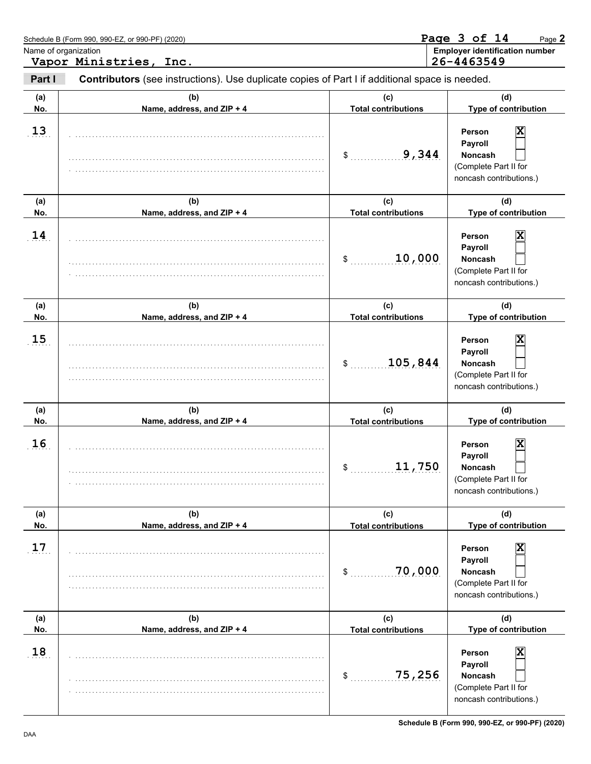Schedule B (Form 990, 990-EZ, or 990-PF) (2020)

Name of organization: **Vapor Ministries, Inc.**

Employer identification number: **26-4463549**

**Part I** **Contributors** (see instructions). Use duplicate copies of Part I if additional space is needed.

| (a) No. | (b) Name, address, and ZIP + 4 | (c) Total contributions | (d) Type of contribution |
|---|---|---|---|
| 13 | | $ 9,344 | Person [X] Payroll [ ] Noncash [ ] (Complete Part II for noncash contributions.) |
| 14 | | $ 10,000 | Person [X] Payroll [ ] Noncash [ ] (Complete Part II for noncash contributions.) |
| 15 | | $ 105,844 | Person [X] Payroll [ ] Noncash [ ] (Complete Part II for noncash contributions.) |
| 16 | | $ 11,750 | Person [X] Payroll [ ] Noncash [ ] (Complete Part II for noncash contributions.) |
| 17 | | $ 70,000 | Person [X] Payroll [ ] Noncash [ ] (Complete Part II for noncash contributions.) |
| 18 | | $ 75,256 | Person [X] Payroll [ ] Noncash [ ] (Complete Part II for noncash contributions.) |

Schedule B (Form 990, 990-EZ, or 990-PF) (2020)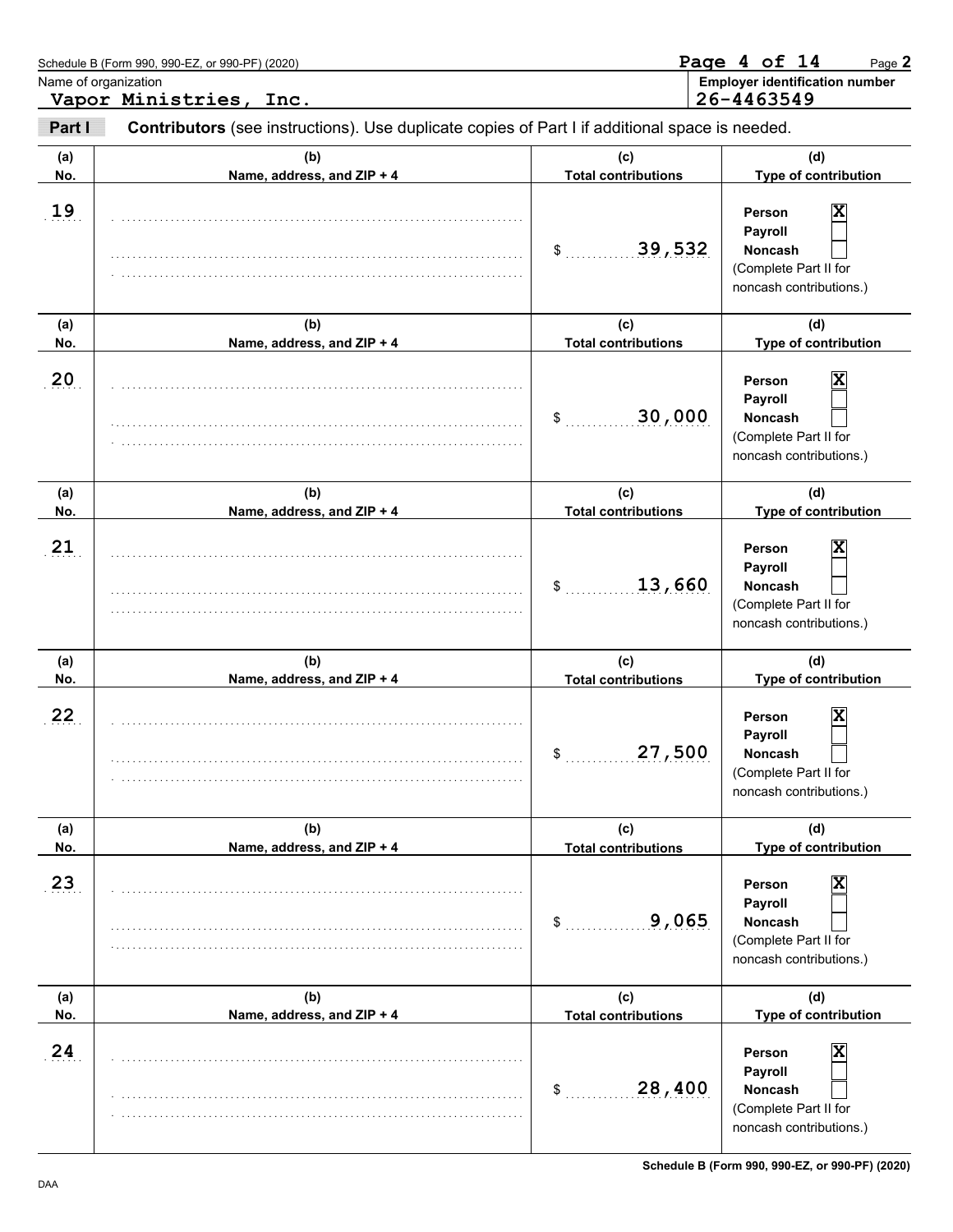Schedule B (Form 990, 990-EZ, or 990-PF) (2020)

Name of organization: **Vapor Ministries, Inc.**

**Employer identification number:** 26-4463549

**Part I** **Contributors** (see instructions). Use duplicate copies of Part I if additional space is needed.

| (a) No. | (b) Name, address, and ZIP + 4 | (c) Total contributions | (d) Type of contribution |
|---|---|---|---|
| 19 | | $ 39,532 | Person [X] Payroll [ ] Noncash [ ] (Complete Part II for noncash contributions.) |
| 20 | | $ 30,000 | Person [X] Payroll [ ] Noncash [ ] (Complete Part II for noncash contributions.) |
| 21 | | $ 13,660 | Person [X] Payroll [ ] Noncash [ ] (Complete Part II for noncash contributions.) |
| 22 | | $ 27,500 | Person [X] Payroll [ ] Noncash [ ] (Complete Part II for noncash contributions.) |
| 23 | | $ 9,065 | Person [X] Payroll [ ] Noncash [ ] (Complete Part II for noncash contributions.) |
| 24 | | $ 28,400 | Person [X] Payroll [ ] Noncash [ ] (Complete Part II for noncash contributions.) |

Schedule B (Form 990, 990-EZ, or 990-PF) (2020)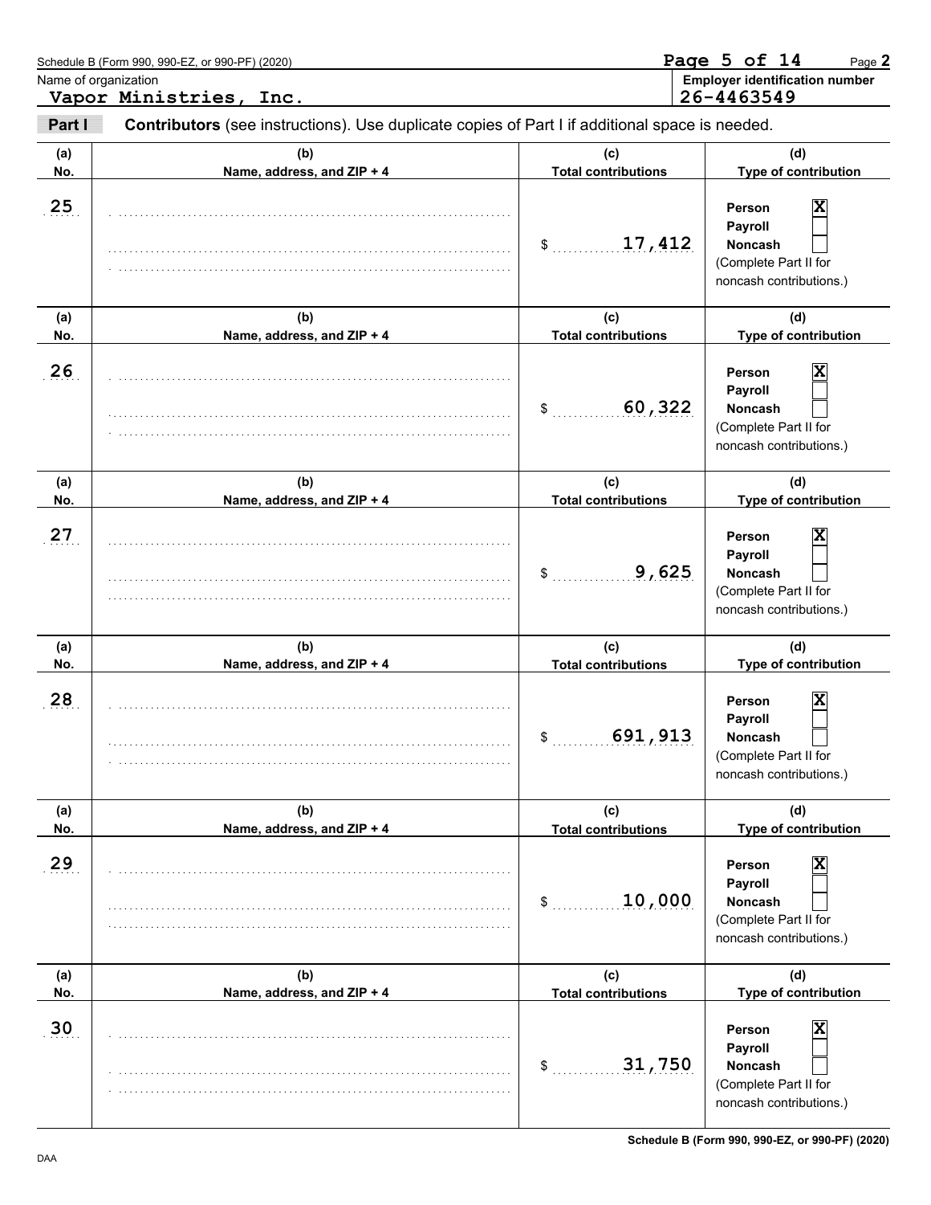Schedule B (Form 990, 990-EZ, or 990-PF) (2020)

Name of organization: **Vapor Ministries, Inc.**

Employer identification number: **26-4463549**

**Part I** **Contributors** (see instructions). Use duplicate copies of Part I if additional space is needed.

| (a) No. | (b) Name, address, and ZIP + 4 | (c) Total contributions | (d) Type of contribution |
| --- | --- | --- | --- |
| 25 | | $ 17,412 | Person [X] Payroll [ ] Noncash [ ] (Complete Part II for noncash contributions.) |
| 26 | | $ 60,322 | Person [X] Payroll [ ] Noncash [ ] (Complete Part II for noncash contributions.) |
| 27 | | $ 9,625 | Person [X] Payroll [ ] Noncash [ ] (Complete Part II for noncash contributions.) |
| 28 | | $ 691,913 | Person [X] Payroll [ ] Noncash [ ] (Complete Part II for noncash contributions.) |
| 29 | | $ 10,000 | Person [X] Payroll [ ] Noncash [ ] (Complete Part II for noncash contributions.) |
| 30 | | $ 31,750 | Person [X] Payroll [ ] Noncash [ ] (Complete Part II for noncash contributions.) |

Schedule B (Form 990, 990-EZ, or 990-PF) (2020)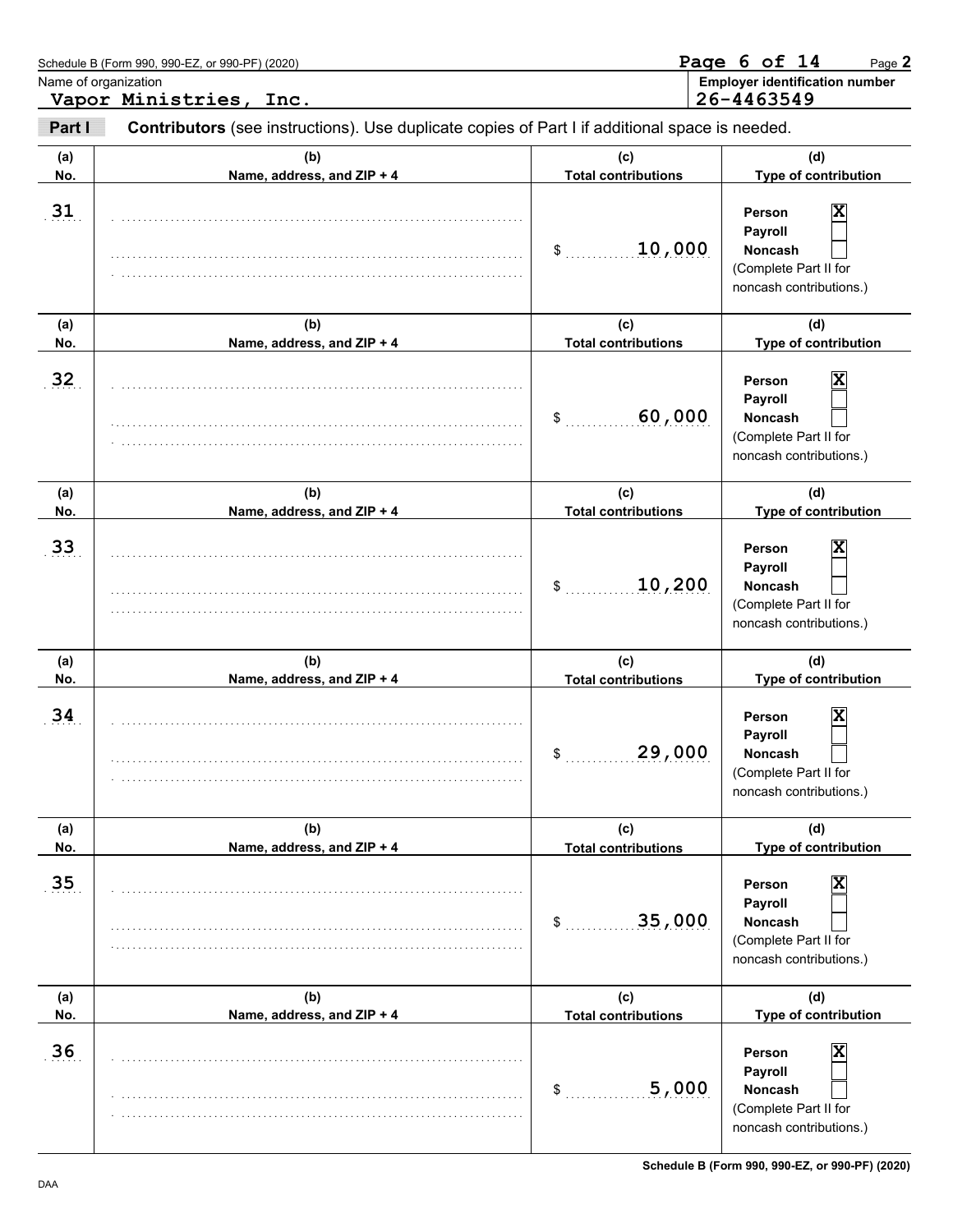Schedule B (Form 990, 990-EZ, or 990-PF) (2020)

Name of organization
**Vapor Ministries, Inc.**

Employer identification number
**26-4463549**

**Part I** **Contributors** (see instructions). Use duplicate copies of Part I if additional space is needed.

| (a) No. | (b) Name, address, and ZIP + 4 | (c) Total contributions | (d) Type of contribution |
|---|---|---|---|
| 31 | | $ 10,000 | Person [X] Payroll [ ] Noncash [ ] (Complete Part II for noncash contributions.) |
| 32 | | $ 60,000 | Person [X] Payroll [ ] Noncash [ ] (Complete Part II for noncash contributions.) |
| 33 | | $ 10,200 | Person [X] Payroll [ ] Noncash [ ] (Complete Part II for noncash contributions.) |
| 34 | | $ 29,000 | Person [X] Payroll [ ] Noncash [ ] (Complete Part II for noncash contributions.) |
| 35 | | $ 35,000 | Person [X] Payroll [ ] Noncash [ ] (Complete Part II for noncash contributions.) |
| 36 | | $ 5,000 | Person [X] Payroll [ ] Noncash [ ] (Complete Part II for noncash contributions.) |

Schedule B (Form 990, 990-EZ, or 990-PF) (2020)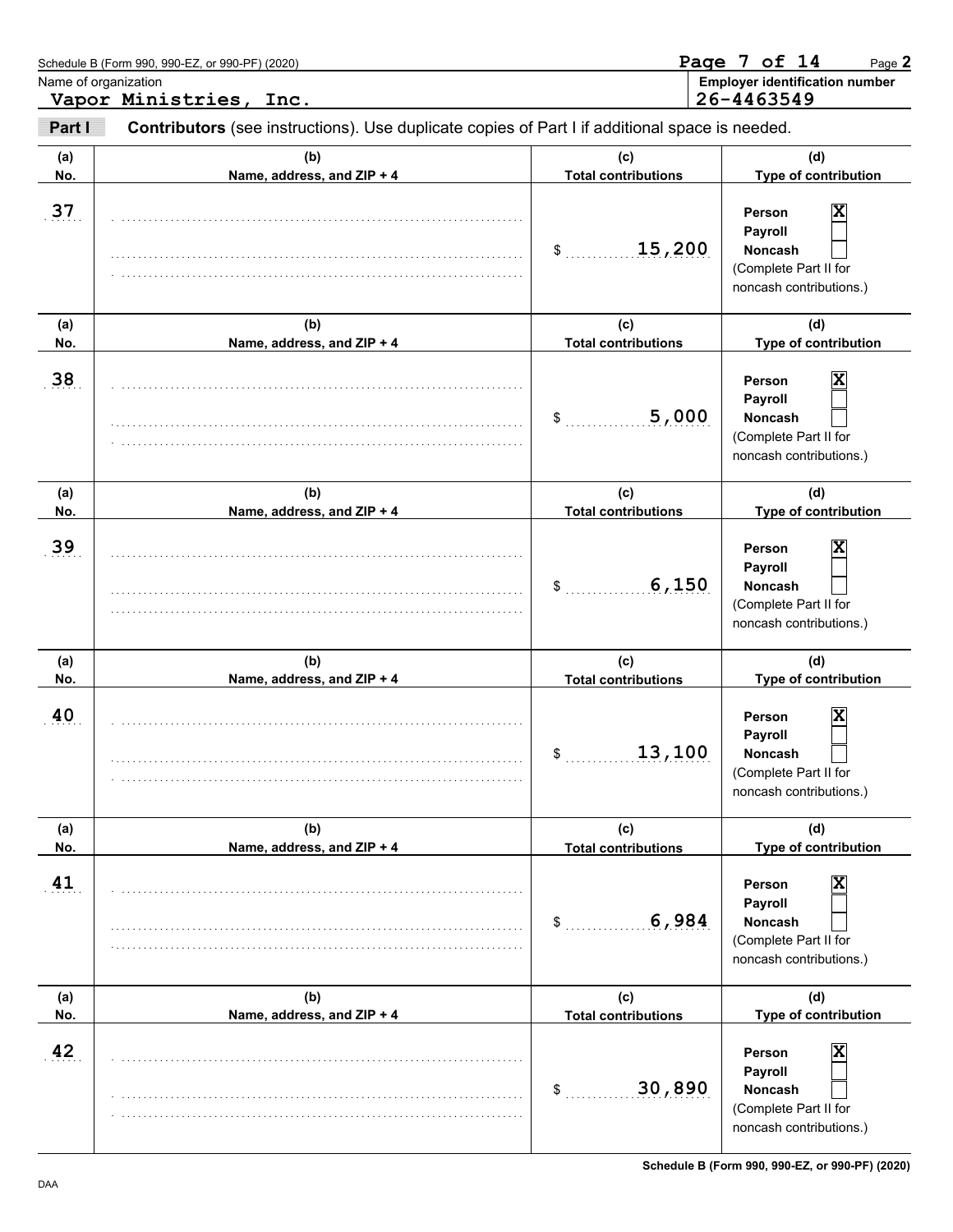Schedule B (Form 990, 990-EZ, or 990-PF) (2020)

Name of organization
**Vapor Ministries, Inc.**

Employer identification number
**26-4463549**

**Part I** **Contributors** (see instructions). Use duplicate copies of Part I if additional space is needed.

| (a) No. | (b) Name, address, and ZIP + 4 | (c) Total contributions | (d) Type of contribution |
|---|---|---|---|
| 37 | | $ 15,200 | Person [X] Payroll [ ] Noncash [ ] (Complete Part II for noncash contributions.) |
| 38 | | $ 5,000 | Person [X] Payroll [ ] Noncash [ ] (Complete Part II for noncash contributions.) |
| 39 | | $ 6,150 | Person [X] Payroll [ ] Noncash [ ] (Complete Part II for noncash contributions.) |
| 40 | | $ 13,100 | Person [X] Payroll [ ] Noncash [ ] (Complete Part II for noncash contributions.) |
| 41 | | $ 6,984 | Person [X] Payroll [ ] Noncash [ ] (Complete Part II for noncash contributions.) |
| 42 | | $ 30,890 | Person [X] Payroll [ ] Noncash [ ] (Complete Part II for noncash contributions.) |

DAA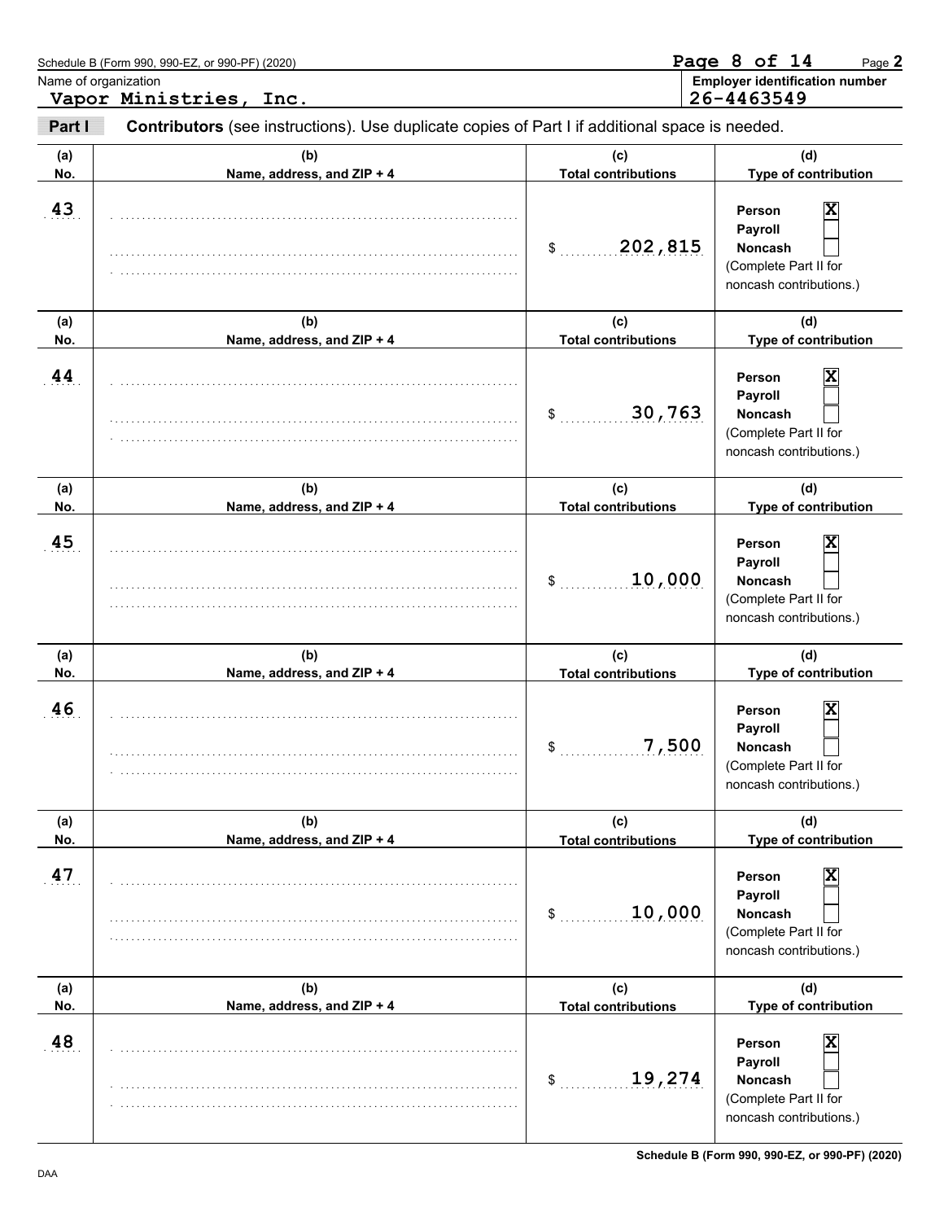Name of organization: **Vapor Ministries, Inc.**

Employer identification number: **26-4463549**

**Part I** **Contributors** (see instructions). Use duplicate copies of Part I if additional space is needed.

| (a) No. | (b) Name, address, and ZIP + 4 | (c) Total contributions | (d) Type of contribution |
|---|---|---|---|
| 43 | | $ 202,815 | Person [X] Payroll [ ] Noncash [ ] (Complete Part II for noncash contributions.) |
| 44 | | $ 30,763 | Person [X] Payroll [ ] Noncash [ ] (Complete Part II for noncash contributions.) |
| 45 | | $ 10,000 | Person [X] Payroll [ ] Noncash [ ] (Complete Part II for noncash contributions.) |
| 46 | | $ 7,500 | Person [X] Payroll [ ] Noncash [ ] (Complete Part II for noncash contributions.) |
| 47 | | $ 10,000 | Person [X] Payroll [ ] Noncash [ ] (Complete Part II for noncash contributions.) |
| 48 | | $ 19,274 | Person [X] Payroll [ ] Noncash [ ] (Complete Part II for noncash contributions.) |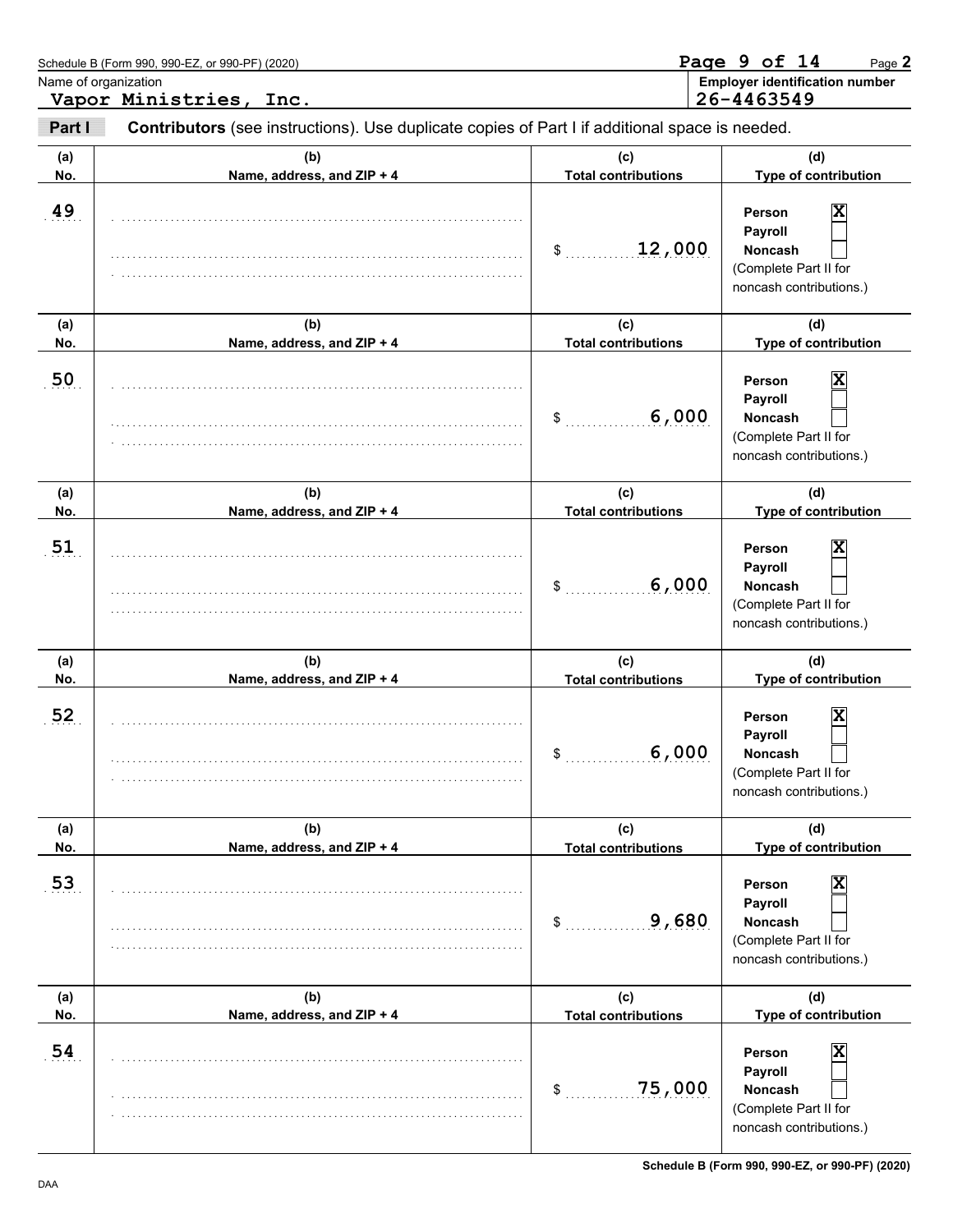Schedule B (Form 990, 990-EZ, or 990-PF) (2020)

Name of organization
**Vapor Ministries, Inc.**

Employer identification number
**26-4463549**

**Part I** **Contributors** (see instructions). Use duplicate copies of Part I if additional space is needed.

| (a) No. | (b) Name, address, and ZIP + 4 | (c) Total contributions | (d) Type of contribution |
|---|---|---|---|
| 49 | | $ 12,000 | Person [X] Payroll [ ] Noncash [ ] (Complete Part II for noncash contributions.) |
| 50 | | $ 6,000 | Person [X] Payroll [ ] Noncash [ ] (Complete Part II for noncash contributions.) |
| 51 | | $ 6,000 | Person [X] Payroll [ ] Noncash [ ] (Complete Part II for noncash contributions.) |
| 52 | | $ 6,000 | Person [X] Payroll [ ] Noncash [ ] (Complete Part II for noncash contributions.) |
| 53 | | $ 9,680 | Person [X] Payroll [ ] Noncash [ ] (Complete Part II for noncash contributions.) |
| 54 | | $ 75,000 | Person [X] Payroll [ ] Noncash [ ] (Complete Part II for noncash contributions.) |

DAA

Schedule B (Form 990, 990-EZ, or 990-PF) (2020)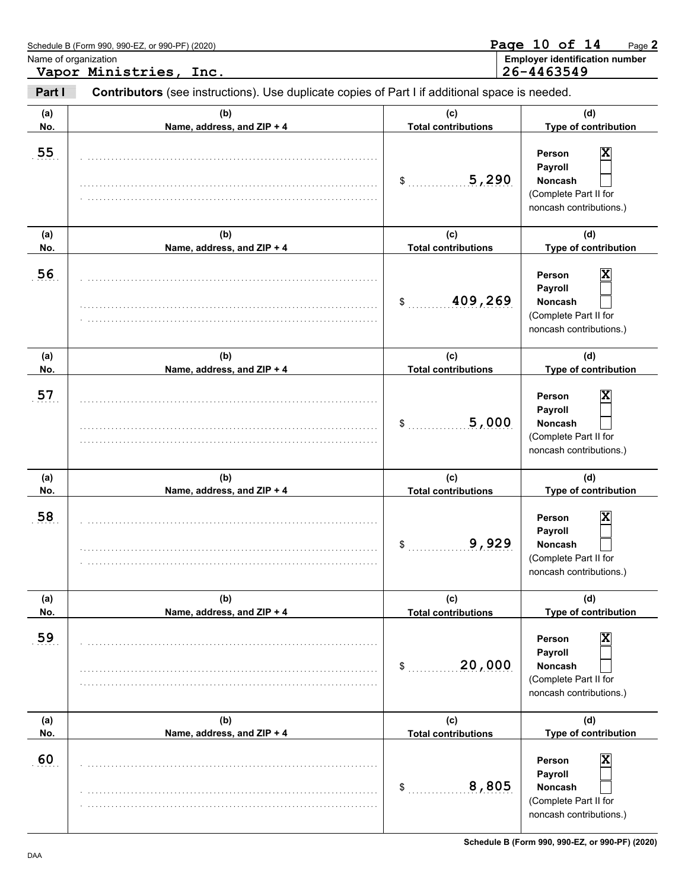Schedule B (Form 990, 990-EZ, or 990-PF) (2020)

Name of organization: **Vapor Ministries, Inc.**

Employer identification number: **26-4463549**

**Part I** **Contributors** (see instructions). Use duplicate copies of Part I if additional space is needed.

| (a) No. | (b) Name, address, and ZIP + 4 | (c) Total contributions | (d) Type of contribution |
|---|---|---|---|
| 55 | | $ 5,290 | Person [X] Payroll [ ] Noncash [ ] (Complete Part II for noncash contributions.) |
| 56 | | $ 409,269 | Person [X] Payroll [ ] Noncash [ ] (Complete Part II for noncash contributions.) |
| 57 | | $ 5,000 | Person [X] Payroll [ ] Noncash [ ] (Complete Part II for noncash contributions.) |
| 58 | | $ 9,929 | Person [X] Payroll [ ] Noncash [ ] (Complete Part II for noncash contributions.) |
| 59 | | $ 20,000 | Person [X] Payroll [ ] Noncash [ ] (Complete Part II for noncash contributions.) |
| 60 | | $ 8,805 | Person [X] Payroll [ ] Noncash [ ] (Complete Part II for noncash contributions.) |

DAA

Schedule B (Form 990, 990-EZ, or 990-PF) (2020)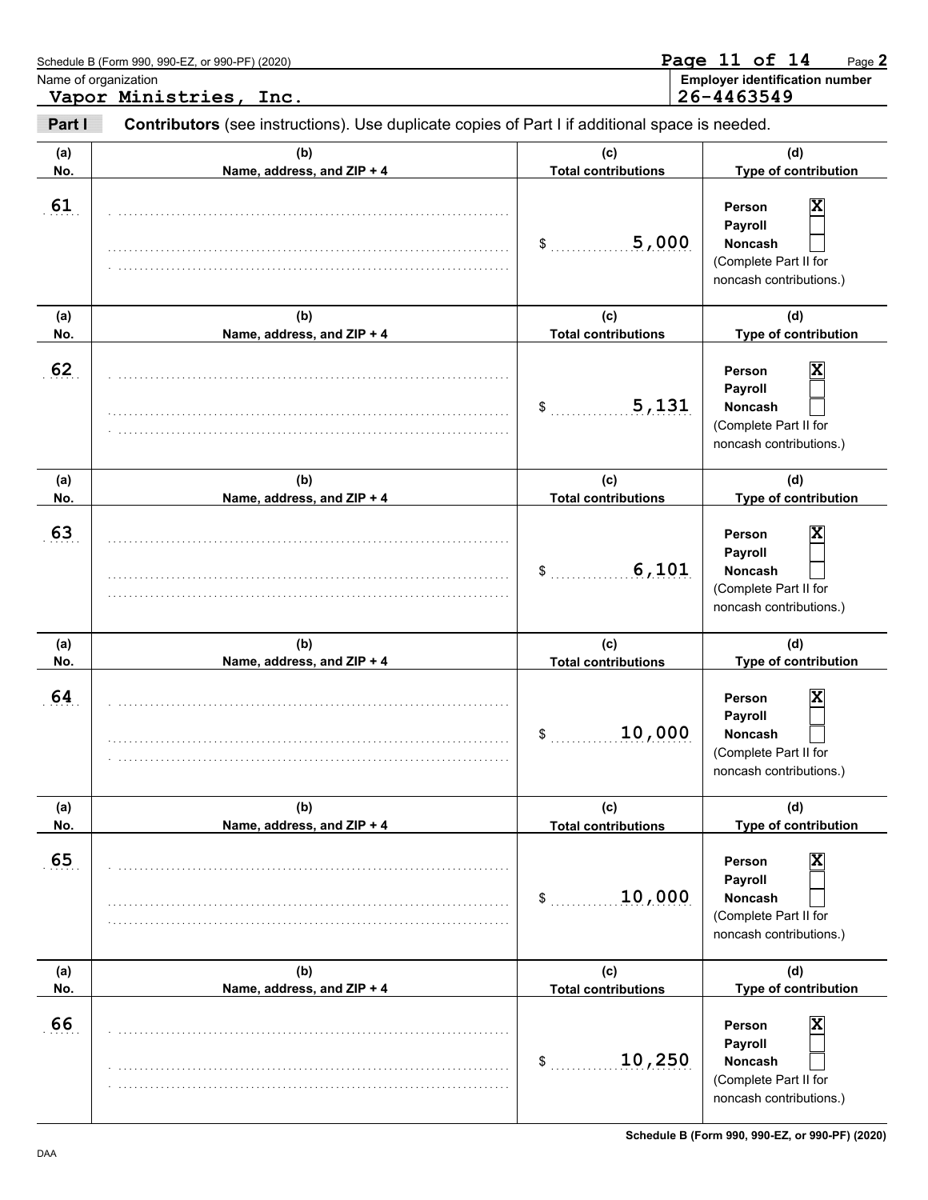Schedule B (Form 990, 990-EZ, or 990-PF) (2020)

Name of organization
**Vapor Ministries, Inc.**

**Employer identification number**
**26-4463549**

**Part I** **Contributors** (see instructions). Use duplicate copies of Part I if additional space is needed.

| (a) No. | (b) Name, address, and ZIP + 4 | (c) Total contributions | (d) Type of contribution |
|---|---|---|---|
| 61 | | $ 5,000 | Person [X] Payroll [ ] Noncash [ ] (Complete Part II for noncash contributions.) |
| 62 | | $ 5,131 | Person [X] Payroll [ ] Noncash [ ] (Complete Part II for noncash contributions.) |
| 63 | | $ 6,101 | Person [X] Payroll [ ] Noncash [ ] (Complete Part II for noncash contributions.) |
| 64 | | $ 10,000 | Person [X] Payroll [ ] Noncash [ ] (Complete Part II for noncash contributions.) |
| 65 | | $ 10,000 | Person [X] Payroll [ ] Noncash [ ] (Complete Part II for noncash contributions.) |
| 66 | | $ 10,250 | Person [X] Payroll [ ] Noncash [ ] (Complete Part II for noncash contributions.) |

DAA

**Schedule B (Form 990, 990-EZ, or 990-PF) (2020)**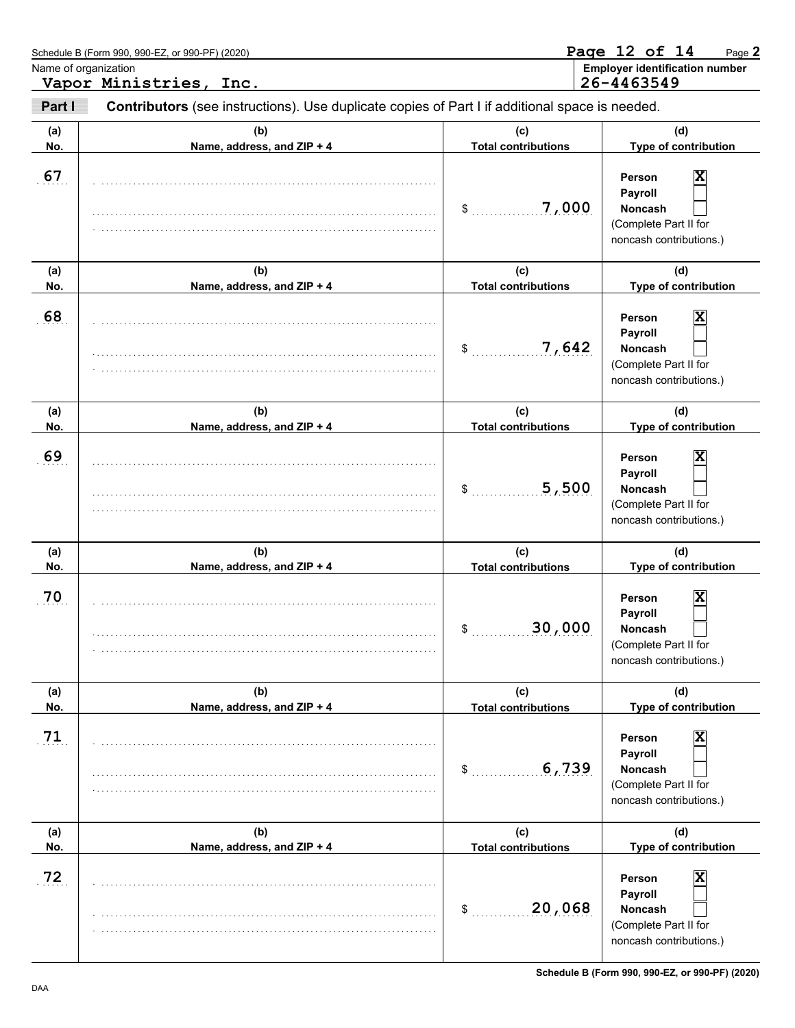Schedule B (Form 990, 990-EZ, or 990-PF) (2020)

Name of organization
**Vapor Ministries, Inc.**

**Employer identification number**
**26-4463549**

**Part I** **Contributors** (see instructions). Use duplicate copies of Part I if additional space is needed.

| (a) No. | (b) Name, address, and ZIP + 4 | (c) Total contributions | (d) Type of contribution |
|---|---|---|---|
| 67 | | $ 7,000 | Person [X] Payroll [ ] Noncash [ ] (Complete Part II for noncash contributions.) |
| 68 | | $ 7,642 | Person [X] Payroll [ ] Noncash [ ] (Complete Part II for noncash contributions.) |
| 69 | | $ 5,500 | Person [X] Payroll [ ] Noncash [ ] (Complete Part II for noncash contributions.) |
| 70 | | $ 30,000 | Person [X] Payroll [ ] Noncash [ ] (Complete Part II for noncash contributions.) |
| 71 | | $ 6,739 | Person [X] Payroll [ ] Noncash [ ] (Complete Part II for noncash contributions.) |
| 72 | | $ 20,068 | Person [X] Payroll [ ] Noncash [ ] (Complete Part II for noncash contributions.) |

DAA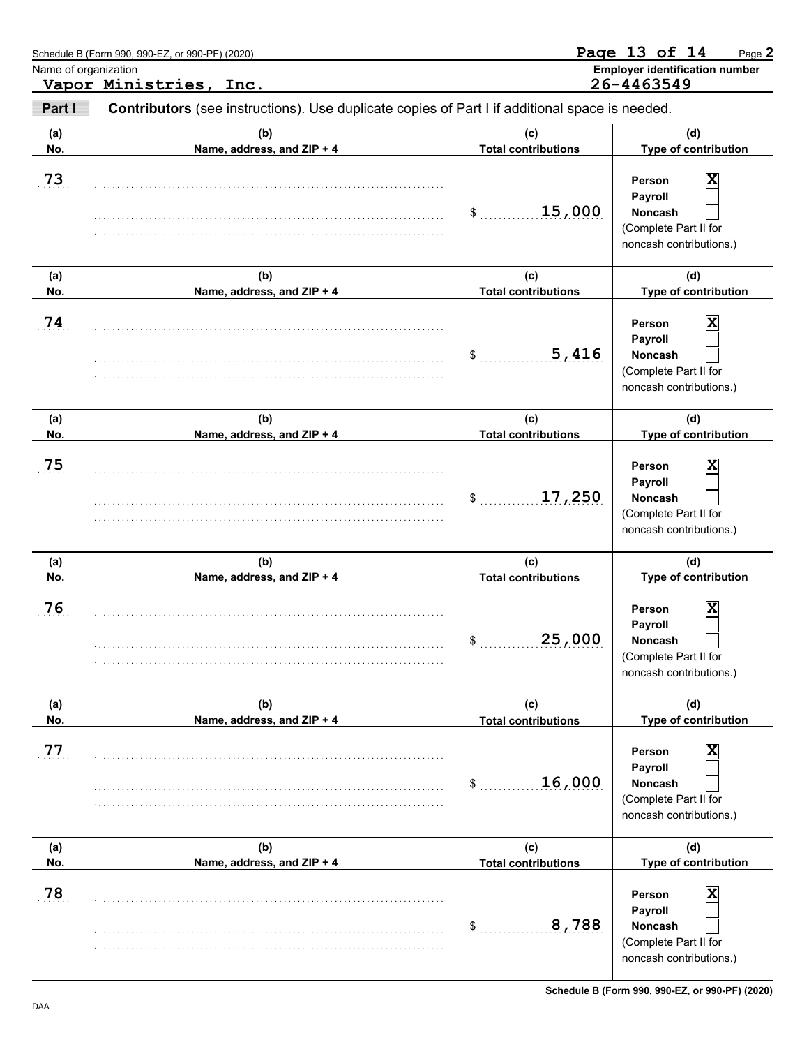Schedule B (Form 990, 990-EZ, or 990-PF) (2020)

Name of organization: **Vapor Ministries, Inc.**

Employer identification number: **26-4463549**

**Part I** **Contributors** (see instructions). Use duplicate copies of Part I if additional space is needed.

| (a) No. | (b) Name, address, and ZIP + 4 | (c) Total contributions | (d) Type of contribution |
|---|---|---|---|
| 73 | | $ 15,000 | Person [X] Payroll [ ] Noncash [ ] (Complete Part II for noncash contributions.) |
| 74 | | $ 5,416 | Person [X] Payroll [ ] Noncash [ ] (Complete Part II for noncash contributions.) |
| 75 | | $ 17,250 | Person [X] Payroll [ ] Noncash [ ] (Complete Part II for noncash contributions.) |
| 76 | | $ 25,000 | Person [X] Payroll [ ] Noncash [ ] (Complete Part II for noncash contributions.) |
| 77 | | $ 16,000 | Person [X] Payroll [ ] Noncash [ ] (Complete Part II for noncash contributions.) |
| 78 | | $ 8,788 | Person [X] Payroll [ ] Noncash [ ] (Complete Part II for noncash contributions.) |

Schedule B (Form 990, 990-EZ, or 990-PF) (2020)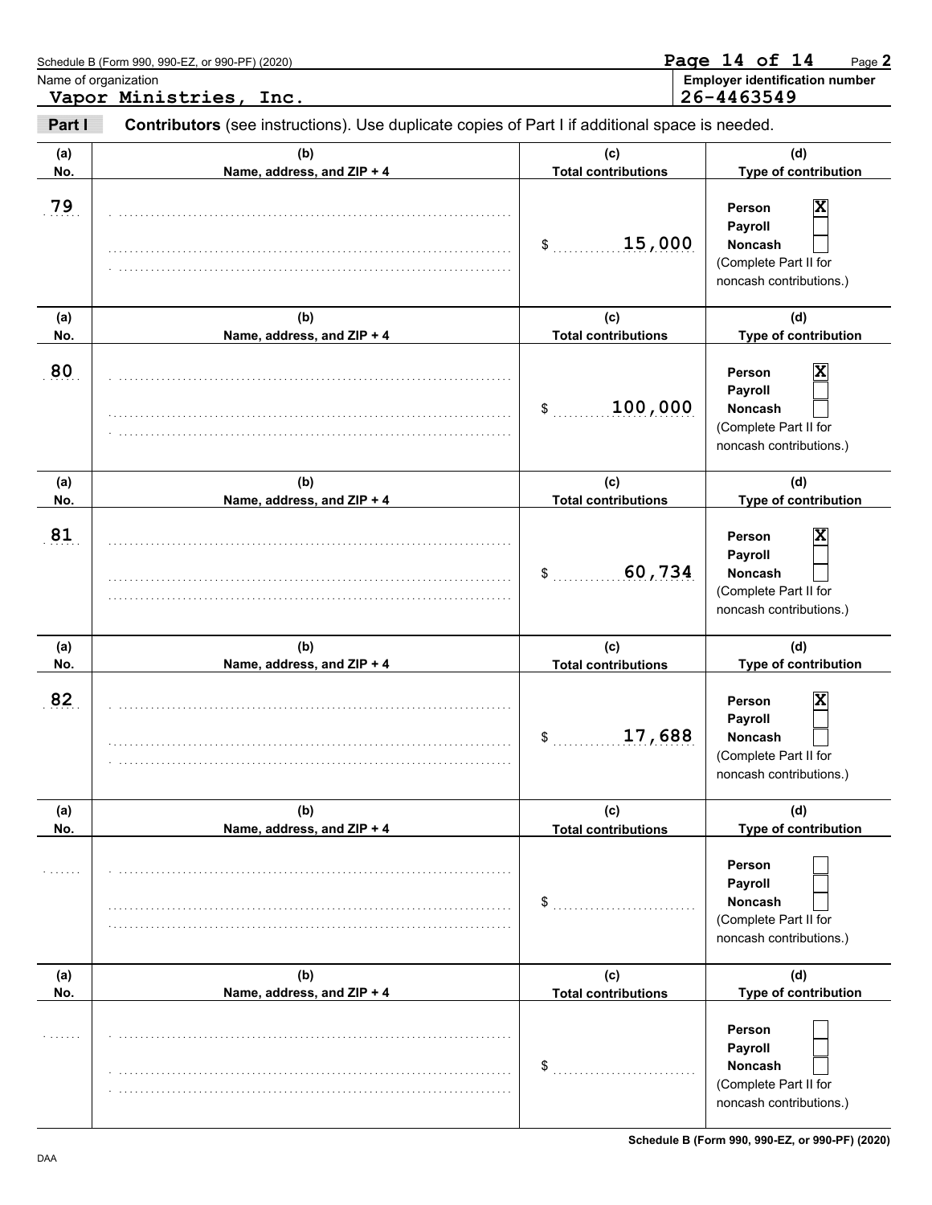Schedule B (Form 990, 990-EZ, or 990-PF) (2020)

Name of organization: **Vapor Ministries, Inc.**

Employer identification number: **26-4463549**

**Part I** **Contributors** (see instructions). Use duplicate copies of Part I if additional space is needed.

| (a) No. | (b) Name, address, and ZIP + 4 | (c) Total contributions | (d) Type of contribution |
|---|---|---|---|
| 79 | | $ 15,000 | Person [X] Payroll [ ] Noncash [ ] (Complete Part II for noncash contributions.) |
| 80 | | $ 100,000 | Person [X] Payroll [ ] Noncash [ ] (Complete Part II for noncash contributions.) |
| 81 | | $ 60,734 | Person [X] Payroll [ ] Noncash [ ] (Complete Part II for noncash contributions.) |
| 82 | | $ 17,688 | Person [X] Payroll [ ] Noncash [ ] (Complete Part II for noncash contributions.) |
| | | $ | Person [ ] Payroll [ ] Noncash [ ] (Complete Part II for noncash contributions.) |
| | | $ | Person [ ] Payroll [ ] Noncash [ ] (Complete Part II for noncash contributions.) |

Schedule B (Form 990, 990-EZ, or 990-PF) (2020)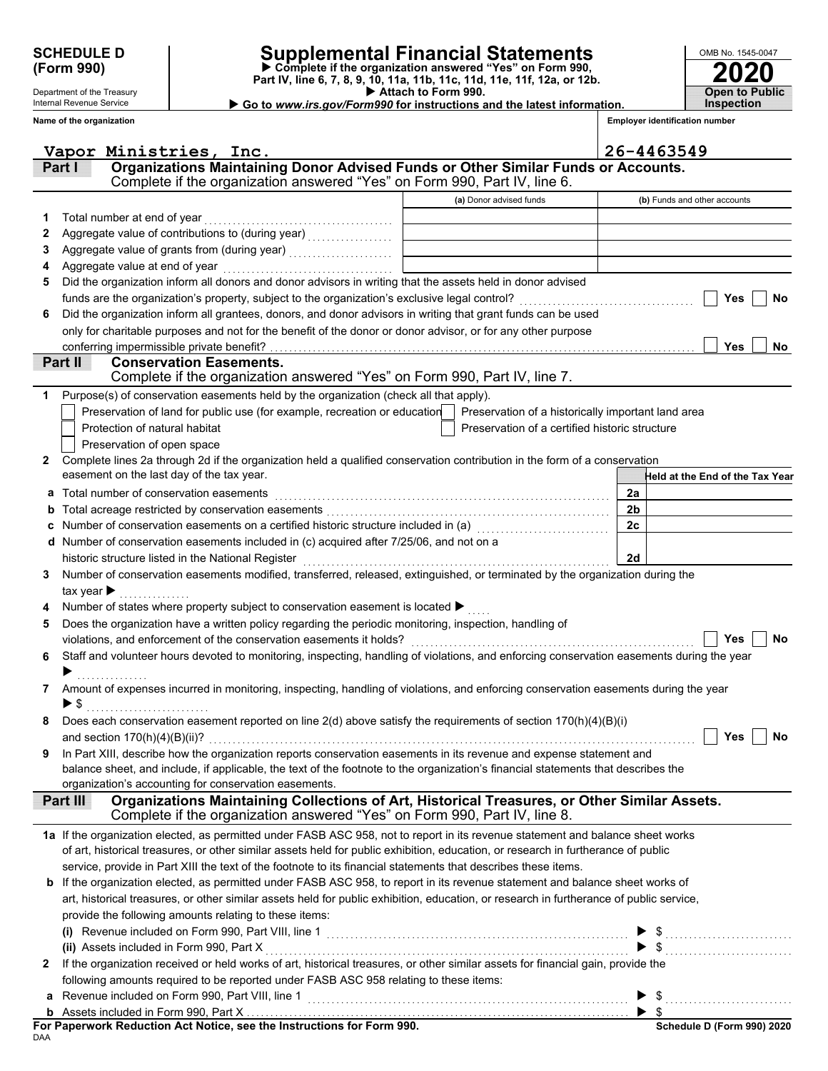**SCHEDULE D (Form 990)**

Department of the Treasury
Internal Revenue Service

# Supplemental Financial Statements

▶ **Complete if the organization answered "Yes" on Form 990, Part IV, line 6, 7, 8, 9, 10, 11a, 11b, 11c, 11d, 11e, 11f, 12a, or 12b.**
▶ **Attach to Form 990.**
▶ **Go to *www.irs.gov/Form990* for instructions and the latest information.**

OMB No. 1545-0047

**2020**

**Open to Public Inspection**

**Name of the organization:** Vapor Ministries, Inc.

**Employer identification number:** 26-4463549

## Part I — Organizations Maintaining Donor Advised Funds or Other Similar Funds or Accounts.
Complete if the organization answered "Yes" on Form 990, Part IV, line 6.

| | | (a) Donor advised funds | (b) Funds and other accounts |
|---|---|---|---|
| 1 | Total number at end of year | | |
| 2 | Aggregate value of contributions to (during year) | | |
| 3 | Aggregate value of grants from (during year) | | |
| 4 | Aggregate value at end of year | | |

5 Did the organization inform all donors and donor advisors in writing that the assets held in donor advised funds are the organization's property, subject to the organization's exclusive legal control? ☐ Yes ☐ No

6 Did the organization inform all grantees, donors, and donor advisors in writing that grant funds can be used only for charitable purposes and not for the benefit of the donor or donor advisor, or for any other purpose conferring impermissible private benefit? ☐ Yes ☐ No

## Part II — Conservation Easements.
Complete if the organization answered "Yes" on Form 990, Part IV, line 7.

1 Purpose(s) of conservation easements held by the organization (check all that apply).

- ☐ Preservation of land for public use (for example, recreation or education)
- ☐ Protection of natural habitat
- ☐ Preservation of open space
- ☐ Preservation of a historically important land area
- ☐ Preservation of a certified historic structure

2 Complete lines 2a through 2d if the organization held a qualified conservation contribution in the form of a conservation easement on the last day of the tax year.

| | | | Held at the End of the Tax Year |
|---|---|---|---|
| a | Total number of conservation easements | 2a | |
| b | Total acreage restricted by conservation easements | 2b | |
| c | Number of conservation easements on a certified historic structure included in (a) | 2c | |
| d | Number of conservation easements included in (c) acquired after 7/25/06, and not on a historic structure listed in the National Register | 2d | |

3 Number of conservation easements modified, transferred, released, extinguished, or terminated by the organization during the tax year ▶

4 Number of states where property subject to conservation easement is located ▶

5 Does the organization have a written policy regarding the periodic monitoring, inspection, handling of violations, and enforcement of the conservation easements it holds? ☐ Yes ☐ No

6 Staff and volunteer hours devoted to monitoring, inspecting, handling of violations, and enforcing conservation easements during the year ▶

7 Amount of expenses incurred in monitoring, inspecting, handling of violations, and enforcing conservation easements during the year ▶ $

8 Does each conservation easement reported on line 2(d) above satisfy the requirements of section 170(h)(4)(B)(i) and section 170(h)(4)(B)(ii)? ☐ Yes ☐ No

9 In Part XIII, describe how the organization reports conservation easements in its revenue and expense statement and balance sheet, and include, if applicable, the text of the footnote to the organization's financial statements that describes the organization's accounting for conservation easements.

## Part III — Organizations Maintaining Collections of Art, Historical Treasures, or Other Similar Assets.
Complete if the organization answered "Yes" on Form 990, Part IV, line 8.

1a If the organization elected, as permitted under FASB ASC 958, not to report in its revenue statement and balance sheet works of art, historical treasures, or other similar assets held for public exhibition, education, or research in furtherance of public service, provide in Part XIII the text of the footnote to its financial statements that describes these items.

b If the organization elected, as permitted under FASB ASC 958, to report in its revenue statement and balance sheet works of art, historical treasures, or other similar assets held for public exhibition, education, or research in furtherance of public service, provide the following amounts relating to these items:

(i) Revenue included on Form 990, Part VIII, line 1 ▶ $

(ii) Assets included in Form 990, Part X ▶ $

2 If the organization received or held works of art, historical treasures, or other similar assets for financial gain, provide the following amounts required to be reported under FASB ASC 958 relating to these items:

a Revenue included on Form 990, Part VIII, line 1 ▶ $

b Assets included in Form 990, Part X ▶ $

**For Paperwork Reduction Act Notice, see the Instructions for Form 990.**

DAA

**Schedule D (Form 990) 2020**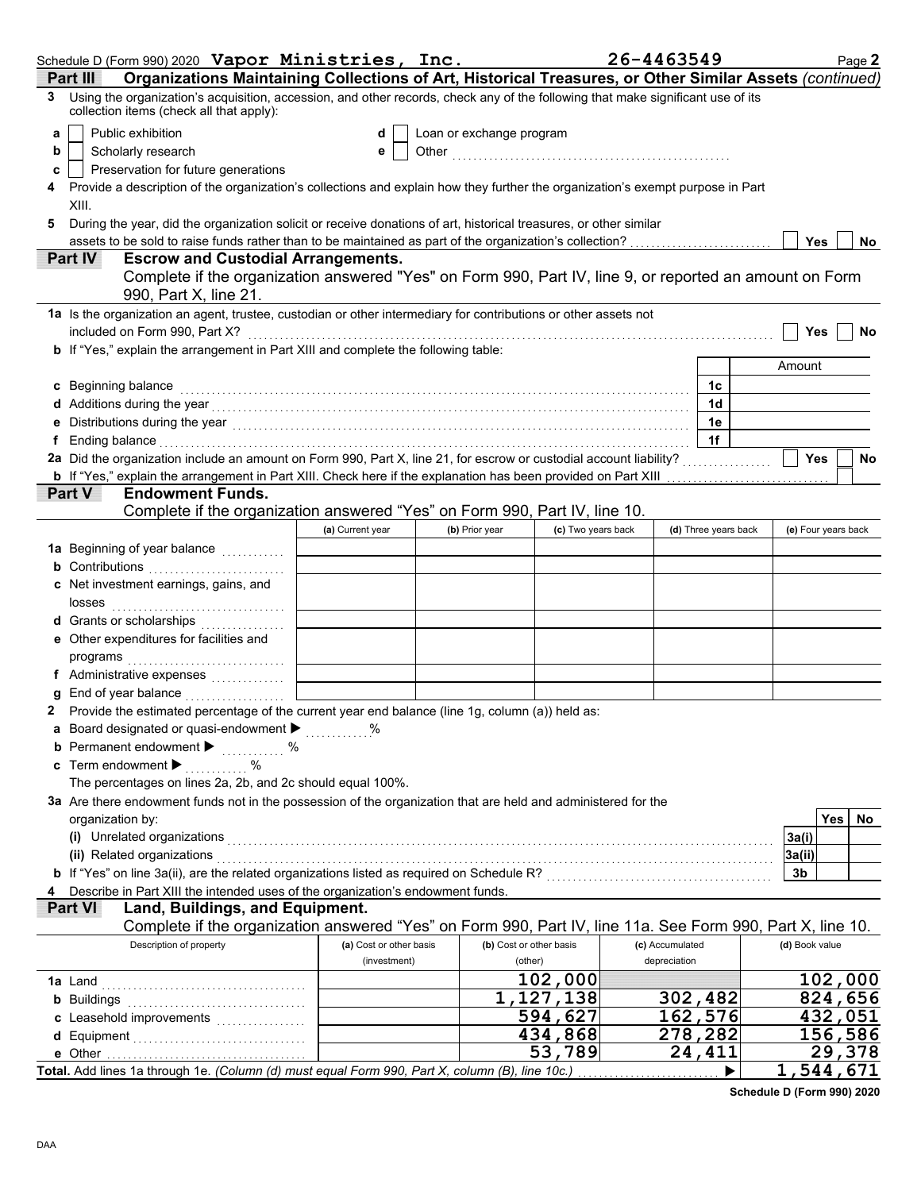Schedule D (Form 990) 2020 **Vapor Ministries, Inc.** **26-4463549** Page **2**

## Part III Organizations Maintaining Collections of Art, Historical Treasures, or Other Similar Assets *(continued)*

**3** Using the organization's acquisition, accession, and other records, check any of the following that make significant use of its collection items (check all that apply):

- **a** ☐ Public exhibition
- **b** ☐ Scholarly research
- **c** ☐ Preservation for future generations
- **d** ☐ Loan or exchange program
- **e** ☐ Other ..........

**4** Provide a description of the organization's collections and explain how they further the organization's exempt purpose in Part XIII.

**5** During the year, did the organization solicit or receive donations of art, historical treasures, or other similar assets to be sold to raise funds rather than to be maintained as part of the organization's collection? ☐ Yes ☐ No

## Part IV Escrow and Custodial Arrangements.

Complete if the organization answered "Yes" on Form 990, Part IV, line 9, or reported an amount on Form 990, Part X, line 21.

**1a** Is the organization an agent, trustee, custodian or other intermediary for contributions or other assets not included on Form 990, Part X? ☐ Yes ☐ No

**b** If "Yes," explain the arrangement in Part XIII and complete the following table:

| | | Amount |
|---|---|---|
| **c** Beginning balance | 1c | |
| **d** Additions during the year | 1d | |
| **e** Distributions during the year | 1e | |
| **f** Ending balance | 1f | |

**2a** Did the organization include an amount on Form 990, Part X, line 21, for escrow or custodial account liability? ☐ Yes ☐ No

**b** If "Yes," explain the arrangement in Part XIII. Check here if the explanation has been provided on Part XIII ☐

## Part V Endowment Funds.

Complete if the organization answered "Yes" on Form 990, Part IV, line 10.

| | (a) Current year | (b) Prior year | (c) Two years back | (d) Three years back | (e) Four years back |
|---|---|---|---|---|---|
| **1a** Beginning of year balance | | | | | |
| **b** Contributions | | | | | |
| **c** Net investment earnings, gains, and losses | | | | | |
| **d** Grants or scholarships | | | | | |
| **e** Other expenditures for facilities and programs | | | | | |
| **f** Administrative expenses | | | | | |
| **g** End of year balance | | | | | |

**2** Provide the estimated percentage of the current year end balance (line 1g, column (a)) held as:

- **a** Board designated or quasi-endowment ▶ ......%
- **b** Permanent endowment ▶ ......%
- **c** Term endowment ▶ ......%

The percentages on lines 2a, 2b, and 2c should equal 100%.

**3a** Are there endowment funds not in the possession of the organization that are held and administered for the organization by:

| | | Yes | No |
|---|---|---|---|
| **(i)** Unrelated organizations | 3a(i) | | |
| **(ii)** Related organizations | 3a(ii) | | |
| **b** If "Yes" on line 3a(ii), are the related organizations listed as required on Schedule R? | 3b | | |

**4** Describe in Part XIII the intended uses of the organization's endowment funds.

## Part VI Land, Buildings, and Equipment.

Complete if the organization answered "Yes" on Form 990, Part IV, line 11a. See Form 990, Part X, line 10.

| Description of property | (a) Cost or other basis (investment) | (b) Cost or other basis (other) | (c) Accumulated depreciation | (d) Book value |
|---|---|---|---|---|
| **1a** Land | | 102,000 | | 102,000 |
| **b** Buildings | | 1,127,138 | 302,482 | 824,656 |
| **c** Leasehold improvements | | 594,627 | 162,576 | 432,051 |
| **d** Equipment | | 434,868 | 278,282 | 156,586 |
| **e** Other | | 53,789 | 24,411 | 29,378 |
| **Total.** Add lines 1a through 1e. *(Column (d) must equal Form 990, Part X, column (B), line 10c.)* ▶ | | | | 1,544,671 |

**Schedule D (Form 990) 2020**

DAA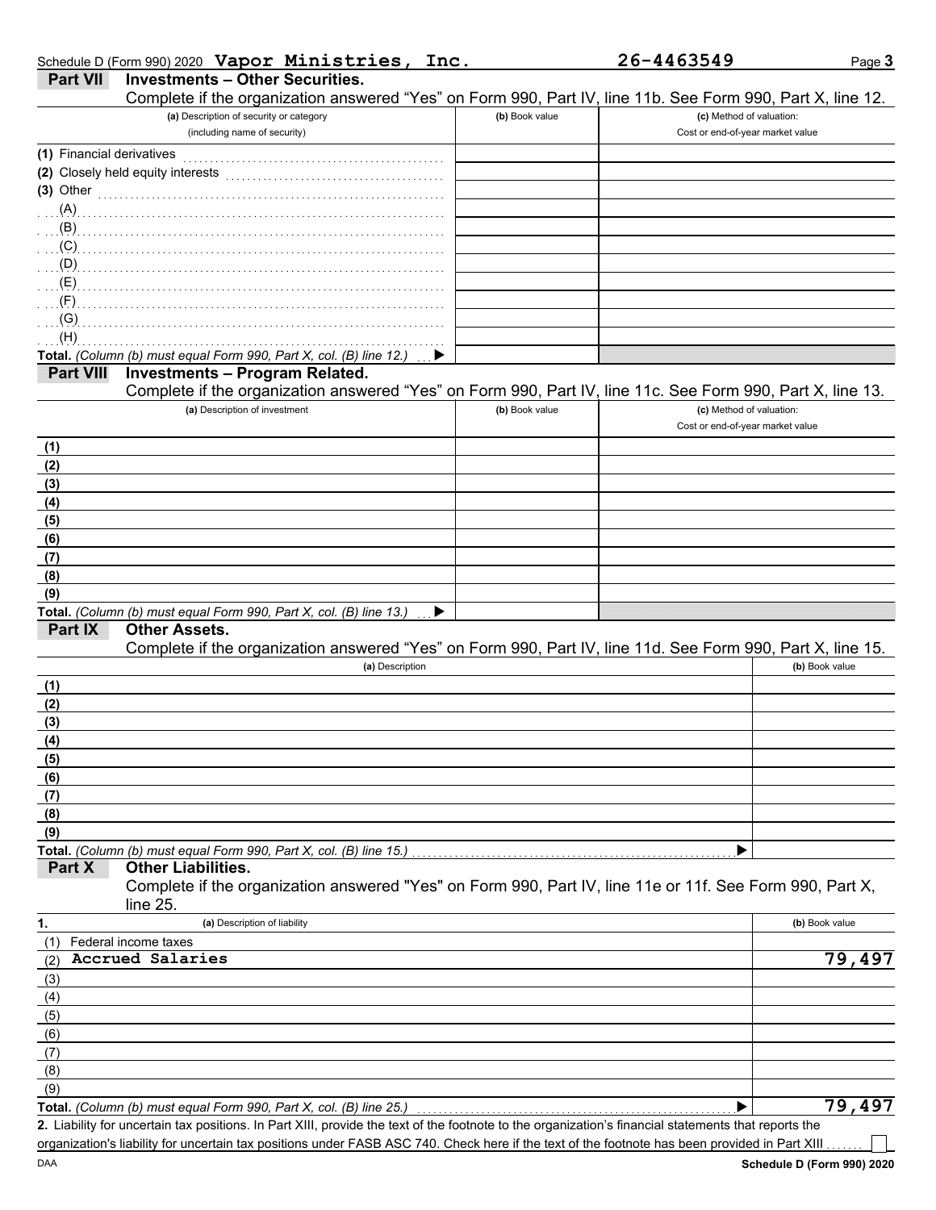Schedule D (Form 990) 2020 **Vapor Ministries, Inc.** **26-4463549**

## Part VII Investments – Other Securities.

Complete if the organization answered "Yes" on Form 990, Part IV, line 11b. See Form 990, Part X, line 12.

| (a) Description of security or category (including name of security) | (b) Book value | (c) Method of valuation: Cost or end-of-year market value |
|---|---|---|
| (1) Financial derivatives | | |
| (2) Closely held equity interests | | |
| (3) Other | | |
| (A) | | |
| (B) | | |
| (C) | | |
| (D) | | |
| (E) | | |
| (F) | | |
| (G) | | |
| (H) | | |
| **Total.** *(Column (b) must equal Form 990, Part X, col. (B) line 12.)* ▶ | | |

## Part VIII Investments – Program Related.

Complete if the organization answered "Yes" on Form 990, Part IV, line 11c. See Form 990, Part X, line 13.

| (a) Description of investment | (b) Book value | (c) Method of valuation: Cost or end-of-year market value |
|---|---|---|
| (1) | | |
| (2) | | |
| (3) | | |
| (4) | | |
| (5) | | |
| (6) | | |
| (7) | | |
| (8) | | |
| (9) | | |
| **Total.** *(Column (b) must equal Form 990, Part X, col. (B) line 13.)* ▶ | | |

## Part IX Other Assets.

Complete if the organization answered "Yes" on Form 990, Part IV, line 11d. See Form 990, Part X, line 15.

| (a) Description | (b) Book value |
|---|---|
| (1) | |
| (2) | |
| (3) | |
| (4) | |
| (5) | |
| (6) | |
| (7) | |
| (8) | |
| (9) | |
| **Total.** *(Column (b) must equal Form 990, Part X, col. (B) line 15.)* ▶ | |

## Part X Other Liabilities.

Complete if the organization answered "Yes" on Form 990, Part IV, line 11e or 11f. See Form 990, Part X, line 25.

| 1. (a) Description of liability | (b) Book value |
|---|---|
| (1) Federal income taxes | |
| (2) **Accrued Salaries** | **79,497** |
| (3) | |
| (4) | |
| (5) | |
| (6) | |
| (7) | |
| (8) | |
| (9) | |
| **Total.** *(Column (b) must equal Form 990, Part X, col. (B) line 25.)* ▶ | **79,497** |

**2.** Liability for uncertain tax positions. In Part XIII, provide the text of the footnote to the organization's financial statements that reports the organization's liability for uncertain tax positions under FASB ASC 740. Check here if the text of the footnote has been provided in Part XIII ☐

DAA **Schedule D (Form 990) 2020**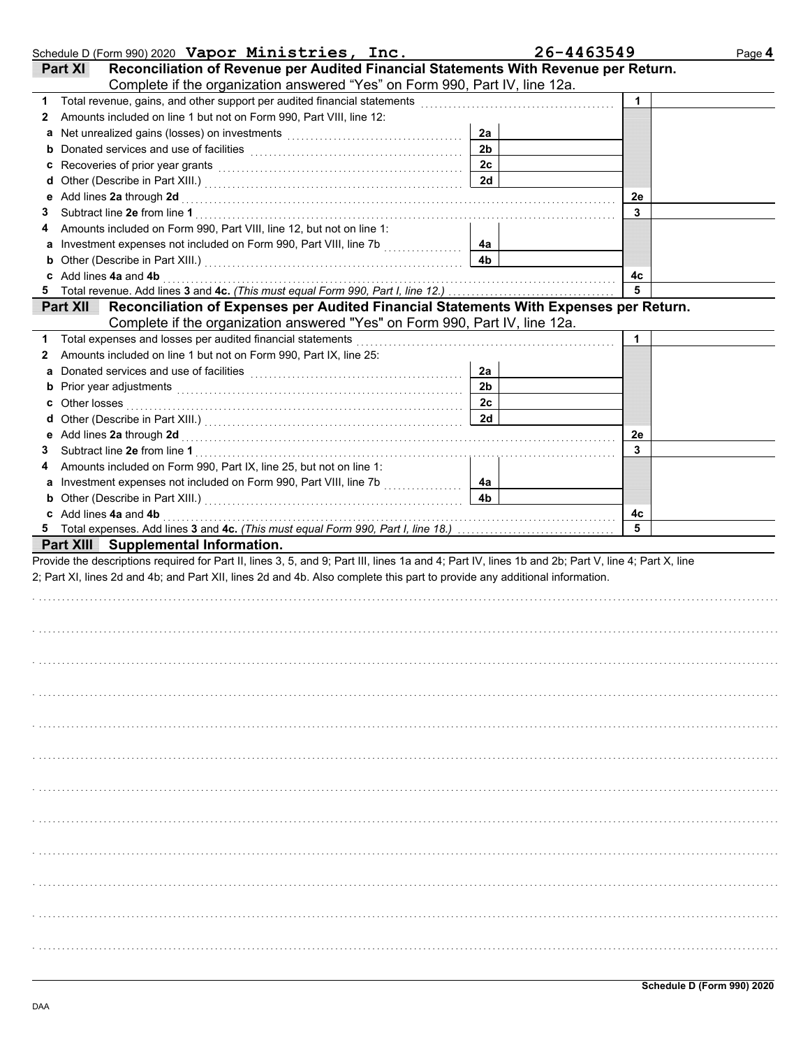Schedule D (Form 990) 2020 **Vapor Ministries, Inc.** **26-4463549** Page **4**

## Part XI Reconciliation of Revenue per Audited Financial Statements With Revenue per Return.

Complete if the organization answered "Yes" on Form 990, Part IV, line 12a.

| | | | | | |
|---|---|---|---|---|---|
| **1** | Total revenue, gains, and other support per audited financial statements | | | **1** | |
| **2** | Amounts included on line 1 but not on Form 990, Part VIII, line 12: | | | | |
| **a** | Net unrealized gains (losses) on investments | **2a** | | | |
| **b** | Donated services and use of facilities | **2b** | | | |
| **c** | Recoveries of prior year grants | **2c** | | | |
| **d** | Other (Describe in Part XIII.) | **2d** | | | |
| **e** | Add lines **2a** through **2d** | | | **2e** | |
| **3** | Subtract line **2e** from line **1** | | | **3** | |
| **4** | Amounts included on Form 990, Part VIII, line 12, but not on line 1: | | | | |
| **a** | Investment expenses not included on Form 990, Part VIII, line 7b | **4a** | | | |
| **b** | Other (Describe in Part XIII.) | **4b** | | | |
| **c** | Add lines **4a** and **4b** | | | **4c** | |
| **5** | Total revenue. Add lines **3** and **4c.** *(This must equal Form 990, Part I, line 12.)* | | | **5** | |

## Part XII Reconciliation of Expenses per Audited Financial Statements With Expenses per Return.

Complete if the organization answered "Yes" on Form 990, Part IV, line 12a.

| | | | | | |
|---|---|---|---|---|---|
| **1** | Total expenses and losses per audited financial statements | | | **1** | |
| **2** | Amounts included on line 1 but not on Form 990, Part IX, line 25: | | | | |
| **a** | Donated services and use of facilities | **2a** | | | |
| **b** | Prior year adjustments | **2b** | | | |
| **c** | Other losses | **2c** | | | |
| **d** | Other (Describe in Part XIII.) | **2d** | | | |
| **e** | Add lines **2a** through **2d** | | | **2e** | |
| **3** | Subtract line **2e** from line **1** | | | **3** | |
| **4** | Amounts included on Form 990, Part IX, line 25, but not on line 1: | | | | |
| **a** | Investment expenses not included on Form 990, Part VIII, line 7b | **4a** | | | |
| **b** | Other (Describe in Part XIII.) | **4b** | | | |
| **c** | Add lines **4a** and **4b** | | | **4c** | |
| **5** | Total expenses. Add lines **3** and **4c.** *(This must equal Form 990, Part I, line 18.)* | | | **5** | |

## Part XIII Supplemental Information.

Provide the descriptions required for Part II, lines 3, 5, and 9; Part III, lines 1a and 4; Part IV, lines 1b and 2b; Part V, line 4; Part X, line 2; Part XI, lines 2d and 4b; and Part XII, lines 2d and 4b. Also complete this part to provide any additional information.

**Schedule D (Form 990) 2020**

DAA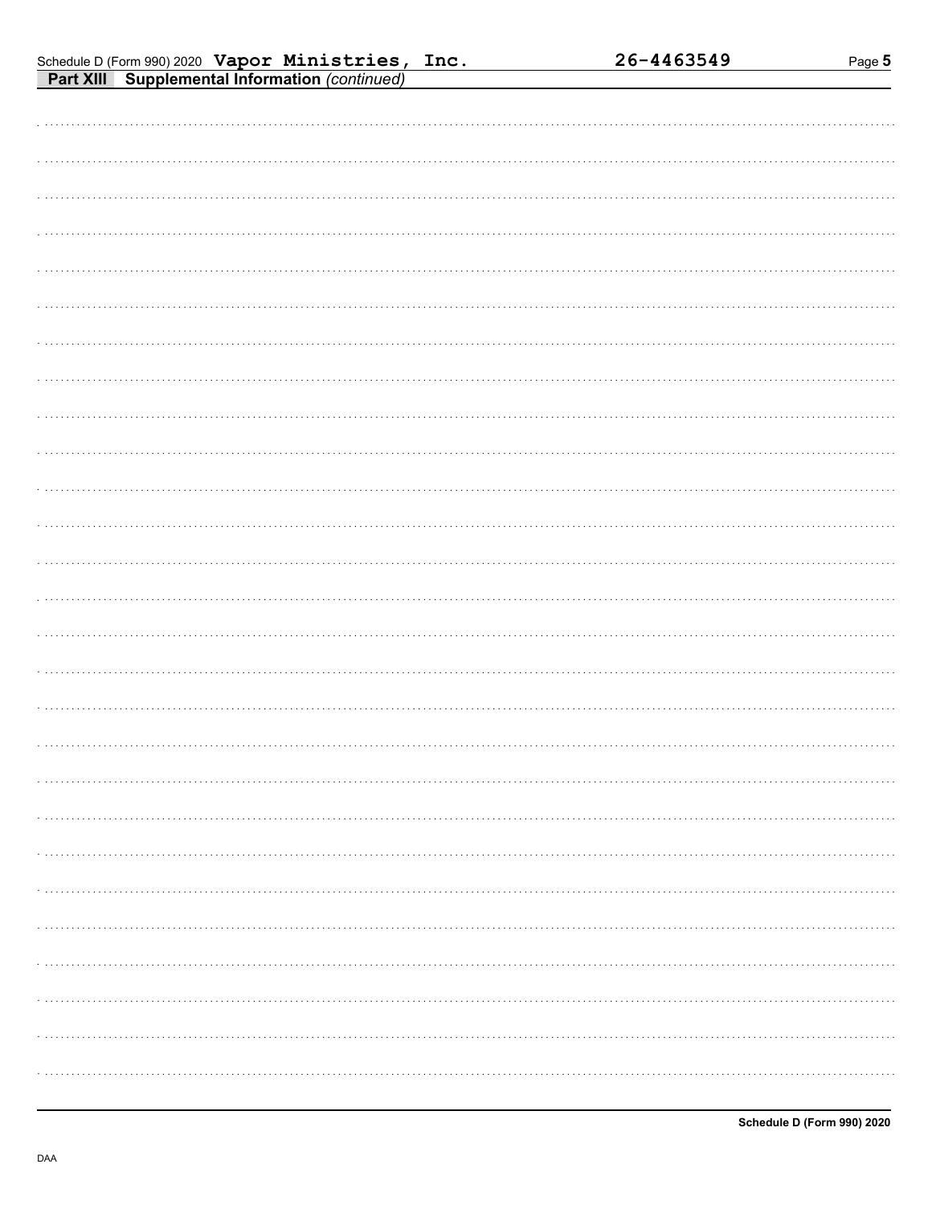Schedule D (Form 990) 2020 **Vapor Ministries, Inc.** **26-4463549**

**Part XIII Supplemental Information** *(continued)*

**Schedule D (Form 990) 2020**

DAA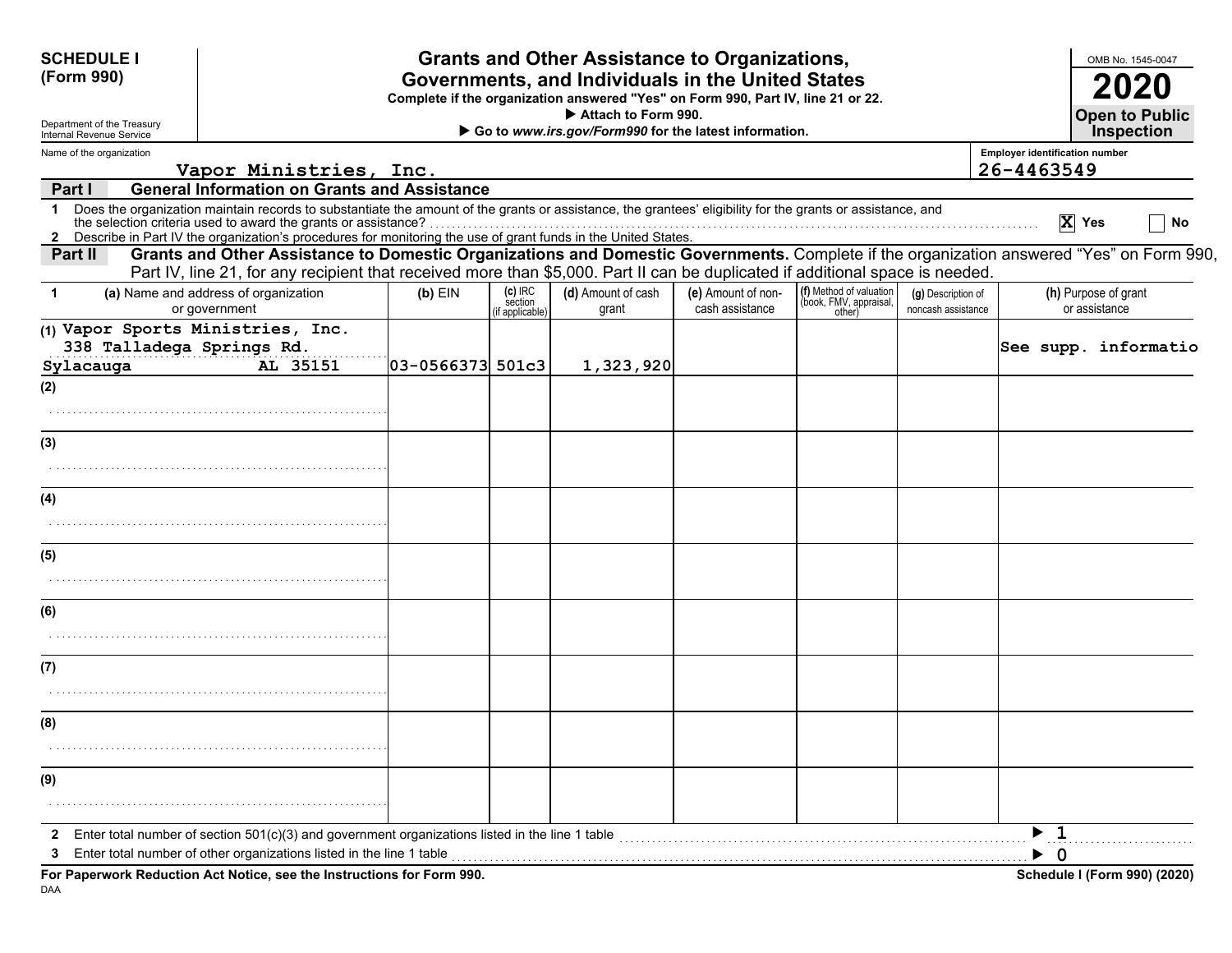**SCHEDULE I**
**(Form 990)**

Department of the Treasury
Internal Revenue Service

# Grants and Other Assistance to Organizations, Governments, and Individuals in the United States

**Complete if the organization answered "Yes" on Form 990, Part IV, line 21 or 22.**
▶ **Attach to Form 990.**
▶ **Go to *www.irs.gov/Form990* for the latest information.**

OMB No. 1545-0047
**2020**
**Open to Public Inspection**

Name of the organization: Vapor Ministries, Inc.
Employer identification number: 26-4463549

**Part I — General Information on Grants and Assistance**

1 Does the organization maintain records to substantiate the amount of the grants or assistance, the grantees' eligibility for the grants or assistance, and the selection criteria used to award the grants or assistance? ..... [X] Yes [ ] No

2 Describe in Part IV the organization's procedures for monitoring the use of grant funds in the United States.

**Part II — Grants and Other Assistance to Domestic Organizations and Domestic Governments.** Complete if the organization answered "Yes" on Form 990, Part IV, line 21, for any recipient that received more than $5,000. Part II can be duplicated if additional space is needed.

| 1 | (a) Name and address of organization or government | (b) EIN | (c) IRC section (if applicable) | (d) Amount of cash grant | (e) Amount of non-cash assistance | (f) Method of valuation (book, FMV, appraisal, other) | (g) Description of noncash assistance | (h) Purpose of grant or assistance |
|---|---|---|---|---|---|---|---|---|
| (1) | Vapor Sports Ministries, Inc. 338 Talladega Springs Rd. Sylacauga AL 35151 | 03-0566373 | 501c3 | 1,323,920 | | | | See supp. informatio |
| (2) | | | | | | | | |
| (3) | | | | | | | | |
| (4) | | | | | | | | |
| (5) | | | | | | | | |
| (6) | | | | | | | | |
| (7) | | | | | | | | |
| (8) | | | | | | | | |
| (9) | | | | | | | | |

2 Enter total number of section 501(c)(3) and government organizations listed in the line 1 table ..... ▶ 1

3 Enter total number of other organizations listed in the line 1 table ..... ▶ 0

**For Paperwork Reduction Act Notice, see the Instructions for Form 990.**
**Schedule I (Form 990) (2020)**

DAA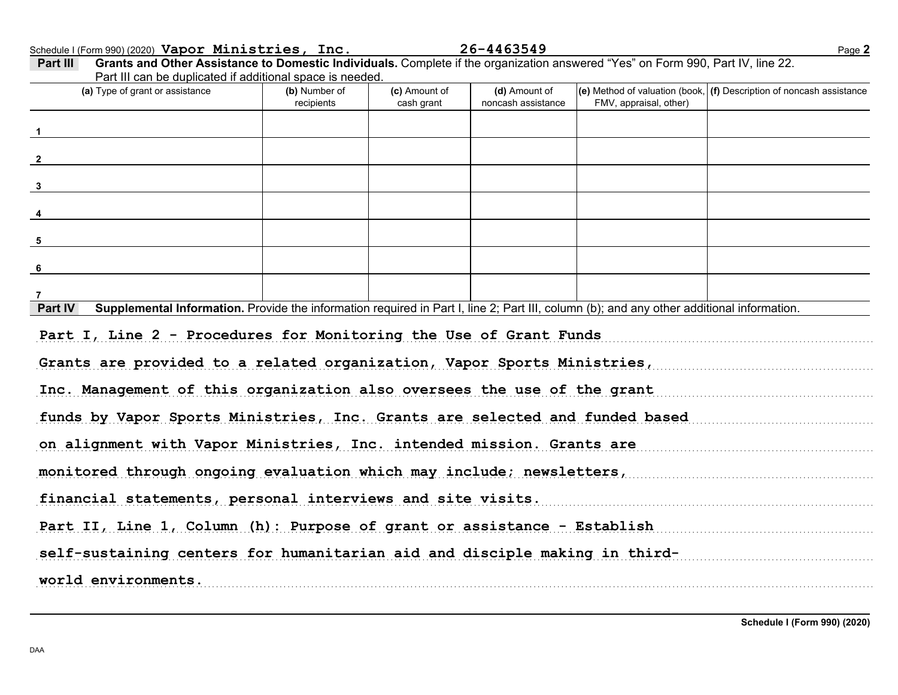Schedule I (Form 990) (2020) **Vapor Ministries, Inc.** **26-4463549**

**Part III** **Grants and Other Assistance to Domestic Individuals.** Complete if the organization answered "Yes" on Form 990, Part IV, line 22. Part III can be duplicated if additional space is needed.

| (a) Type of grant or assistance | (b) Number of recipients | (c) Amount of cash grant | (d) Amount of noncash assistance | (e) Method of valuation (book, FMV, appraisal, other) | (f) Description of noncash assistance |
|---|---|---|---|---|---|
| 1 | | | | | |
| 2 | | | | | |
| 3 | | | | | |
| 4 | | | | | |
| 5 | | | | | |
| 6 | | | | | |
| 7 | | | | | |

**Part IV** **Supplemental Information.** Provide the information required in Part I, line 2; Part III, column (b); and any other additional information.

Part I, Line 2 - Procedures for Monitoring the Use of Grant Funds

Grants are provided to a related organization, Vapor Sports Ministries, Inc. Management of this organization also oversees the use of the grant funds by Vapor Sports Ministries, Inc. Grants are selected and funded based on alignment with Vapor Ministries, Inc. intended mission. Grants are monitored through ongoing evaluation which may include; newsletters, financial statements, personal interviews and site visits.

Part II, Line 1, Column (h): Purpose of grant or assistance - Establish self-sustaining centers for humanitarian aid and disciple making in third-world environments.

Schedule I (Form 990) (2020)

DAA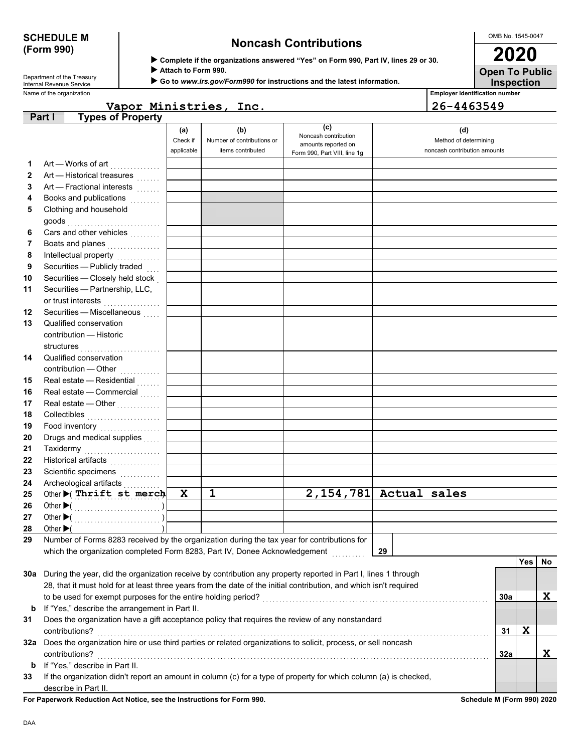**SCHEDULE M (Form 990)**

Department of the Treasury
Internal Revenue Service

# Noncash Contributions

▶ **Complete if the organizations answered "Yes" on Form 990, Part IV, lines 29 or 30.**
▶ **Attach to Form 990.**
▶ **Go to *www.irs.gov/Form990* for instructions and the latest information.**

OMB No. 1545-0047

**2020**

**Open To Public Inspection**

Name of the organization: Vapor Ministries, Inc.

Employer identification number: 26-4463549

**Part I — Types of Property**

| | | (a) Check if applicable | (b) Number of contributions or items contributed | (c) Noncash contribution amounts reported on Form 990, Part VIII, line 1g | (d) Method of determining noncash contribution amounts |
|---|---|---|---|---|---|
| 1 | Art — Works of art | | | | |
| 2 | Art — Historical treasures | | | | |
| 3 | Art — Fractional interests | | | | |
| 4 | Books and publications | | | | |
| 5 | Clothing and household goods | | | | |
| 6 | Cars and other vehicles | | | | |
| 7 | Boats and planes | | | | |
| 8 | Intellectual property | | | | |
| 9 | Securities — Publicly traded | | | | |
| 10 | Securities — Closely held stock | | | | |
| 11 | Securities — Partnership, LLC, or trust interests | | | | |
| 12 | Securities — Miscellaneous | | | | |
| 13 | Qualified conservation contribution — Historic structures | | | | |
| 14 | Qualified conservation contribution — Other | | | | |
| 15 | Real estate — Residential | | | | |
| 16 | Real estate — Commercial | | | | |
| 17 | Real estate — Other | | | | |
| 18 | Collectibles | | | | |
| 19 | Food inventory | | | | |
| 20 | Drugs and medical supplies | | | | |
| 21 | Taxidermy | | | | |
| 22 | Historical artifacts | | | | |
| 23 | Scientific specimens | | | | |
| 24 | Archeological artifacts | | | | |
| 25 | Other ▶ ( Thrift st merch ) | X | 1 | 2,154,781 | Actual sales |
| 26 | Other ▶ ( ) | | | | |
| 27 | Other ▶ ( ) | | | | |
| 28 | Other ▶ ( ) | | | | |

**29** Number of Forms 8283 received by the organization during the tax year for contributions for which the organization completed Form 8283, Part IV, Donee Acknowledgement . . . **29**

| | | | Yes | No |
|---|---|---|---|---|
| 30a | During the year, did the organization receive by contribution any property reported in Part I, lines 1 through 28, that it must hold for at least three years from the date of the initial contribution, and which isn't required to be used for exempt purposes for the entire holding period? | 30a | | X |
| b | If "Yes," describe the arrangement in Part II. | | | |
| 31 | Does the organization have a gift acceptance policy that requires the review of any nonstandard contributions? | 31 | X | |
| 32a | Does the organization hire or use third parties or related organizations to solicit, process, or sell noncash contributions? | 32a | | X |
| b | If "Yes," describe in Part II. | | | |
| 33 | If the organization didn't report an amount in column (c) for a type of property for which column (a) is checked, describe in Part II. | | | |

**For Paperwork Reduction Act Notice, see the Instructions for Form 990.** **Schedule M (Form 990) 2020**

DAA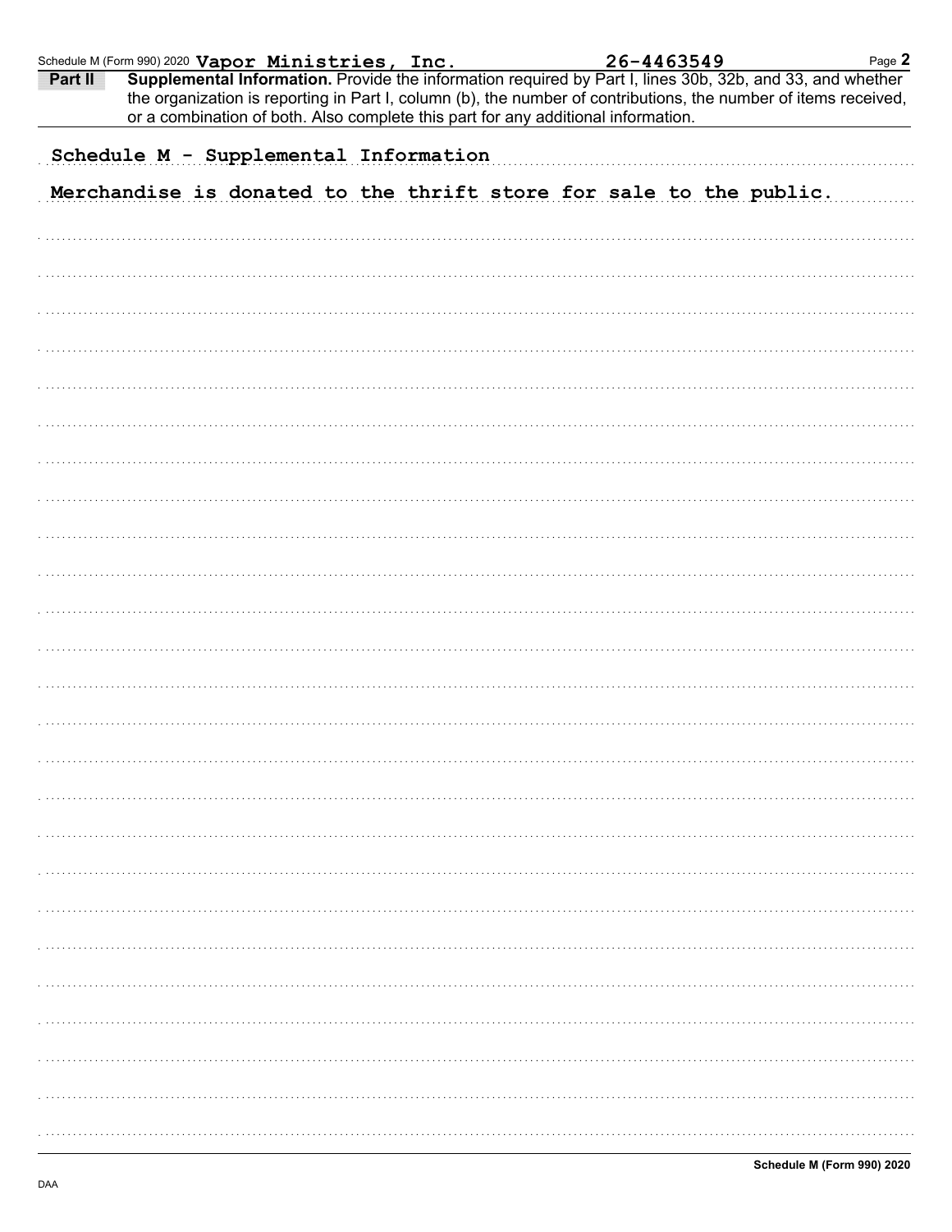Schedule M (Form 990) 2020 **Vapor Ministries, Inc.** **26-4463549**

**Part II** **Supplemental Information.** Provide the information required by Part I, lines 30b, 32b, and 33, and whether the organization is reporting in Part I, column (b), the number of contributions, the number of items received, or a combination of both. Also complete this part for any additional information.

Schedule M - Supplemental Information

Merchandise is donated to the thrift store for sale to the public.

**Schedule M (Form 990) 2020**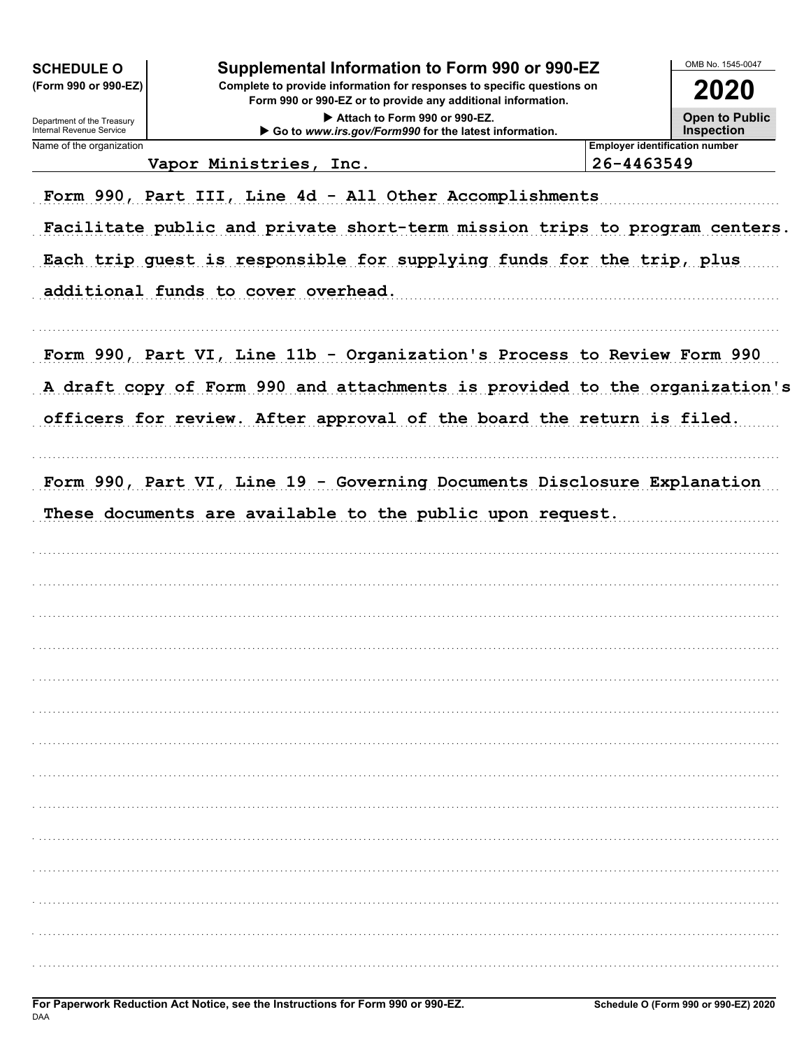**SCHEDULE O**
**(Form 990 or 990-EZ)**

Department of the Treasury
Internal Revenue Service

# Supplemental Information to Form 990 or 990-EZ

**Complete to provide information for responses to specific questions on Form 990 or 990-EZ or to provide any additional information.**

▶ **Attach to Form 990 or 990-EZ.**

▶ **Go to *www.irs.gov/Form990* for the latest information.**

OMB No. 1545-0047

**2020**

**Open to Public Inspection**

| Name of the organization | Employer identification number |
|---|---|
| Vapor Ministries, Inc. | 26-4463549 |

Form 990, Part III, Line 4d - All Other Accomplishments

Facilitate public and private short-term mission trips to program centers. Each trip guest is responsible for supplying funds for the trip, plus additional funds to cover overhead.

Form 990, Part VI, Line 11b - Organization's Process to Review Form 990

A draft copy of Form 990 and attachments is provided to the organization's officers for review. After approval of the board the return is filed.

Form 990, Part VI, Line 19 - Governing Documents Disclosure Explanation

These documents are available to the public upon request.

**For Paperwork Reduction Act Notice, see the Instructions for Form 990 or 990-EZ.**
DAA

**Schedule O (Form 990 or 990-EZ) 2020**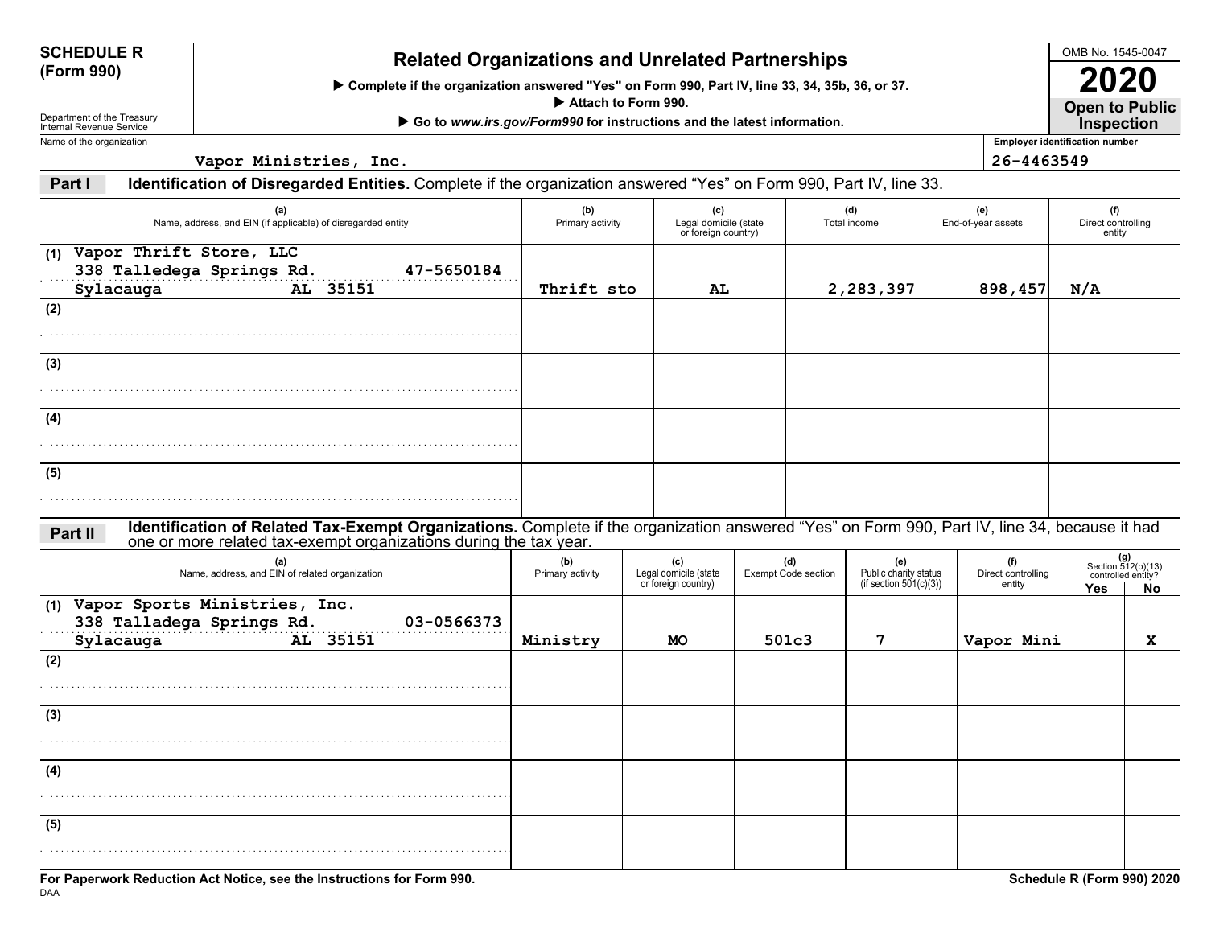**SCHEDULE R (Form 990)**

Department of the Treasury
Internal Revenue Service

# Related Organizations and Unrelated Partnerships

▶ Complete if the organization answered "Yes" on Form 990, Part IV, line 33, 34, 35b, 36, or 37.
▶ Attach to Form 990.
▶ Go to *www.irs.gov/Form990* for instructions and the latest information.

OMB No. 1545-0047
**2020**
**Open to Public Inspection**

Name of the organization: Vapor Ministries, Inc.
Employer identification number: 26-4463549

## Part I Identification of Disregarded Entities. Complete if the organization answered "Yes" on Form 990, Part IV, line 33.

| | (a) Name, address, and EIN (if applicable) of disregarded entity | (b) Primary activity | (c) Legal domicile (state or foreign country) | (d) Total income | (e) End-of-year assets | (f) Direct controlling entity |
|---|---|---|---|---|---|---|
| (1) | Vapor Thrift Store, LLC<br>338 Talledega Springs Rd. 47-5650184<br>Sylacauga AL 35151 | Thrift sto | AL | 2,283,397 | 898,457 | N/A |
| (2) | | | | | | |
| (3) | | | | | | |
| (4) | | | | | | |
| (5) | | | | | | |

## Part II Identification of Related Tax-Exempt Organizations. Complete if the organization answered "Yes" on Form 990, Part IV, line 34, because it had one or more related tax-exempt organizations during the tax year.

| | (a) Name, address, and EIN of related organization | (b) Primary activity | (c) Legal domicile (state or foreign country) | (d) Exempt Code section | (e) Public charity status (if section 501(c)(3)) | (f) Direct controlling entity | (g) Section 512(b)(13) controlled entity? Yes | No |
|---|---|---|---|---|---|---|---|---|
| (1) | Vapor Sports Ministries, Inc.<br>338 Talladega Springs Rd. 03-0566373<br>Sylacauga AL 35151 | Ministry | MO | 501c3 | 7 | Vapor Mini | | X |
| (2) | | | | | | | | |
| (3) | | | | | | | | |
| (4) | | | | | | | | |
| (5) | | | | | | | | |

**For Paperwork Reduction Act Notice, see the Instructions for Form 990.**
DAA
**Schedule R (Form 990) 2020**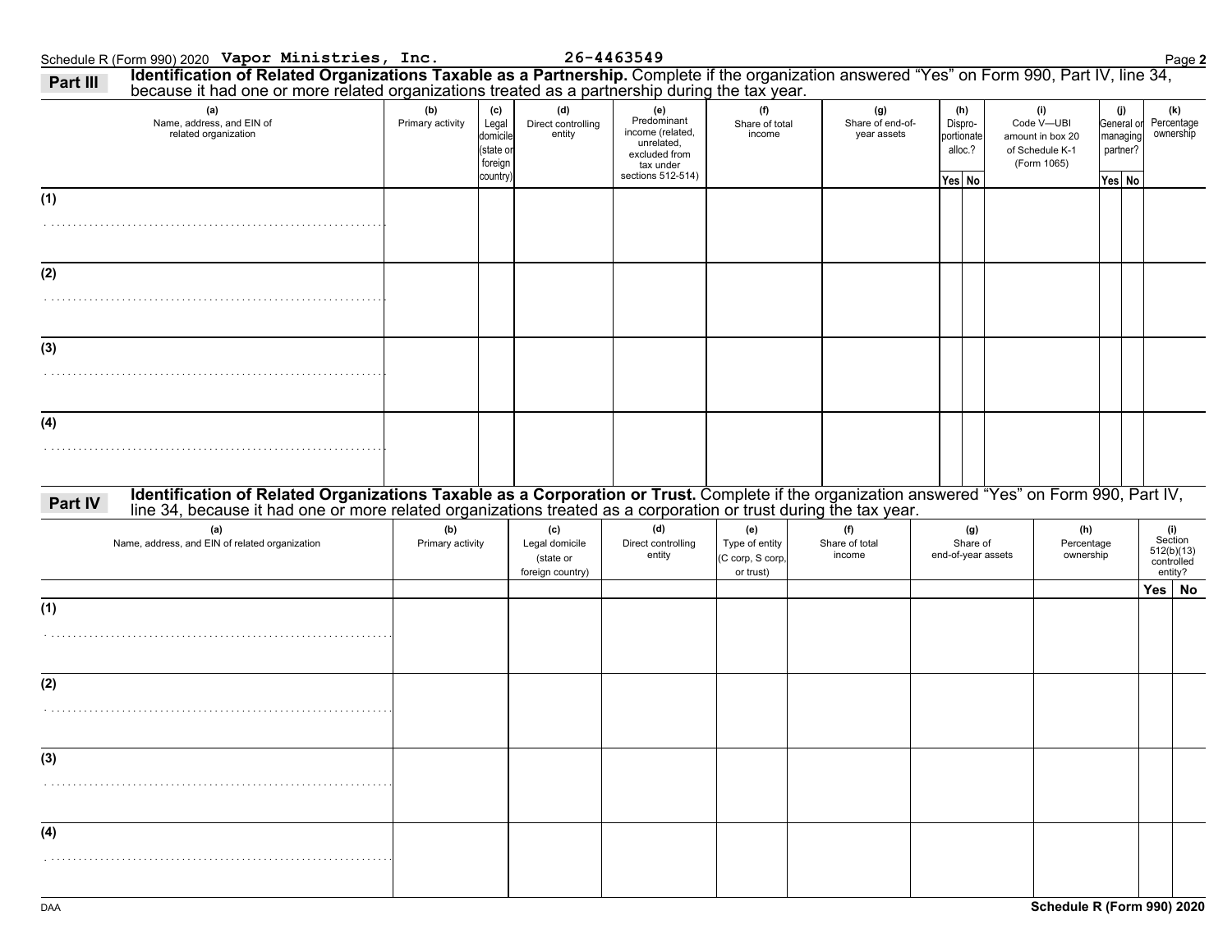Schedule R (Form 990) 2020 **Vapor Ministries, Inc.** **26-4463549**

## Part III Identification of Related Organizations Taxable as a Partnership.

Complete if the organization answered "Yes" on Form 990, Part IV, line 34, because it had one or more related organizations treated as a partnership during the tax year.

| (a) Name, address, and EIN of related organization | (b) Primary activity | (c) Legal domicile (state or foreign country) | (d) Direct controlling entity | (e) Predominant income (related, unrelated, excluded from tax under sections 512-514) | (f) Share of total income | (g) Share of end-of-year assets | (h) Dispro-portionate alloc.? | | (i) Code V—UBI amount in box 20 of Schedule K-1 (Form 1065) | (j) General or managing partner? | | (k) Percentage ownership |
|---|---|---|---|---|---|---|---|---|---|---|---|---|
| | | | | | | | Yes | No | | Yes | No | |
| (1) | | | | | | | | | | | | |
| (2) | | | | | | | | | | | | |
| (3) | | | | | | | | | | | | |
| (4) | | | | | | | | | | | | |

## Part IV Identification of Related Organizations Taxable as a Corporation or Trust.

Complete if the organization answered "Yes" on Form 990, Part IV, line 34, because it had one or more related organizations treated as a corporation or trust during the tax year.

| (a) Name, address, and EIN of related organization | (b) Primary activity | (c) Legal domicile (state or foreign country) | (d) Direct controlling entity | (e) Type of entity (C corp, S corp, or trust) | (f) Share of total income | (g) Share of end-of-year assets | (h) Percentage ownership | (i) Section 512(b)(13) controlled entity? | |
|---|---|---|---|---|---|---|---|---|---|
| | | | | | | | | Yes | No |
| (1) | | | | | | | | | |
| (2) | | | | | | | | | |
| (3) | | | | | | | | | |
| (4) | | | | | | | | | |

DAA

Schedule R (Form 990) 2020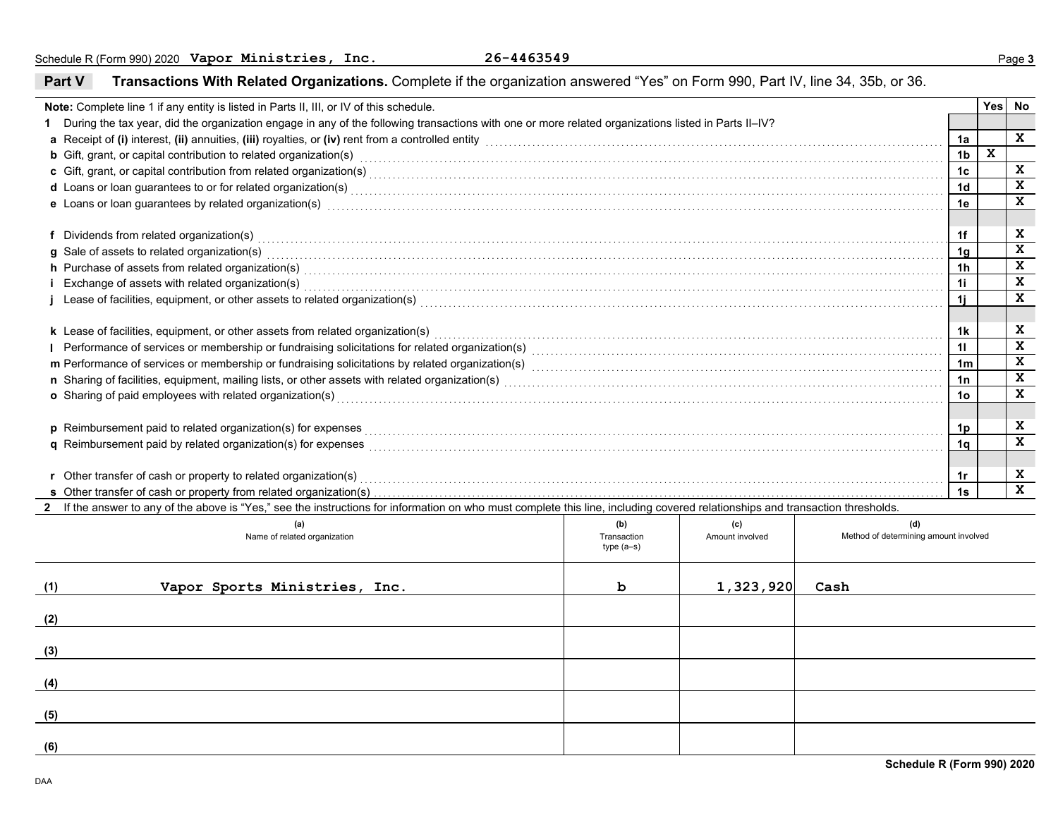Schedule R (Form 990) 2020 **Vapor Ministries, Inc.** **26-4463549**

## Part V Transactions With Related Organizations.

Complete if the organization answered "Yes" on Form 990, Part IV, line 34, 35b, or 36.

**Note:** Complete line 1 if any entity is listed in Parts II, III, or IV of this schedule.

| | | Yes | No |
|---|---|---|---|
| **1** During the tax year, did the organization engage in any of the following transactions with one or more related organizations listed in Parts II–IV? | | | |
| **a** Receipt of **(i)** interest, **(ii)** annuities, **(iii)** royalties, or **(iv)** rent from a controlled entity | 1a | | X |
| **b** Gift, grant, or capital contribution to related organization(s) | 1b | X | |
| **c** Gift, grant, or capital contribution from related organization(s) | 1c | | X |
| **d** Loans or loan guarantees to or for related organization(s) | 1d | | X |
| **e** Loans or loan guarantees by related organization(s) | 1e | | X |
| **f** Dividends from related organization(s) | 1f | | X |
| **g** Sale of assets to related organization(s) | 1g | | X |
| **h** Purchase of assets from related organization(s) | 1h | | X |
| **i** Exchange of assets with related organization(s) | 1i | | X |
| **j** Lease of facilities, equipment, or other assets to related organization(s) | 1j | | X |
| **k** Lease of facilities, equipment, or other assets from related organization(s) | 1k | | X |
| **l** Performance of services or membership or fundraising solicitations for related organization(s) | 1l | | X |
| **m** Performance of services or membership or fundraising solicitations by related organization(s) | 1m | | X |
| **n** Sharing of facilities, equipment, mailing lists, or other assets with related organization(s) | 1n | | X |
| **o** Sharing of paid employees with related organization(s) | 1o | | X |
| **p** Reimbursement paid to related organization(s) for expenses | 1p | | X |
| **q** Reimbursement paid by related organization(s) for expenses | 1q | | X |
| **r** Other transfer of cash or property to related organization(s) | 1r | | X |
| **s** Other transfer of cash or property from related organization(s) | 1s | | X |

**2** If the answer to any of the above is "Yes," see the instructions for information on who must complete this line, including covered relationships and transaction thresholds.

| | (a) Name of related organization | (b) Transaction type (a–s) | (c) Amount involved | (d) Method of determining amount involved |
|---|---|---|---|---|
| (1) | Vapor Sports Ministries, Inc. | b | 1,323,920 | Cash |
| (2) | | | | |
| (3) | | | | |
| (4) | | | | |
| (5) | | | | |
| (6) | | | | |

**Schedule R (Form 990) 2020**

DAA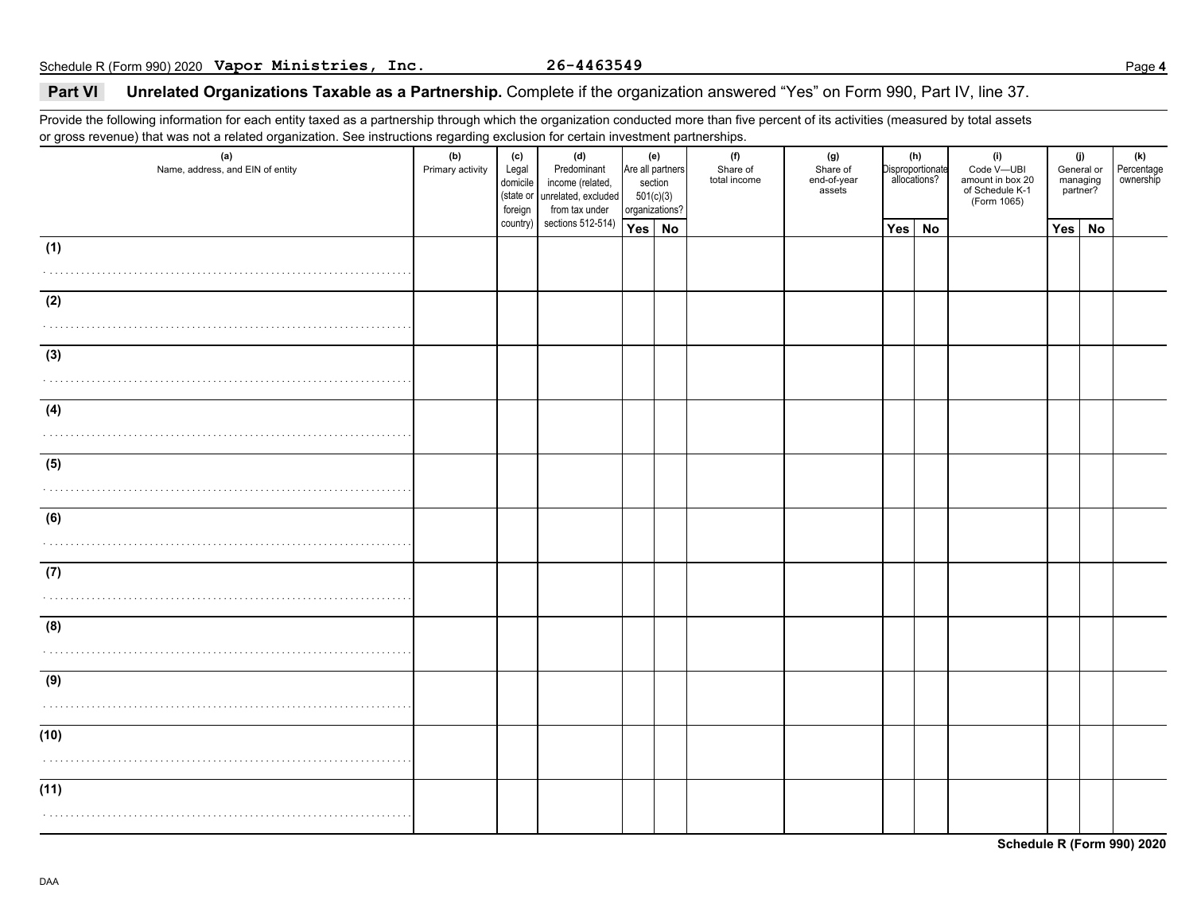Schedule R (Form 990) 2020 **Vapor Ministries, Inc.** **26-4463549**

## Part VI Unrelated Organizations Taxable as a Partnership. Complete if the organization answered "Yes" on Form 990, Part IV, line 37.

Provide the following information for each entity taxed as a partnership through which the organization conducted more than five percent of its activities (measured by total assets or gross revenue) that was not a related organization. See instructions regarding exclusion for certain investment partnerships.

| (a) Name, address, and EIN of entity | (b) Primary activity | (c) Legal domicile (state or foreign country) | (d) Predominant income (related, unrelated, excluded from tax under sections 512-514) | (e) Are all partners section 501(c)(3) organizations? | | (f) Share of total income | (g) Share of end-of-year assets | (h) Disproportionate allocations? | | (i) Code V—UBI amount in box 20 of Schedule K-1 (Form 1065) | (j) General or managing partner? | | (k) Percentage ownership |
|---|---|---|---|---|---|---|---|---|---|---|---|---|---|
| | | | | Yes | No | | | Yes | No | | Yes | No | |
| (1) | | | | | | | | | | | | | |
| (2) | | | | | | | | | | | | | |
| (3) | | | | | | | | | | | | | |
| (4) | | | | | | | | | | | | | |
| (5) | | | | | | | | | | | | | |
| (6) | | | | | | | | | | | | | |
| (7) | | | | | | | | | | | | | |
| (8) | | | | | | | | | | | | | |
| (9) | | | | | | | | | | | | | |
| (10) | | | | | | | | | | | | | |
| (11) | | | | | | | | | | | | | |

**Schedule R (Form 990) 2020**

DAA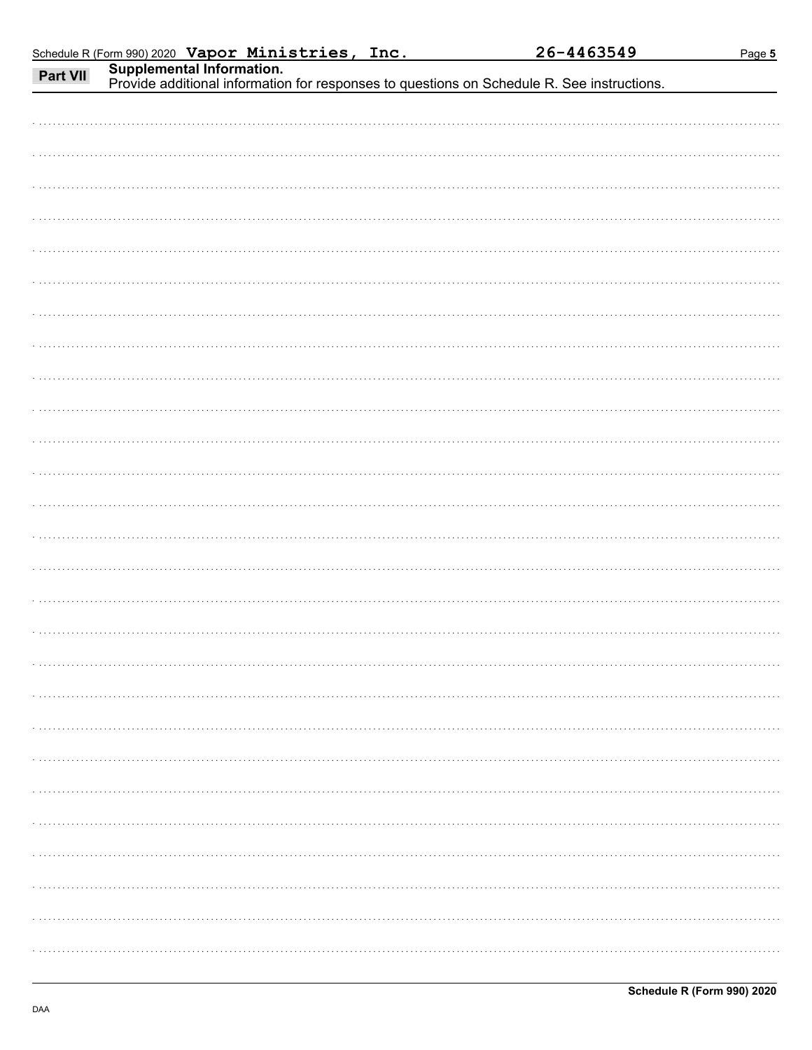Schedule R (Form 990) 2020 **Vapor Ministries, Inc.** **26-4463549**

## Part VII Supplemental Information.

Provide additional information for responses to questions on Schedule R. See instructions.

**Schedule R (Form 990) 2020**

DAA